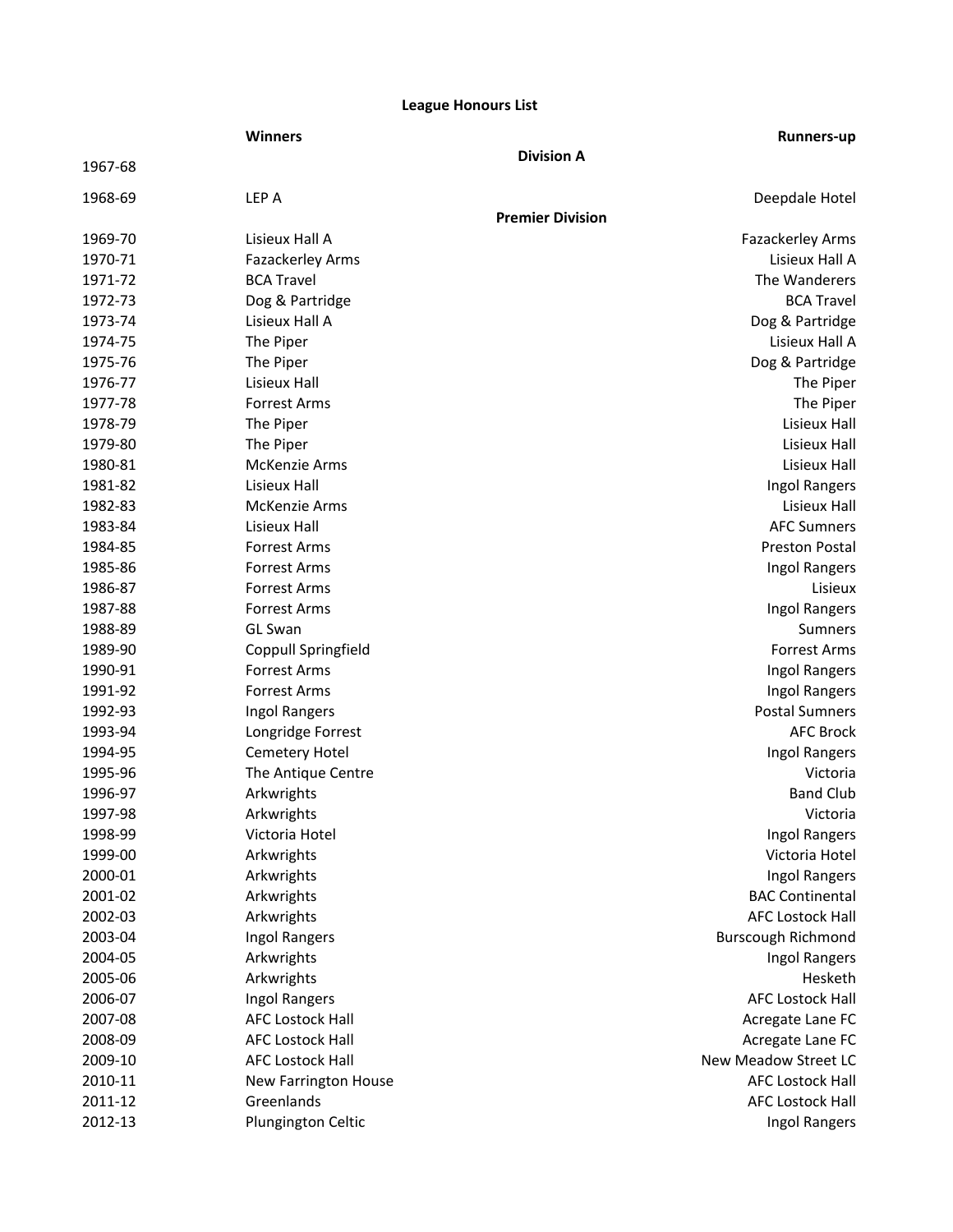# League Honours List

| | Winners | Runners-up |
|---|---|---|
| | **Division A** | |
| 1967-68 | | |
| 1968-69 | LEP A | Deepdale Hotel |
| | **Premier Division** | |
| 1969-70 | Lisieux Hall A | Fazackerley Arms |
| 1970-71 | Fazackerley Arms | Lisieux Hall A |
| 1971-72 | BCA Travel | The Wanderers |
| 1972-73 | Dog & Partridge | BCA Travel |
| 1973-74 | Lisieux Hall A | Dog & Partridge |
| 1974-75 | The Piper | Lisieux Hall A |
| 1975-76 | The Piper | Dog & Partridge |
| 1976-77 | Lisieux Hall | The Piper |
| 1977-78 | Forrest Arms | The Piper |
| 1978-79 | The Piper | Lisieux Hall |
| 1979-80 | The Piper | Lisieux Hall |
| 1980-81 | McKenzie Arms | Lisieux Hall |
| 1981-82 | Lisieux Hall | Ingol Rangers |
| 1982-83 | McKenzie Arms | Lisieux Hall |
| 1983-84 | Lisieux Hall | AFC Sumners |
| 1984-85 | Forrest Arms | Preston Postal |
| 1985-86 | Forrest Arms | Ingol Rangers |
| 1986-87 | Forrest Arms | Lisieux |
| 1987-88 | Forrest Arms | Ingol Rangers |
| 1988-89 | GL Swan | Sumners |
| 1989-90 | Coppull Springfield | Forrest Arms |
| 1990-91 | Forrest Arms | Ingol Rangers |
| 1991-92 | Forrest Arms | Ingol Rangers |
| 1992-93 | Ingol Rangers | Postal Sumners |
| 1993-94 | Longridge Forrest | AFC Brock |
| 1994-95 | Cemetery Hotel | Ingol Rangers |
| 1995-96 | The Antique Centre | Victoria |
| 1996-97 | Arkwrights | Band Club |
| 1997-98 | Arkwrights | Victoria |
| 1998-99 | Victoria Hotel | Ingol Rangers |
| 1999-00 | Arkwrights | Victoria Hotel |
| 2000-01 | Arkwrights | Ingol Rangers |
| 2001-02 | Arkwrights | BAC Continental |
| 2002-03 | Arkwrights | AFC Lostock Hall |
| 2003-04 | Ingol Rangers | Burscough Richmond |
| 2004-05 | Arkwrights | Ingol Rangers |
| 2005-06 | Arkwrights | Hesketh |
| 2006-07 | Ingol Rangers | AFC Lostock Hall |
| 2007-08 | AFC Lostock Hall | Acregate Lane FC |
| 2008-09 | AFC Lostock Hall | Acregate Lane FC |
| 2009-10 | AFC Lostock Hall | New Meadow Street LC |
| 2010-11 | New Farrington House | AFC Lostock Hall |
| 2011-12 | Greenlands | AFC Lostock Hall |
| 2012-13 | Plungington Celtic | Ingol Rangers |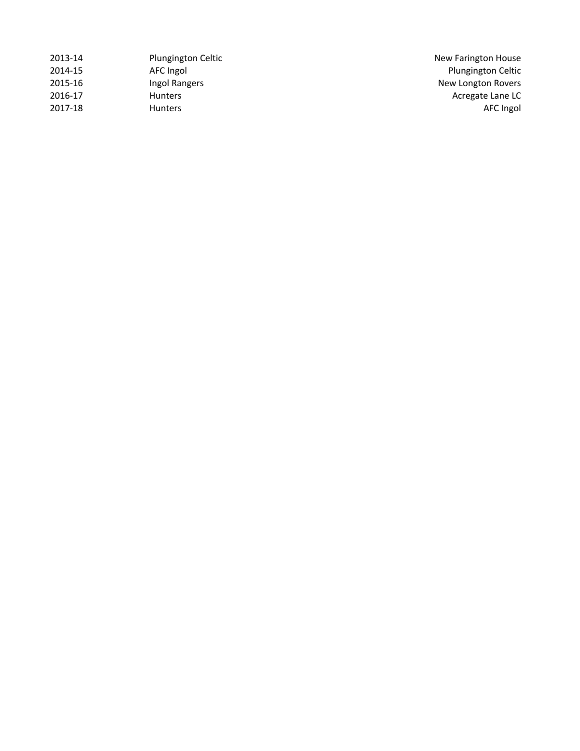| | | |
|---|---|---|
| 2013-14 | Plungington Celtic | New Farington House |
| 2014-15 | AFC Ingol | Plungington Celtic |
| 2015-16 | Ingol Rangers | New Longton Rovers |
| 2016-17 | Hunters | Acregate Lane LC |
| 2017-18 | Hunters | AFC Ingol |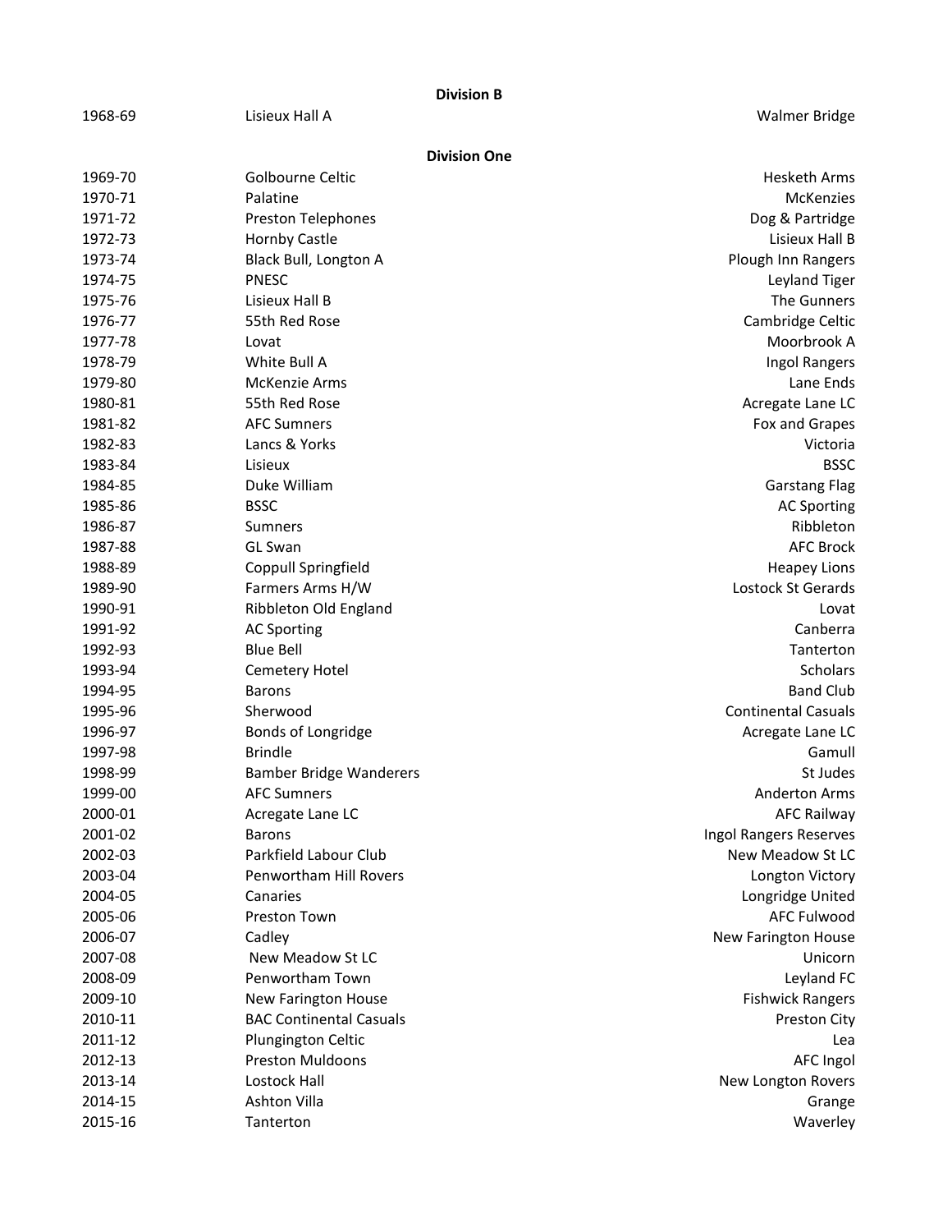**Division B**

| | | |
|---|---|---|
| 1968-69 | Lisieux Hall A | Walmer Bridge |

**Division One**

| | | |
|---|---|---|
| 1969-70 | Golbourne Celtic | Hesketh Arms |
| 1970-71 | Palatine | McKenzies |
| 1971-72 | Preston Telephones | Dog & Partridge |
| 1972-73 | Hornby Castle | Lisieux Hall B |
| 1973-74 | Black Bull, Longton A | Plough Inn Rangers |
| 1974-75 | PNESC | Leyland Tiger |
| 1975-76 | Lisieux Hall B | The Gunners |
| 1976-77 | 55th Red Rose | Cambridge Celtic |
| 1977-78 | Lovat | Moorbrook A |
| 1978-79 | White Bull A | Ingol Rangers |
| 1979-80 | McKenzie Arms | Lane Ends |
| 1980-81 | 55th Red Rose | Acregate Lane LC |
| 1981-82 | AFC Sumners | Fox and Grapes |
| 1982-83 | Lancs & Yorks | Victoria |
| 1983-84 | Lisieux | BSSC |
| 1984-85 | Duke William | Garstang Flag |
| 1985-86 | BSSC | AC Sporting |
| 1986-87 | Sumners | Ribbleton |
| 1987-88 | GL Swan | AFC Brock |
| 1988-89 | Coppull Springfield | Heapey Lions |
| 1989-90 | Farmers Arms H/W | Lostock St Gerards |
| 1990-91 | Ribbleton Old England | Lovat |
| 1991-92 | AC Sporting | Canberra |
| 1992-93 | Blue Bell | Tanterton |
| 1993-94 | Cemetery Hotel | Scholars |
| 1994-95 | Barons | Band Club |
| 1995-96 | Sherwood | Continental Casuals |
| 1996-97 | Bonds of Longridge | Acregate Lane LC |
| 1997-98 | Brindle | Gamull |
| 1998-99 | Bamber Bridge Wanderers | St Judes |
| 1999-00 | AFC Sumners | Anderton Arms |
| 2000-01 | Acregate Lane LC | AFC Railway |
| 2001-02 | Barons | Ingol Rangers Reserves |
| 2002-03 | Parkfield Labour Club | New Meadow St LC |
| 2003-04 | Penwortham Hill Rovers | Longton Victory |
| 2004-05 | Canaries | Longridge United |
| 2005-06 | Preston Town | AFC Fulwood |
| 2006-07 | Cadley | New Farington House |
| 2007-08 | New Meadow St LC | Unicorn |
| 2008-09 | Penwortham Town | Leyland FC |
| 2009-10 | New Farington House | Fishwick Rangers |
| 2010-11 | BAC Continental Casuals | Preston City |
| 2011-12 | Plungington Celtic | Lea |
| 2012-13 | Preston Muldoons | AFC Ingol |
| 2013-14 | Lostock Hall | New Longton Rovers |
| 2014-15 | Ashton Villa | Grange |
| 2015-16 | Tanterton | Waverley |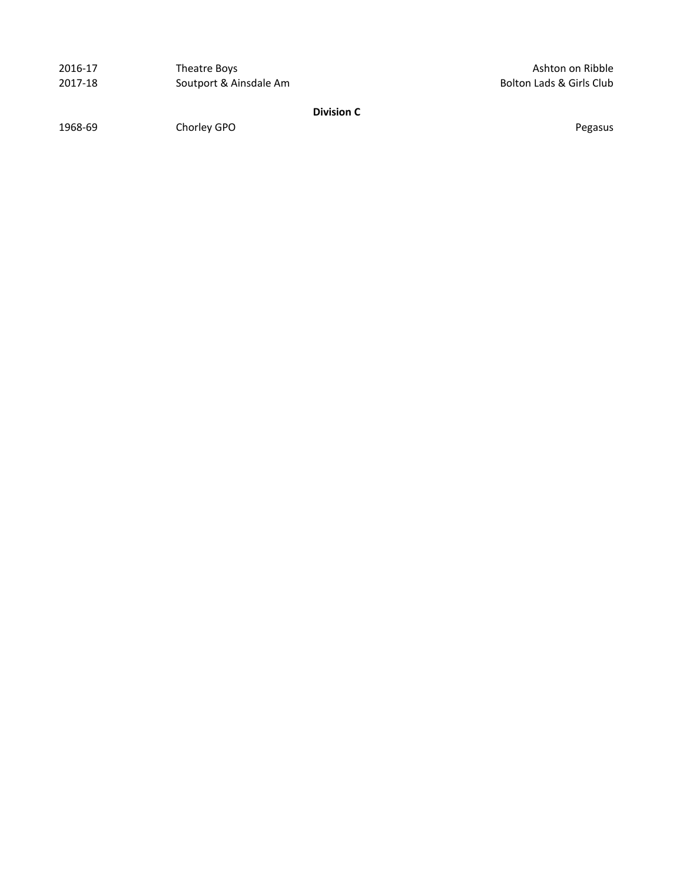| | | |
|---|---|---|
| 2016-17 | Theatre Boys | Ashton on Ribble |
| 2017-18 | Soutport & Ainsdale Am | Bolton Lads & Girls Club |

**Division C**

| | | |
|---|---|---|
| 1968-69 | Chorley GPO | Pegasus |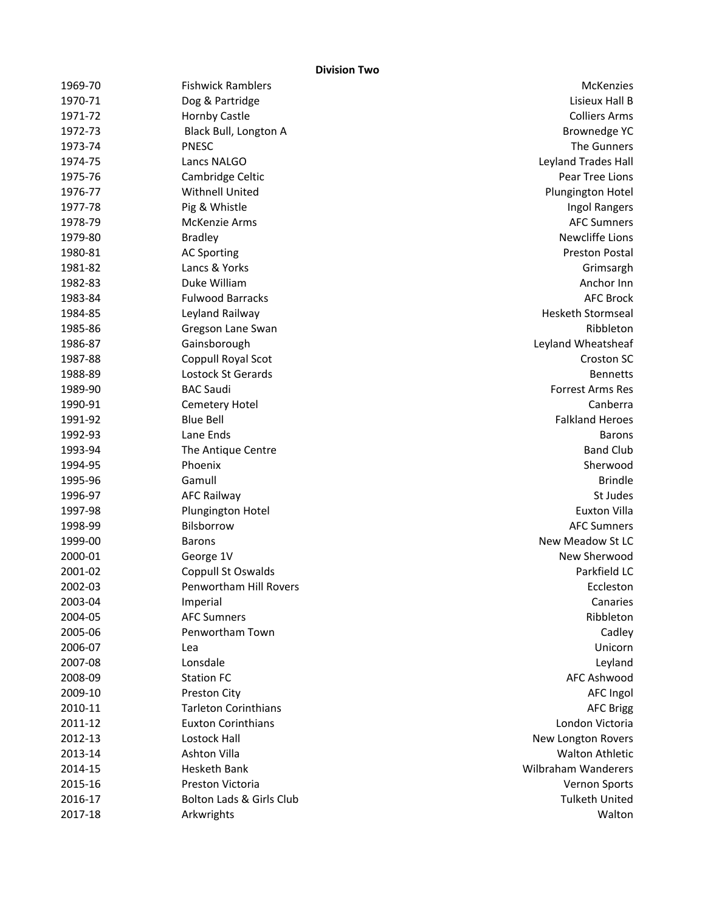**Division Two**

| | | |
|---|---|---|
| 1969-70 | Fishwick Ramblers | McKenzies |
| 1970-71 | Dog & Partridge | Lisieux Hall B |
| 1971-72 | Hornby Castle | Colliers Arms |
| 1972-73 | Black Bull, Longton A | Brownedge YC |
| 1973-74 | PNESC | The Gunners |
| 1974-75 | Lancs NALGO | Leyland Trades Hall |
| 1975-76 | Cambridge Celtic | Pear Tree Lions |
| 1976-77 | Withnell United | Plungington Hotel |
| 1977-78 | Pig & Whistle | Ingol Rangers |
| 1978-79 | McKenzie Arms | AFC Sumners |
| 1979-80 | Bradley | Newcliffe Lions |
| 1980-81 | AC Sporting | Preston Postal |
| 1981-82 | Lancs & Yorks | Grimsargh |
| 1982-83 | Duke William | Anchor Inn |
| 1983-84 | Fulwood Barracks | AFC Brock |
| 1984-85 | Leyland Railway | Hesketh Stormseal |
| 1985-86 | Gregson Lane Swan | Ribbleton |
| 1986-87 | Gainsborough | Leyland Wheatsheaf |
| 1987-88 | Coppull Royal Scot | Croston SC |
| 1988-89 | Lostock St Gerards | Bennetts |
| 1989-90 | BAC Saudi | Forrest Arms Res |
| 1990-91 | Cemetery Hotel | Canberra |
| 1991-92 | Blue Bell | Falkland Heroes |
| 1992-93 | Lane Ends | Barons |
| 1993-94 | The Antique Centre | Band Club |
| 1994-95 | Phoenix | Sherwood |
| 1995-96 | Gamull | Brindle |
| 1996-97 | AFC Railway | St Judes |
| 1997-98 | Plungington Hotel | Euxton Villa |
| 1998-99 | Bilsborrow | AFC Sumners |
| 1999-00 | Barons | New Meadow St LC |
| 2000-01 | George 1V | New Sherwood |
| 2001-02 | Coppull St Oswalds | Parkfield LC |
| 2002-03 | Penwortham Hill Rovers | Eccleston |
| 2003-04 | Imperial | Canaries |
| 2004-05 | AFC Sumners | Ribbleton |
| 2005-06 | Penwortham Town | Cadley |
| 2006-07 | Lea | Unicorn |
| 2007-08 | Lonsdale | Leyland |
| 2008-09 | Station FC | AFC Ashwood |
| 2009-10 | Preston City | AFC Ingol |
| 2010-11 | Tarleton Corinthians | AFC Brigg |
| 2011-12 | Euxton Corinthians | London Victoria |
| 2012-13 | Lostock Hall | New Longton Rovers |
| 2013-14 | Ashton Villa | Walton Athletic |
| 2014-15 | Hesketh Bank | Wilbraham Wanderers |
| 2015-16 | Preston Victoria | Vernon Sports |
| 2016-17 | Bolton Lads & Girls Club | Tulketh United |
| 2017-18 | Arkwrights | Walton |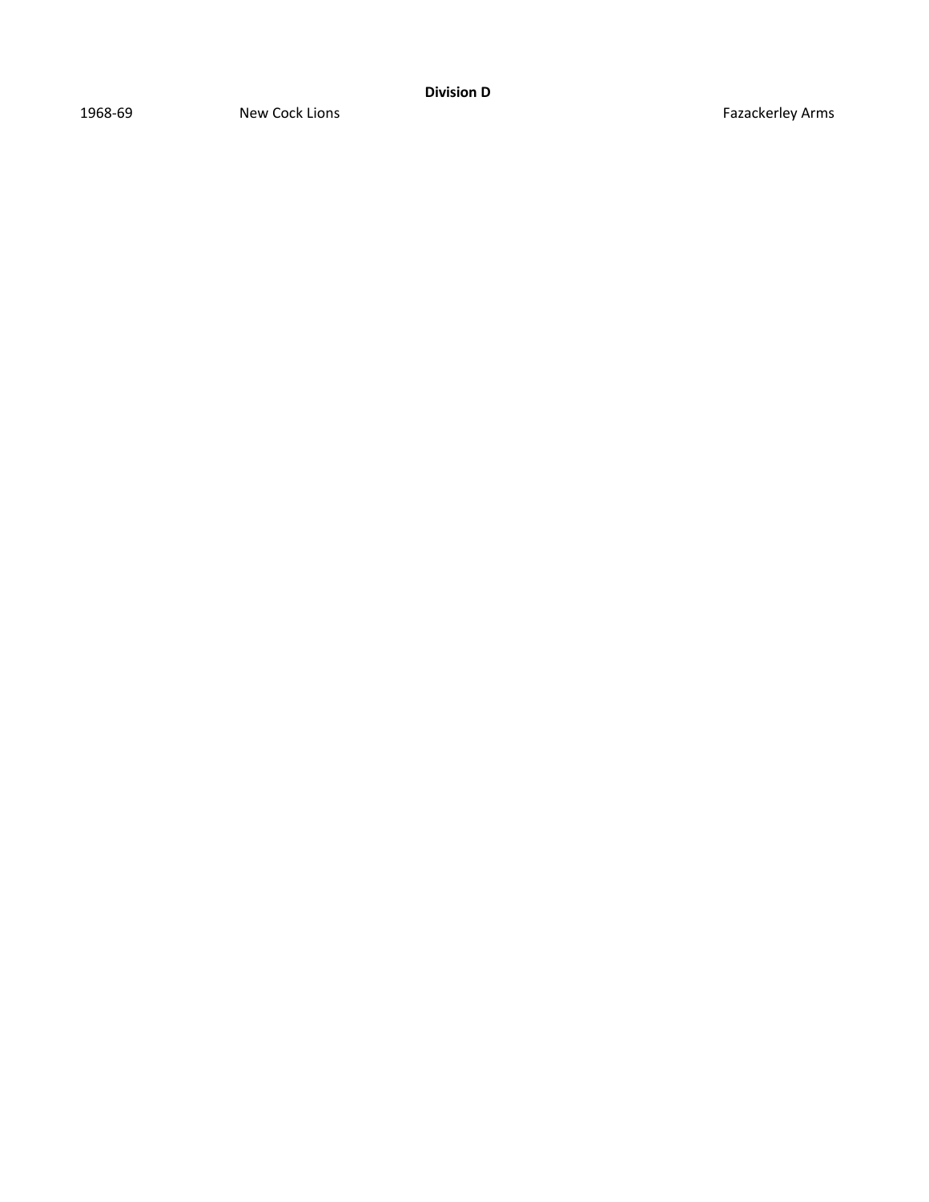**Division D**

| 1968-69 | New Cock Lions | Fazackerley Arms |
|---|---|---|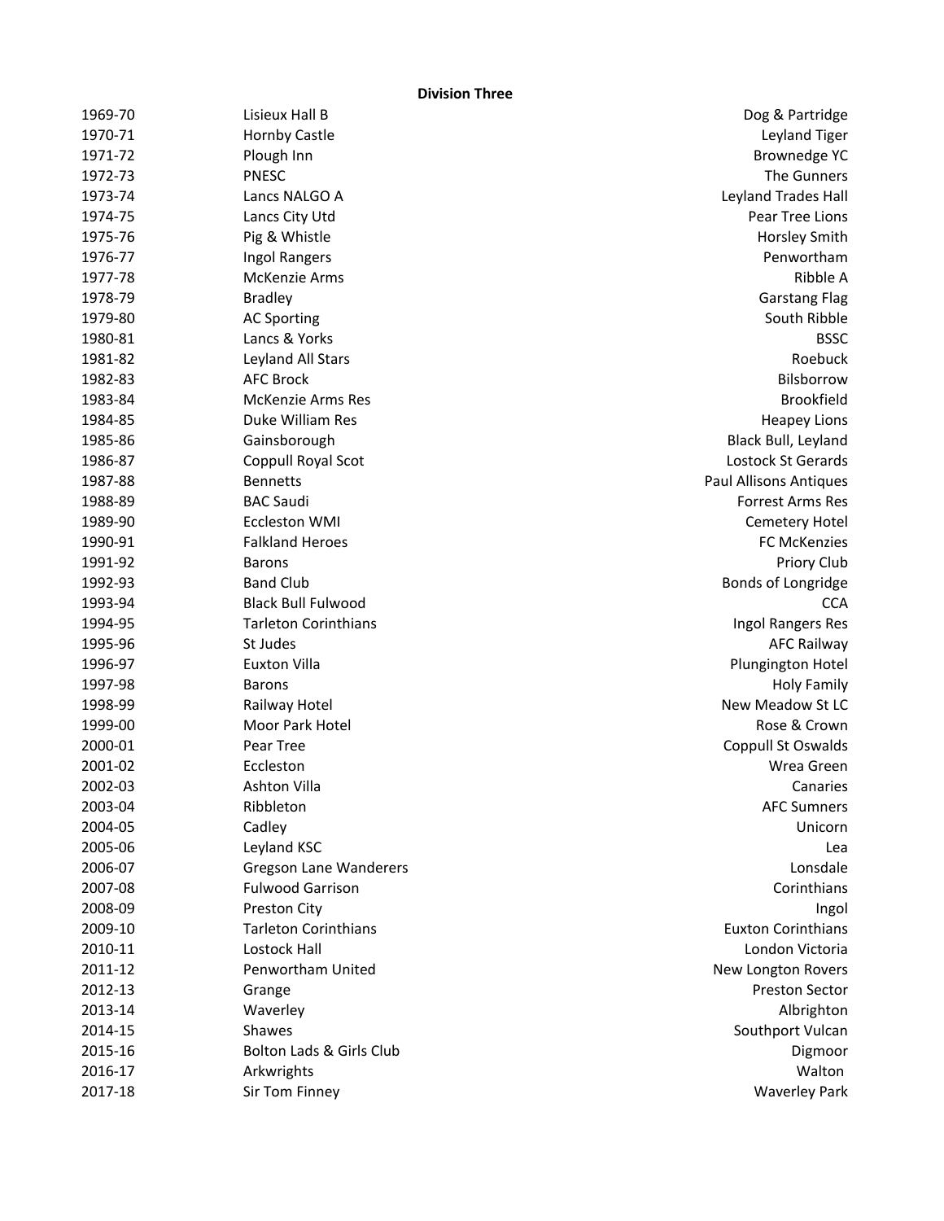**Division Three**

| | | |
|---|---|---|
| 1969-70 | Lisieux Hall B | Dog & Partridge |
| 1970-71 | Hornby Castle | Leyland Tiger |
| 1971-72 | Plough Inn | Brownedge YC |
| 1972-73 | PNESC | The Gunners |
| 1973-74 | Lancs NALGO A | Leyland Trades Hall |
| 1974-75 | Lancs City Utd | Pear Tree Lions |
| 1975-76 | Pig & Whistle | Horsley Smith |
| 1976-77 | Ingol Rangers | Penwortham |
| 1977-78 | McKenzie Arms | Ribble A |
| 1978-79 | Bradley | Garstang Flag |
| 1979-80 | AC Sporting | South Ribble |
| 1980-81 | Lancs & Yorks | BSSC |
| 1981-82 | Leyland All Stars | Roebuck |
| 1982-83 | AFC Brock | Bilsborrow |
| 1983-84 | McKenzie Arms Res | Brookfield |
| 1984-85 | Duke William Res | Heapey Lions |
| 1985-86 | Gainsborough | Black Bull, Leyland |
| 1986-87 | Coppull Royal Scot | Lostock St Gerards |
| 1987-88 | Bennetts | Paul Allisons Antiques |
| 1988-89 | BAC Saudi | Forrest Arms Res |
| 1989-90 | Eccleston WMI | Cemetery Hotel |
| 1990-91 | Falkland Heroes | FC McKenzies |
| 1991-92 | Barons | Priory Club |
| 1992-93 | Band Club | Bonds of Longridge |
| 1993-94 | Black Bull Fulwood | CCA |
| 1994-95 | Tarleton Corinthians | Ingol Rangers Res |
| 1995-96 | St Judes | AFC Railway |
| 1996-97 | Euxton Villa | Plungington Hotel |
| 1997-98 | Barons | Holy Family |
| 1998-99 | Railway Hotel | New Meadow St LC |
| 1999-00 | Moor Park Hotel | Rose & Crown |
| 2000-01 | Pear Tree | Coppull St Oswalds |
| 2001-02 | Eccleston | Wrea Green |
| 2002-03 | Ashton Villa | Canaries |
| 2003-04 | Ribbleton | AFC Sumners |
| 2004-05 | Cadley | Unicorn |
| 2005-06 | Leyland KSC | Lea |
| 2006-07 | Gregson Lane Wanderers | Lonsdale |
| 2007-08 | Fulwood Garrison | Corinthians |
| 2008-09 | Preston City | Ingol |
| 2009-10 | Tarleton Corinthians | Euxton Corinthians |
| 2010-11 | Lostock Hall | London Victoria |
| 2011-12 | Penwortham United | New Longton Rovers |
| 2012-13 | Grange | Preston Sector |
| 2013-14 | Waverley | Albrighton |
| 2014-15 | Shawes | Southport Vulcan |
| 2015-16 | Bolton Lads & Girls Club | Digmoor |
| 2016-17 | Arkwrights | Walton |
| 2017-18 | Sir Tom Finney | Waverley Park |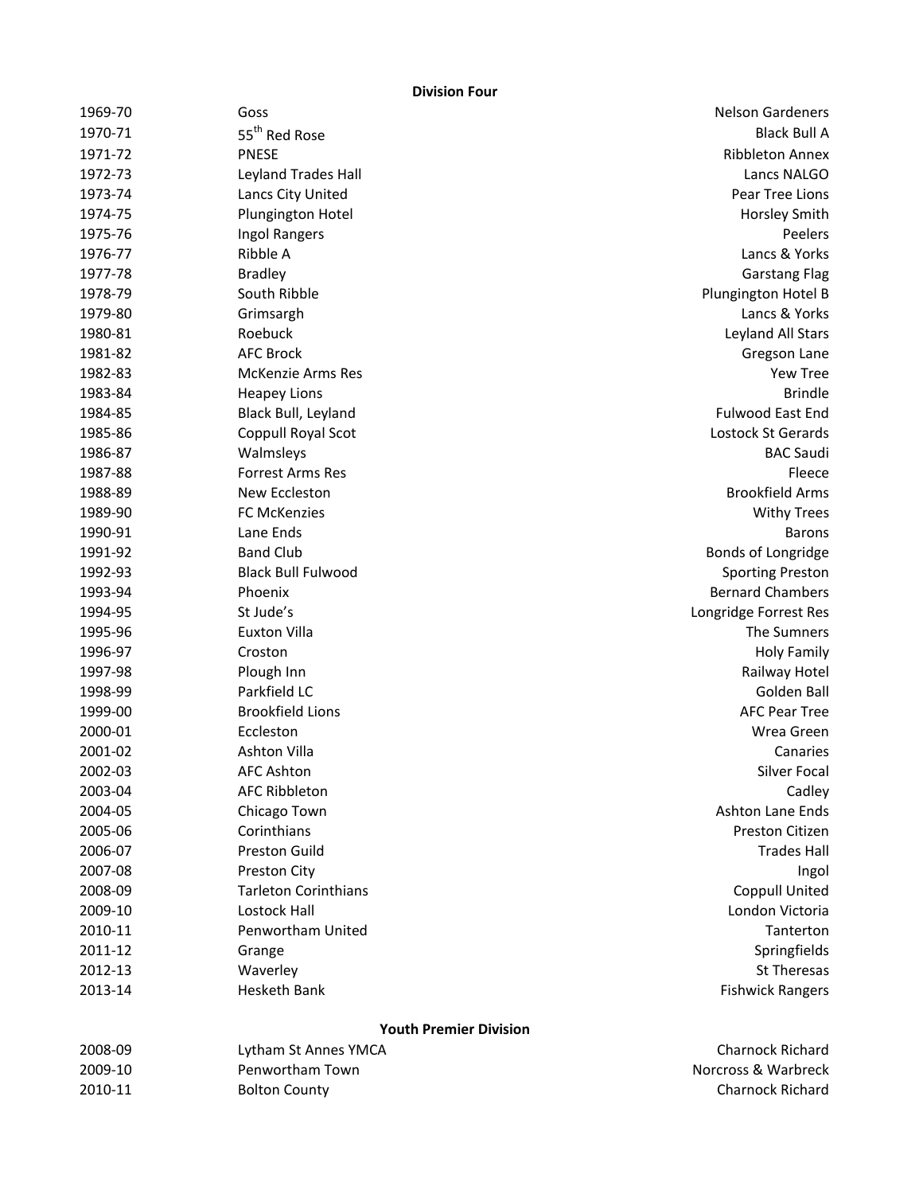**Division Four**

| | | |
|---|---|---|
| 1969-70 | Goss | Nelson Gardeners |
| 1970-71 | 55th Red Rose | Black Bull A |
| 1971-72 | PNESE | Ribbleton Annex |
| 1972-73 | Leyland Trades Hall | Lancs NALGO |
| 1973-74 | Lancs City United | Pear Tree Lions |
| 1974-75 | Plungington Hotel | Horsley Smith |
| 1975-76 | Ingol Rangers | Peelers |
| 1976-77 | Ribble A | Lancs & Yorks |
| 1977-78 | Bradley | Garstang Flag |
| 1978-79 | South Ribble | Plungington Hotel B |
| 1979-80 | Grimsargh | Lancs & Yorks |
| 1980-81 | Roebuck | Leyland All Stars |
| 1981-82 | AFC Brock | Gregson Lane |
| 1982-83 | McKenzie Arms Res | Yew Tree |
| 1983-84 | Heapey Lions | Brindle |
| 1984-85 | Black Bull, Leyland | Fulwood East End |
| 1985-86 | Coppull Royal Scot | Lostock St Gerards |
| 1986-87 | Walmsleys | BAC Saudi |
| 1987-88 | Forrest Arms Res | Fleece |
| 1988-89 | New Eccleston | Brookfield Arms |
| 1989-90 | FC McKenzies | Withy Trees |
| 1990-91 | Lane Ends | Barons |
| 1991-92 | Band Club | Bonds of Longridge |
| 1992-93 | Black Bull Fulwood | Sporting Preston |
| 1993-94 | Phoenix | Bernard Chambers |
| 1994-95 | St Jude's | Longridge Forrest Res |
| 1995-96 | Euxton Villa | The Sumners |
| 1996-97 | Croston | Holy Family |
| 1997-98 | Plough Inn | Railway Hotel |
| 1998-99 | Parkfield LC | Golden Ball |
| 1999-00 | Brookfield Lions | AFC Pear Tree |
| 2000-01 | Eccleston | Wrea Green |
| 2001-02 | Ashton Villa | Canaries |
| 2002-03 | AFC Ashton | Silver Focal |
| 2003-04 | AFC Ribbleton | Cadley |
| 2004-05 | Chicago Town | Ashton Lane Ends |
| 2005-06 | Corinthians | Preston Citizen |
| 2006-07 | Preston Guild | Trades Hall |
| 2007-08 | Preston City | Ingol |
| 2008-09 | Tarleton Corinthians | Coppull United |
| 2009-10 | Lostock Hall | London Victoria |
| 2010-11 | Penwortham United | Tanterton |
| 2011-12 | Grange | Springfields |
| 2012-13 | Waverley | St Theresas |
| 2013-14 | Hesketh Bank | Fishwick Rangers |

**Youth Premier Division**

| | | |
|---|---|---|
| 2008-09 | Lytham St Annes YMCA | Charnock Richard |
| 2009-10 | Penwortham Town | Norcross & Warbreck |
| 2010-11 | Bolton County | Charnock Richard |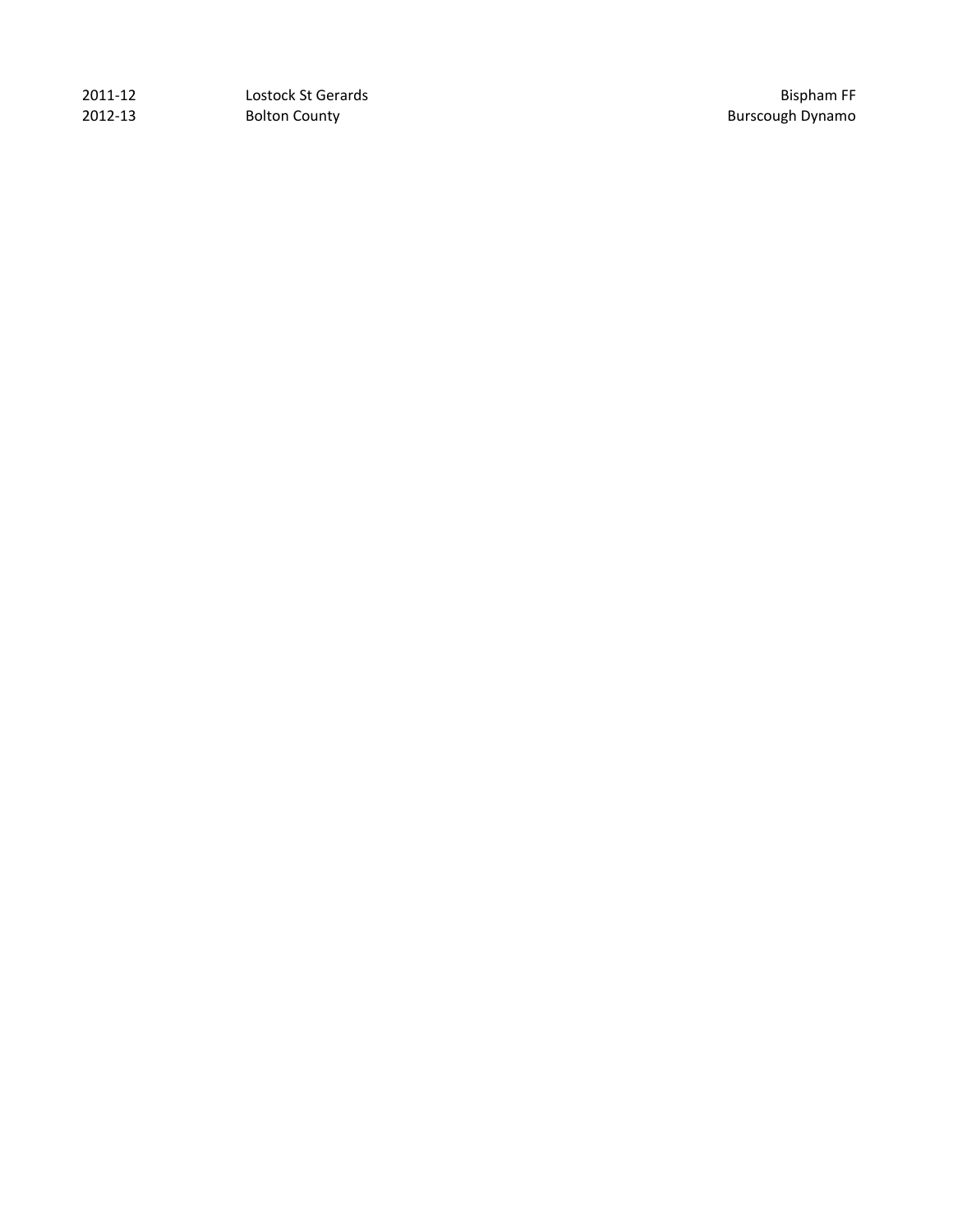| | | |
|---|---|---|
| 2011-12 | Lostock St Gerards | Bispham FF |
| 2012-13 | Bolton County | Burscough Dynamo |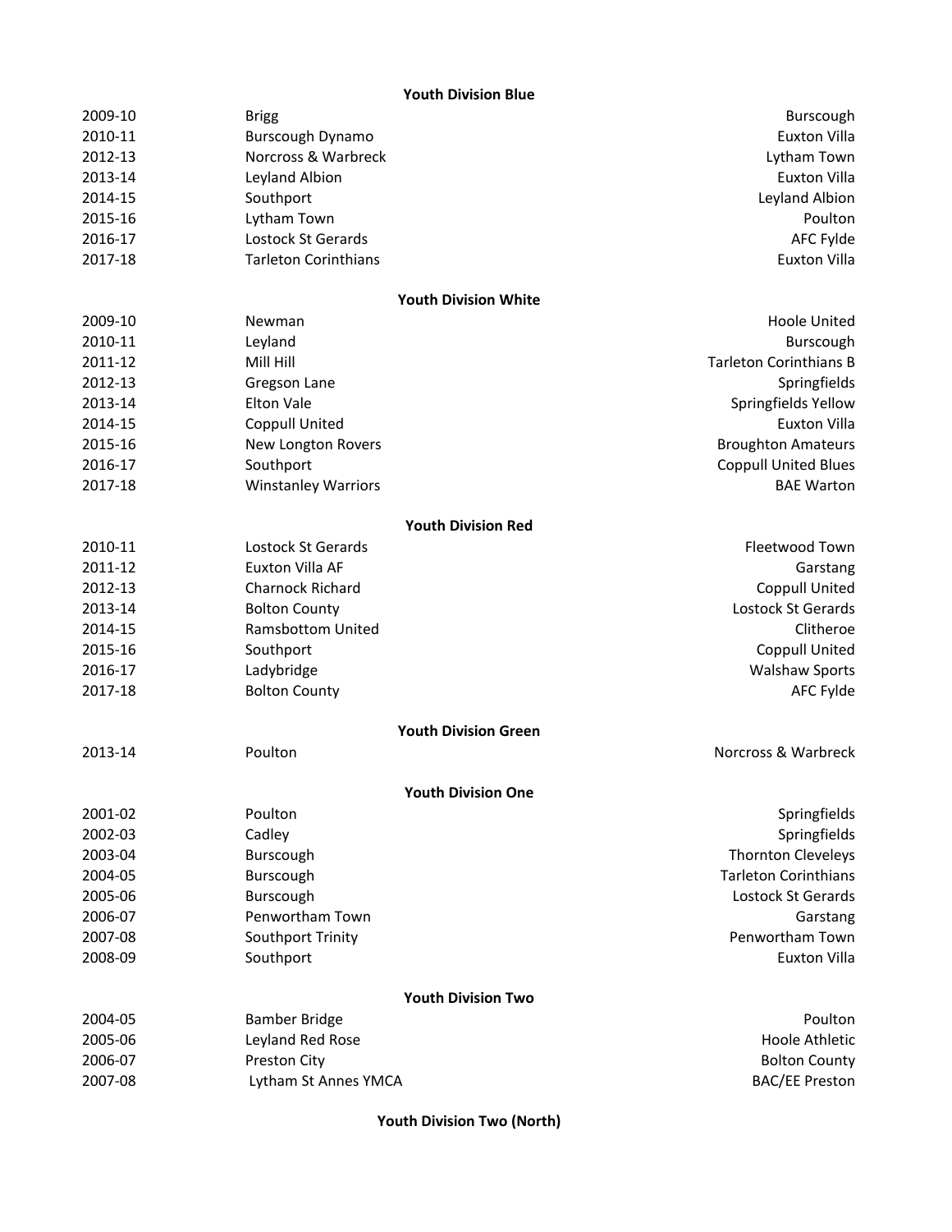**Youth Division Blue**

| | | |
|---|---|---|
| 2009-10 | Brigg | Burscough |
| 2010-11 | Burscough Dynamo | Euxton Villa |
| 2012-13 | Norcross & Warbreck | Lytham Town |
| 2013-14 | Leyland Albion | Euxton Villa |
| 2014-15 | Southport | Leyland Albion |
| 2015-16 | Lytham Town | Poulton |
| 2016-17 | Lostock St Gerards | AFC Fylde |
| 2017-18 | Tarleton Corinthians | Euxton Villa |

**Youth Division White**

| | | |
|---|---|---|
| 2009-10 | Newman | Hoole United |
| 2010-11 | Leyland | Burscough |
| 2011-12 | Mill Hill | Tarleton Corinthians B |
| 2012-13 | Gregson Lane | Springfields |
| 2013-14 | Elton Vale | Springfields Yellow |
| 2014-15 | Coppull United | Euxton Villa |
| 2015-16 | New Longton Rovers | Broughton Amateurs |
| 2016-17 | Southport | Coppull United Blues |
| 2017-18 | Winstanley Warriors | BAE Warton |

**Youth Division Red**

| | | |
|---|---|---|
| 2010-11 | Lostock St Gerards | Fleetwood Town |
| 2011-12 | Euxton Villa AF | Garstang |
| 2012-13 | Charnock Richard | Coppull United |
| 2013-14 | Bolton County | Lostock St Gerards |
| 2014-15 | Ramsbottom United | Clitheroe |
| 2015-16 | Southport | Coppull United |
| 2016-17 | Ladybridge | Walshaw Sports |
| 2017-18 | Bolton County | AFC Fylde |

**Youth Division Green**

| | | |
|---|---|---|
| 2013-14 | Poulton | Norcross & Warbreck |

**Youth Division One**

| | | |
|---|---|---|
| 2001-02 | Poulton | Springfields |
| 2002-03 | Cadley | Springfields |
| 2003-04 | Burscough | Thornton Cleveleys |
| 2004-05 | Burscough | Tarleton Corinthians |
| 2005-06 | Burscough | Lostock St Gerards |
| 2006-07 | Penwortham Town | Garstang |
| 2007-08 | Southport Trinity | Penwortham Town |
| 2008-09 | Southport | Euxton Villa |

**Youth Division Two**

| | | |
|---|---|---|
| 2004-05 | Bamber Bridge | Poulton |
| 2005-06 | Leyland Red Rose | Hoole Athletic |
| 2006-07 | Preston City | Bolton County |
| 2007-08 | Lytham St Annes YMCA | BAC/EE Preston |

**Youth Division Two (North)**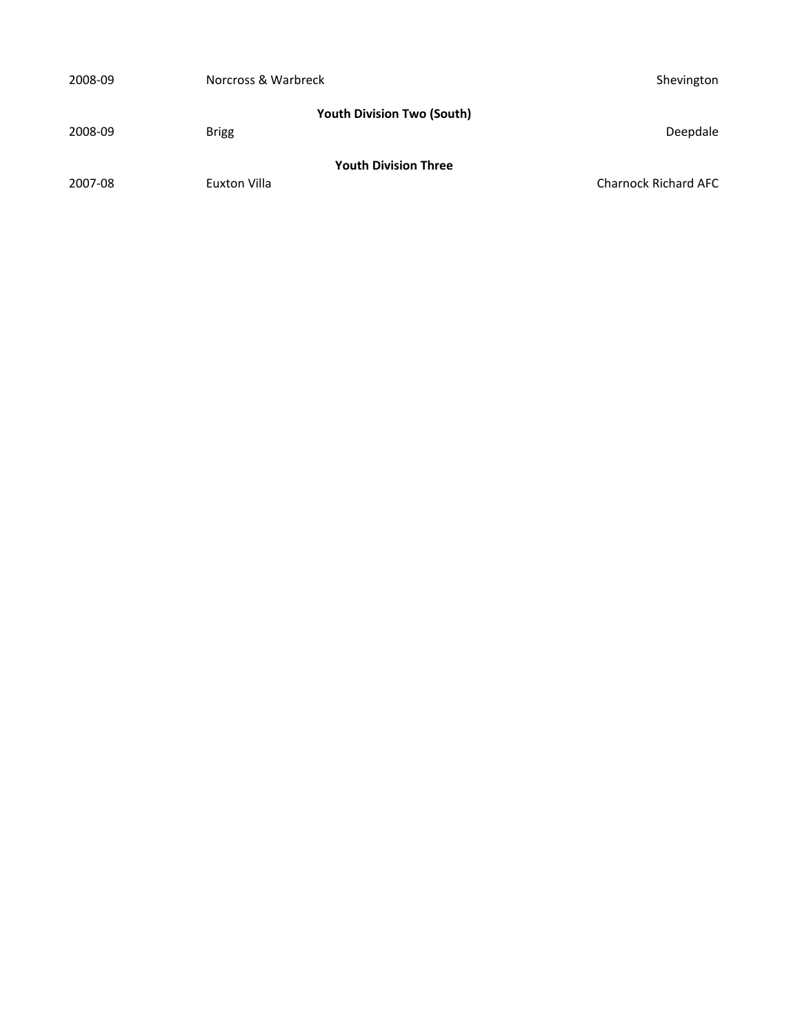| | | |
|---|---|---|
| 2008-09 | Norcross & Warbreck | Shevington |

**Youth Division Two (South)**

| | | |
|---|---|---|
| 2008-09 | Brigg | Deepdale |

**Youth Division Three**

| | | |
|---|---|---|
| 2007-08 | Euxton Villa | Charnock Richard AFC |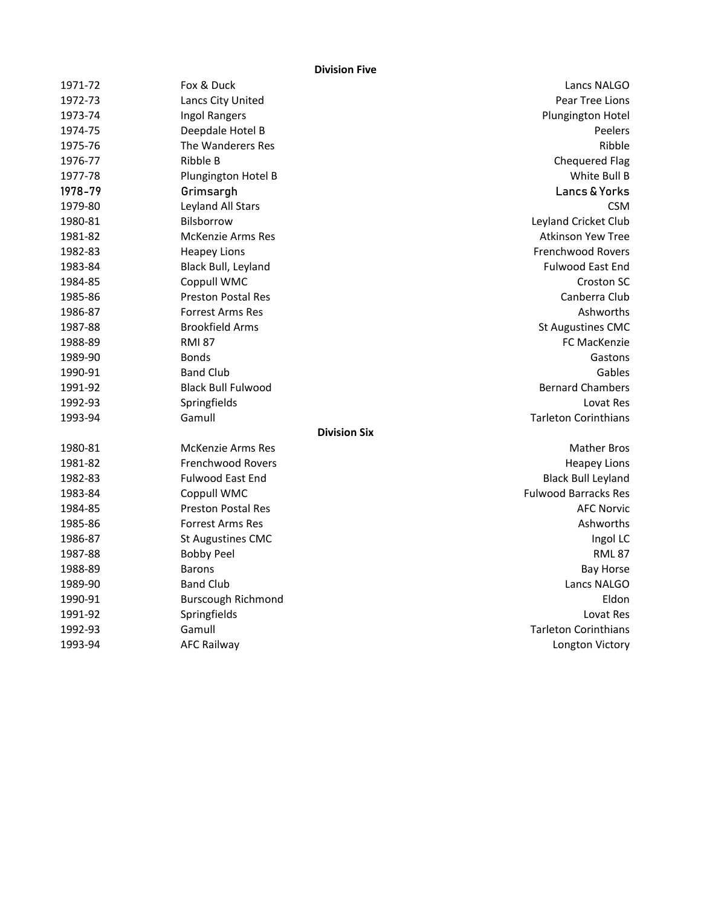**Division Five**

| | | |
|---|---|---|
| 1971-72 | Fox & Duck | Lancs NALGO |
| 1972-73 | Lancs City United | Pear Tree Lions |
| 1973-74 | Ingol Rangers | Plungington Hotel |
| 1974-75 | Deepdale Hotel B | Peelers |
| 1975-76 | The Wanderers Res | Ribble |
| 1976-77 | Ribble B | Chequered Flag |
| 1977-78 | Plungington Hotel B | White Bull B |
| 1978-79 | Grimsargh | Lancs & Yorks |
| 1979-80 | Leyland All Stars | CSM |
| 1980-81 | Bilsborrow | Leyland Cricket Club |
| 1981-82 | McKenzie Arms Res | Atkinson Yew Tree |
| 1982-83 | Heapey Lions | Frenchwood Rovers |
| 1983-84 | Black Bull, Leyland | Fulwood East End |
| 1984-85 | Coppull WMC | Croston SC |
| 1985-86 | Preston Postal Res | Canberra Club |
| 1986-87 | Forrest Arms Res | Ashworths |
| 1987-88 | Brookfield Arms | St Augustines CMC |
| 1988-89 | RMI 87 | FC MacKenzie |
| 1989-90 | Bonds | Gastons |
| 1990-91 | Band Club | Gables |
| 1991-92 | Black Bull Fulwood | Bernard Chambers |
| 1992-93 | Springfields | Lovat Res |
| 1993-94 | Gamull | Tarleton Corinthians |

**Division Six**

| | | |
|---|---|---|
| 1980-81 | McKenzie Arms Res | Mather Bros |
| 1981-82 | Frenchwood Rovers | Heapey Lions |
| 1982-83 | Fulwood East End | Black Bull Leyland |
| 1983-84 | Coppull WMC | Fulwood Barracks Res |
| 1984-85 | Preston Postal Res | AFC Norvic |
| 1985-86 | Forrest Arms Res | Ashworths |
| 1986-87 | St Augustines CMC | Ingol LC |
| 1987-88 | Bobby Peel | RML 87 |
| 1988-89 | Barons | Bay Horse |
| 1989-90 | Band Club | Lancs NALGO |
| 1990-91 | Burscough Richmond | Eldon |
| 1991-92 | Springfields | Lovat Res |
| 1992-93 | Gamull | Tarleton Corinthians |
| 1993-94 | AFC Railway | Longton Victory |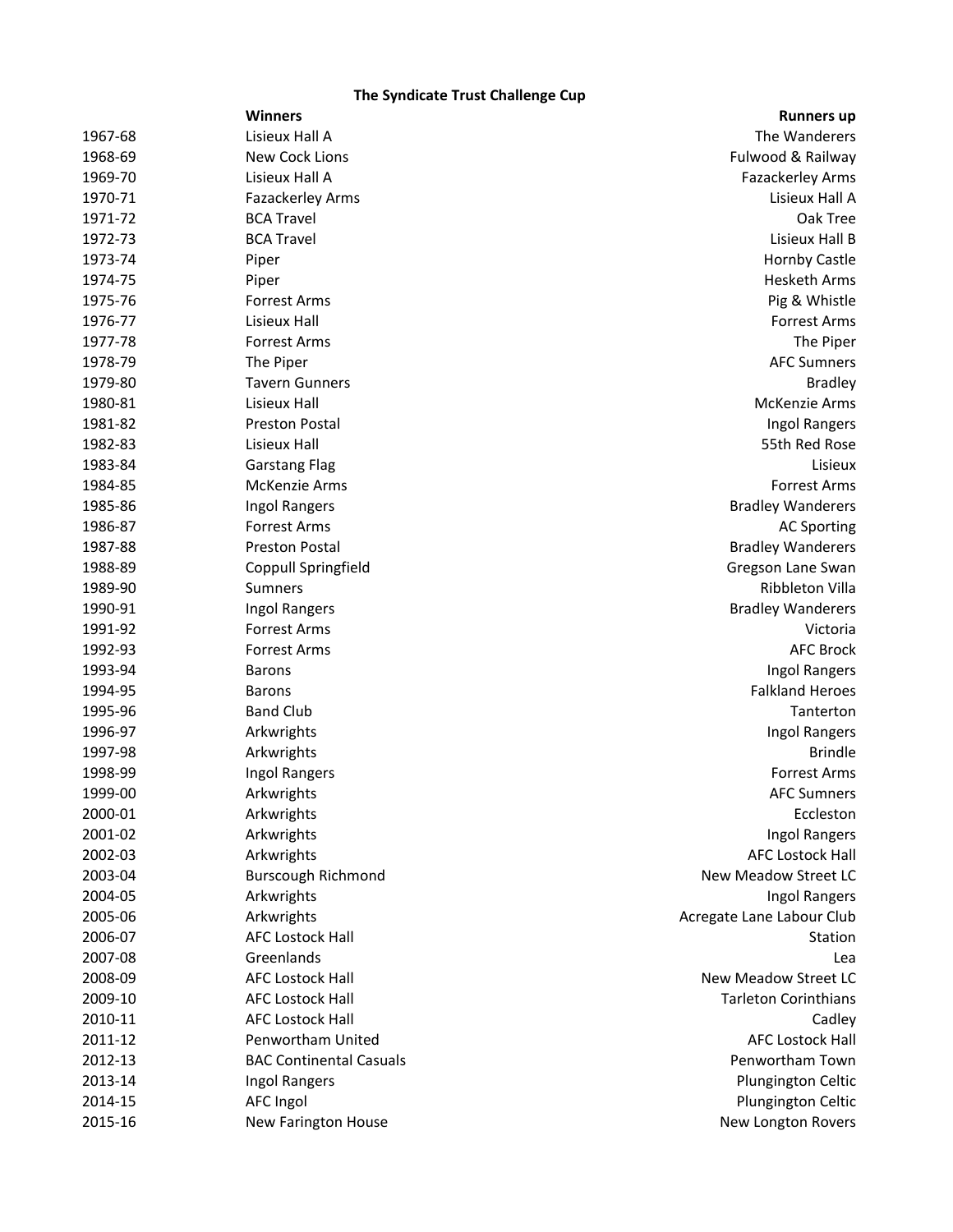## The Syndicate Trust Challenge Cup

| | Winners | Runners up |
|---|---|---|
| 1967-68 | Lisieux Hall A | The Wanderers |
| 1968-69 | New Cock Lions | Fulwood & Railway |
| 1969-70 | Lisieux Hall A | Fazackerley Arms |
| 1970-71 | Fazackerley Arms | Lisieux Hall A |
| 1971-72 | BCA Travel | Oak Tree |
| 1972-73 | BCA Travel | Lisieux Hall B |
| 1973-74 | Piper | Hornby Castle |
| 1974-75 | Piper | Hesketh Arms |
| 1975-76 | Forrest Arms | Pig & Whistle |
| 1976-77 | Lisieux Hall | Forrest Arms |
| 1977-78 | Forrest Arms | The Piper |
| 1978-79 | The Piper | AFC Sumners |
| 1979-80 | Tavern Gunners | Bradley |
| 1980-81 | Lisieux Hall | McKenzie Arms |
| 1981-82 | Preston Postal | Ingol Rangers |
| 1982-83 | Lisieux Hall | 55th Red Rose |
| 1983-84 | Garstang Flag | Lisieux |
| 1984-85 | McKenzie Arms | Forrest Arms |
| 1985-86 | Ingol Rangers | Bradley Wanderers |
| 1986-87 | Forrest Arms | AC Sporting |
| 1987-88 | Preston Postal | Bradley Wanderers |
| 1988-89 | Coppull Springfield | Gregson Lane Swan |
| 1989-90 | Sumners | Ribbleton Villa |
| 1990-91 | Ingol Rangers | Bradley Wanderers |
| 1991-92 | Forrest Arms | Victoria |
| 1992-93 | Forrest Arms | AFC Brock |
| 1993-94 | Barons | Ingol Rangers |
| 1994-95 | Barons | Falkland Heroes |
| 1995-96 | Band Club | Tanterton |
| 1996-97 | Arkwrights | Ingol Rangers |
| 1997-98 | Arkwrights | Brindle |
| 1998-99 | Ingol Rangers | Forrest Arms |
| 1999-00 | Arkwrights | AFC Sumners |
| 2000-01 | Arkwrights | Eccleston |
| 2001-02 | Arkwrights | Ingol Rangers |
| 2002-03 | Arkwrights | AFC Lostock Hall |
| 2003-04 | Burscough Richmond | New Meadow Street LC |
| 2004-05 | Arkwrights | Ingol Rangers |
| 2005-06 | Arkwrights | Acregate Lane Labour Club |
| 2006-07 | AFC Lostock Hall | Station |
| 2007-08 | Greenlands | Lea |
| 2008-09 | AFC Lostock Hall | New Meadow Street LC |
| 2009-10 | AFC Lostock Hall | Tarleton Corinthians |
| 2010-11 | AFC Lostock Hall | Cadley |
| 2011-12 | Penwortham United | AFC Lostock Hall |
| 2012-13 | BAC Continental Casuals | Penwortham Town |
| 2013-14 | Ingol Rangers | Plungington Celtic |
| 2014-15 | AFC Ingol | Plungington Celtic |
| 2015-16 | New Farington House | New Longton Rovers |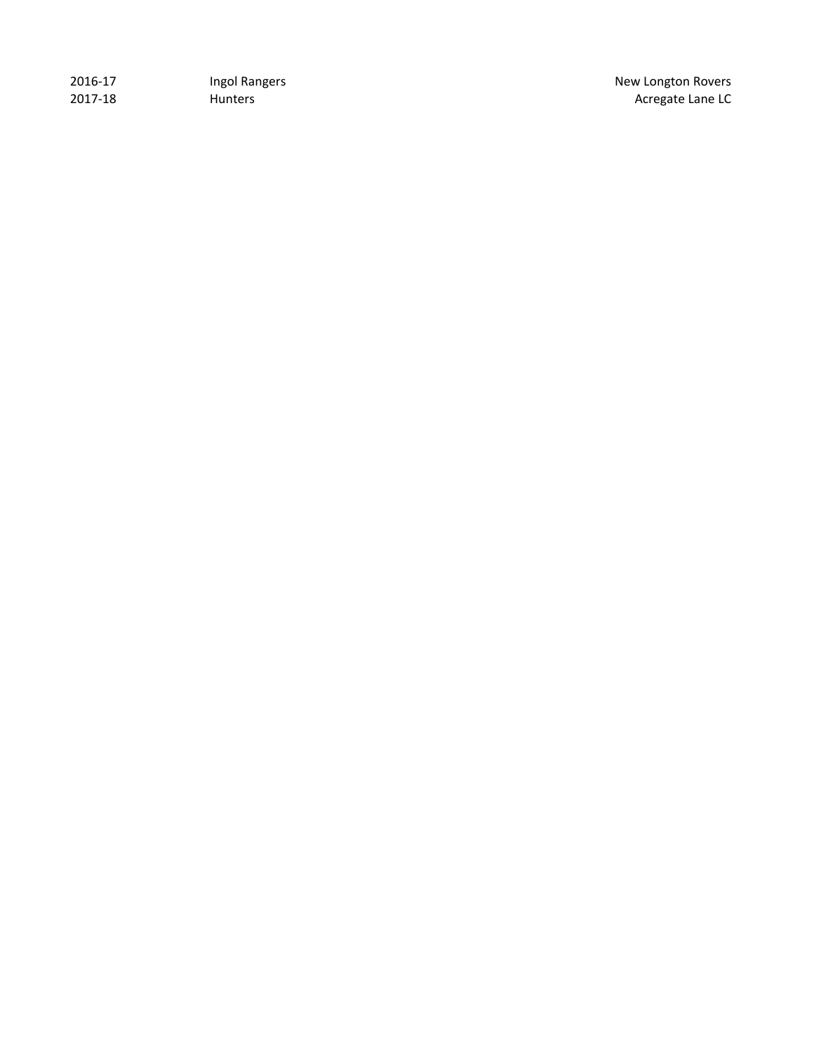| | | |
|---|---|---|
| 2016-17 | Ingol Rangers | New Longton Rovers |
| 2017-18 | Hunters | Acregate Lane LC |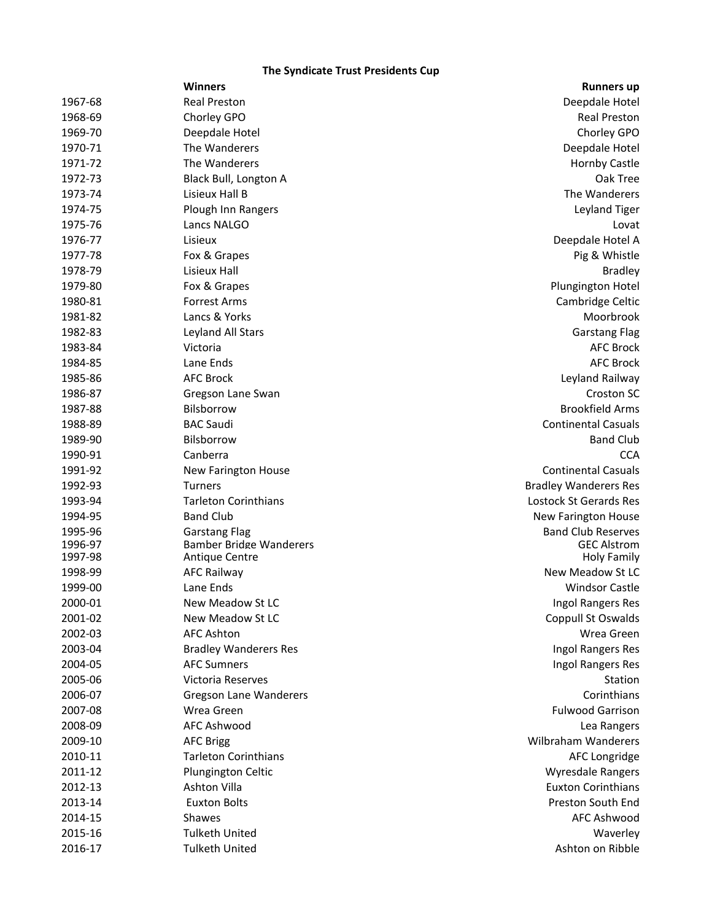**The Syndicate Trust Presidents Cup**

| | Winners | Runners up |
|---|---|---|
| 1967-68 | Real Preston | Deepdale Hotel |
| 1968-69 | Chorley GPO | Real Preston |
| 1969-70 | Deepdale Hotel | Chorley GPO |
| 1970-71 | The Wanderers | Deepdale Hotel |
| 1971-72 | The Wanderers | Hornby Castle |
| 1972-73 | Black Bull, Longton A | Oak Tree |
| 1973-74 | Lisieux Hall B | The Wanderers |
| 1974-75 | Plough Inn Rangers | Leyland Tiger |
| 1975-76 | Lancs NALGO | Lovat |
| 1976-77 | Lisieux | Deepdale Hotel A |
| 1977-78 | Fox & Grapes | Pig & Whistle |
| 1978-79 | Lisieux Hall | Bradley |
| 1979-80 | Fox & Grapes | Plungington Hotel |
| 1980-81 | Forrest Arms | Cambridge Celtic |
| 1981-82 | Lancs & Yorks | Moorbrook |
| 1982-83 | Leyland All Stars | Garstang Flag |
| 1983-84 | Victoria | AFC Brock |
| 1984-85 | Lane Ends | AFC Brock |
| 1985-86 | AFC Brock | Leyland Railway |
| 1986-87 | Gregson Lane Swan | Croston SC |
| 1987-88 | Bilsborrow | Brookfield Arms |
| 1988-89 | BAC Saudi | Continental Casuals |
| 1989-90 | Bilsborrow | Band Club |
| 1990-91 | Canberra | CCA |
| 1991-92 | New Farington House | Continental Casuals |
| 1992-93 | Turners | Bradley Wanderers Res |
| 1993-94 | Tarleton Corinthians | Lostock St Gerards Res |
| 1994-95 | Band Club | New Farington House |
| 1995-96 | Garstang Flag | Band Club Reserves |
| 1996-97 | Bamber Bridge Wanderers | GEC Alstrom |
| 1997-98 | Antique Centre | Holy Family |
| 1998-99 | AFC Railway | New Meadow St LC |
| 1999-00 | Lane Ends | Windsor Castle |
| 2000-01 | New Meadow St LC | Ingol Rangers Res |
| 2001-02 | New Meadow St LC | Coppull St Oswalds |
| 2002-03 | AFC Ashton | Wrea Green |
| 2003-04 | Bradley Wanderers Res | Ingol Rangers Res |
| 2004-05 | AFC Sumners | Ingol Rangers Res |
| 2005-06 | Victoria Reserves | Station |
| 2006-07 | Gregson Lane Wanderers | Corinthians |
| 2007-08 | Wrea Green | Fulwood Garrison |
| 2008-09 | AFC Ashwood | Lea Rangers |
| 2009-10 | AFC Brigg | Wilbraham Wanderers |
| 2010-11 | Tarleton Corinthians | AFC Longridge |
| 2011-12 | Plungington Celtic | Wyresdale Rangers |
| 2012-13 | Ashton Villa | Euxton Corinthians |
| 2013-14 | Euxton Bolts | Preston South End |
| 2014-15 | Shawes | AFC Ashwood |
| 2015-16 | Tulketh United | Waverley |
| 2016-17 | Tulketh United | Ashton on Ribble |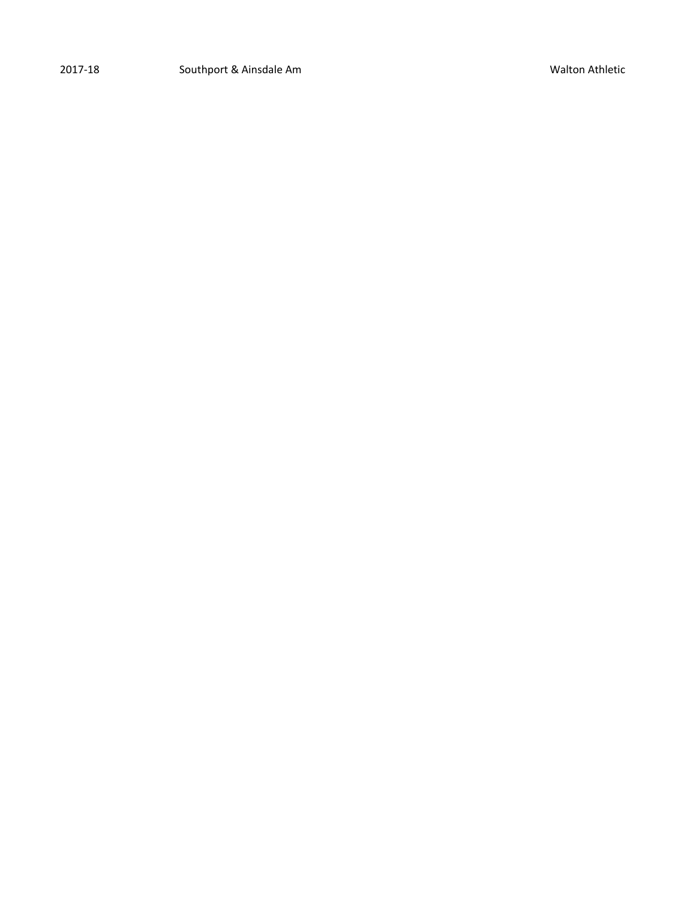| | | |
|---|---|---|
| 2017-18 | Southport & Ainsdale Am | Walton Athletic |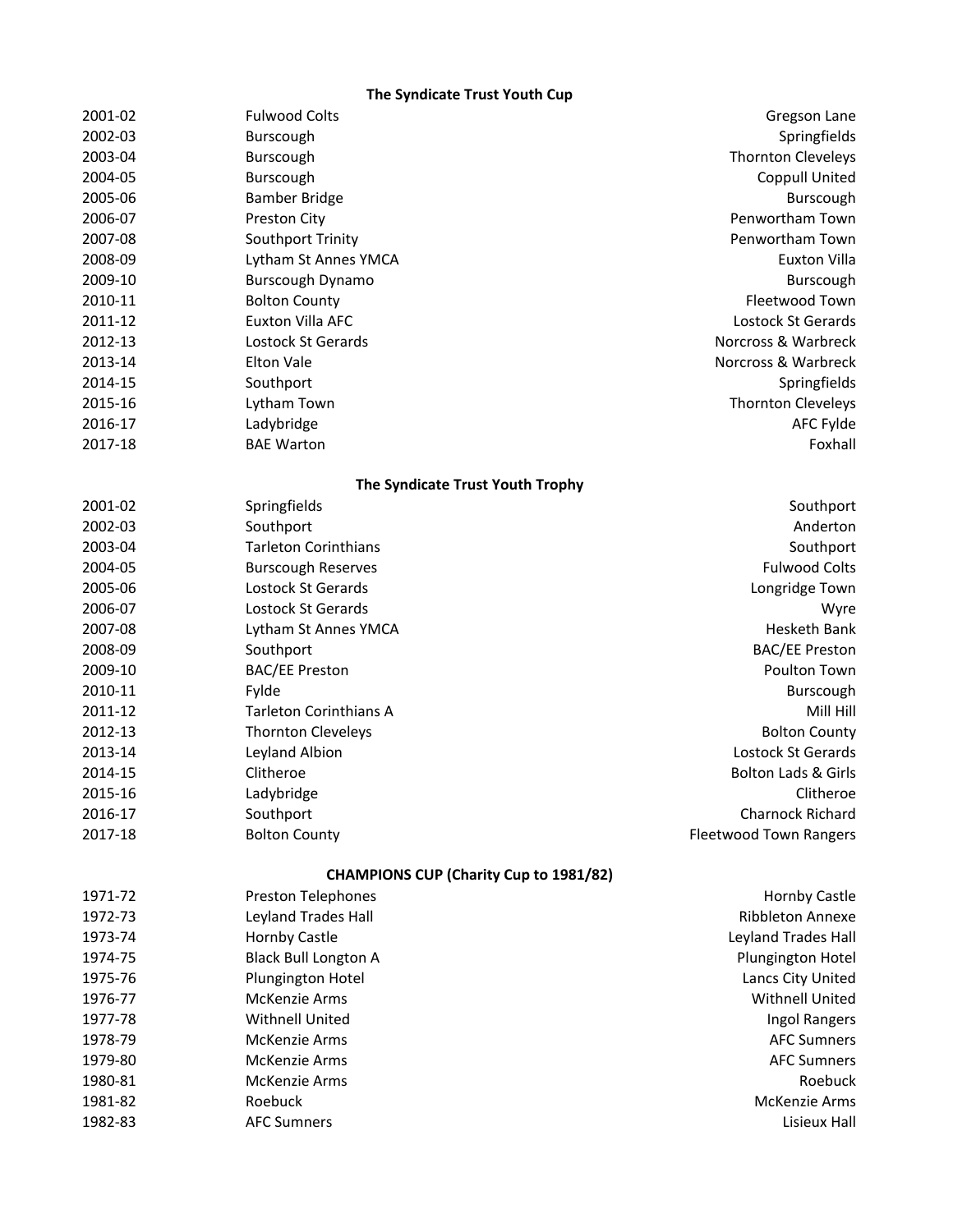### The Syndicate Trust Youth Cup

| | | |
|---|---|---|
| 2001-02 | Fulwood Colts | Gregson Lane |
| 2002-03 | Burscough | Springfields |
| 2003-04 | Burscough | Thornton Cleveleys |
| 2004-05 | Burscough | Coppull United |
| 2005-06 | Bamber Bridge | Burscough |
| 2006-07 | Preston City | Penwortham Town |
| 2007-08 | Southport Trinity | Penwortham Town |
| 2008-09 | Lytham St Annes YMCA | Euxton Villa |
| 2009-10 | Burscough Dynamo | Burscough |
| 2010-11 | Bolton County | Fleetwood Town |
| 2011-12 | Euxton Villa AFC | Lostock St Gerards |
| 2012-13 | Lostock St Gerards | Norcross & Warbreck |
| 2013-14 | Elton Vale | Norcross & Warbreck |
| 2014-15 | Southport | Springfields |
| 2015-16 | Lytham Town | Thornton Cleveleys |
| 2016-17 | Ladybridge | AFC Fylde |
| 2017-18 | BAE Warton | Foxhall |

### The Syndicate Trust Youth Trophy

| | | |
|---|---|---|
| 2001-02 | Springfields | Southport |
| 2002-03 | Southport | Anderton |
| 2003-04 | Tarleton Corinthians | Southport |
| 2004-05 | Burscough Reserves | Fulwood Colts |
| 2005-06 | Lostock St Gerards | Longridge Town |
| 2006-07 | Lostock St Gerards | Wyre |
| 2007-08 | Lytham St Annes YMCA | Hesketh Bank |
| 2008-09 | Southport | BAC/EE Preston |
| 2009-10 | BAC/EE Preston | Poulton Town |
| 2010-11 | Fylde | Burscough |
| 2011-12 | Tarleton Corinthians A | Mill Hill |
| 2012-13 | Thornton Cleveleys | Bolton County |
| 2013-14 | Leyland Albion | Lostock St Gerards |
| 2014-15 | Clitheroe | Bolton Lads & Girls |
| 2015-16 | Ladybridge | Clitheroe |
| 2016-17 | Southport | Charnock Richard |
| 2017-18 | Bolton County | Fleetwood Town Rangers |

### CHAMPIONS CUP (Charity Cup to 1981/82)

| | | |
|---|---|---|
| 1971-72 | Preston Telephones | Hornby Castle |
| 1972-73 | Leyland Trades Hall | Ribbleton Annexe |
| 1973-74 | Hornby Castle | Leyland Trades Hall |
| 1974-75 | Black Bull Longton A | Plungington Hotel |
| 1975-76 | Plungington Hotel | Lancs City United |
| 1976-77 | McKenzie Arms | Withnell United |
| 1977-78 | Withnell United | Ingol Rangers |
| 1978-79 | McKenzie Arms | AFC Sumners |
| 1979-80 | McKenzie Arms | AFC Sumners |
| 1980-81 | McKenzie Arms | Roebuck |
| 1981-82 | Roebuck | McKenzie Arms |
| 1982-83 | AFC Sumners | Lisieux Hall |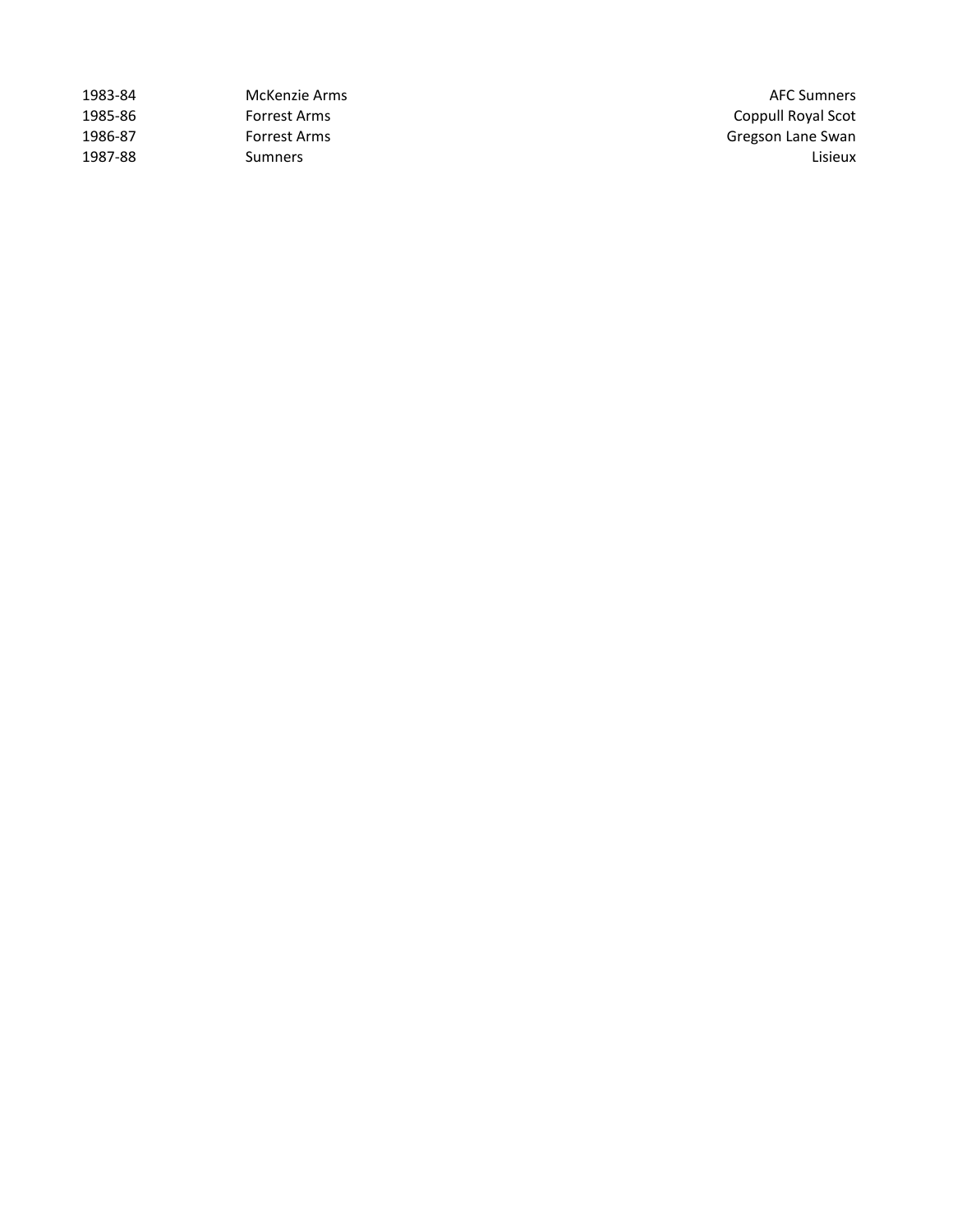| | | |
|---|---|---|
| 1983-84 | McKenzie Arms | AFC Sumners |
| 1985-86 | Forrest Arms | Coppull Royal Scot |
| 1986-87 | Forrest Arms | Gregson Lane Swan |
| 1987-88 | Sumners | Lisieux |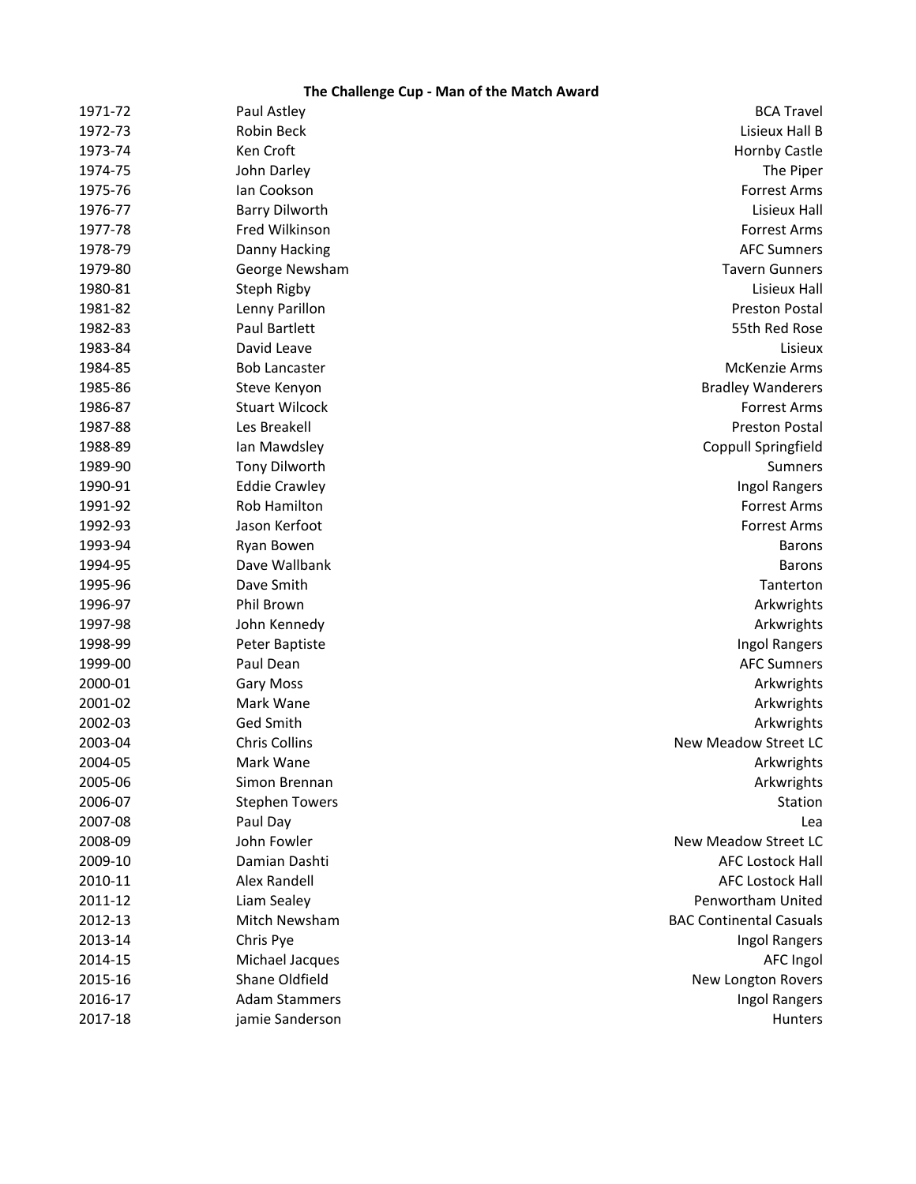**The Challenge Cup - Man of the Match Award**

| | | |
|---|---|---|
| 1971-72 | Paul Astley | BCA Travel |
| 1972-73 | Robin Beck | Lisieux Hall B |
| 1973-74 | Ken Croft | Hornby Castle |
| 1974-75 | John Darley | The Piper |
| 1975-76 | Ian Cookson | Forrest Arms |
| 1976-77 | Barry Dilworth | Lisieux Hall |
| 1977-78 | Fred Wilkinson | Forrest Arms |
| 1978-79 | Danny Hacking | AFC Sumners |
| 1979-80 | George Newsham | Tavern Gunners |
| 1980-81 | Steph Rigby | Lisieux Hall |
| 1981-82 | Lenny Parillon | Preston Postal |
| 1982-83 | Paul Bartlett | 55th Red Rose |
| 1983-84 | David Leave | Lisieux |
| 1984-85 | Bob Lancaster | McKenzie Arms |
| 1985-86 | Steve Kenyon | Bradley Wanderers |
| 1986-87 | Stuart Wilcock | Forrest Arms |
| 1987-88 | Les Breakell | Preston Postal |
| 1988-89 | Ian Mawdsley | Coppull Springfield |
| 1989-90 | Tony Dilworth | Sumners |
| 1990-91 | Eddie Crawley | Ingol Rangers |
| 1991-92 | Rob Hamilton | Forrest Arms |
| 1992-93 | Jason Kerfoot | Forrest Arms |
| 1993-94 | Ryan Bowen | Barons |
| 1994-95 | Dave Wallbank | Barons |
| 1995-96 | Dave Smith | Tanterton |
| 1996-97 | Phil Brown | Arkwrights |
| 1997-98 | John Kennedy | Arkwrights |
| 1998-99 | Peter Baptiste | Ingol Rangers |
| 1999-00 | Paul Dean | AFC Sumners |
| 2000-01 | Gary Moss | Arkwrights |
| 2001-02 | Mark Wane | Arkwrights |
| 2002-03 | Ged Smith | Arkwrights |
| 2003-04 | Chris Collins | New Meadow Street LC |
| 2004-05 | Mark Wane | Arkwrights |
| 2005-06 | Simon Brennan | Arkwrights |
| 2006-07 | Stephen Towers | Station |
| 2007-08 | Paul Day | Lea |
| 2008-09 | John Fowler | New Meadow Street LC |
| 2009-10 | Damian Dashti | AFC Lostock Hall |
| 2010-11 | Alex Randell | AFC Lostock Hall |
| 2011-12 | Liam Sealey | Penwortham United |
| 2012-13 | Mitch Newsham | BAC Continental Casuals |
| 2013-14 | Chris Pye | Ingol Rangers |
| 2014-15 | Michael Jacques | AFC Ingol |
| 2015-16 | Shane Oldfield | New Longton Rovers |
| 2016-17 | Adam Stammers | Ingol Rangers |
| 2017-18 | jamie Sanderson | Hunters |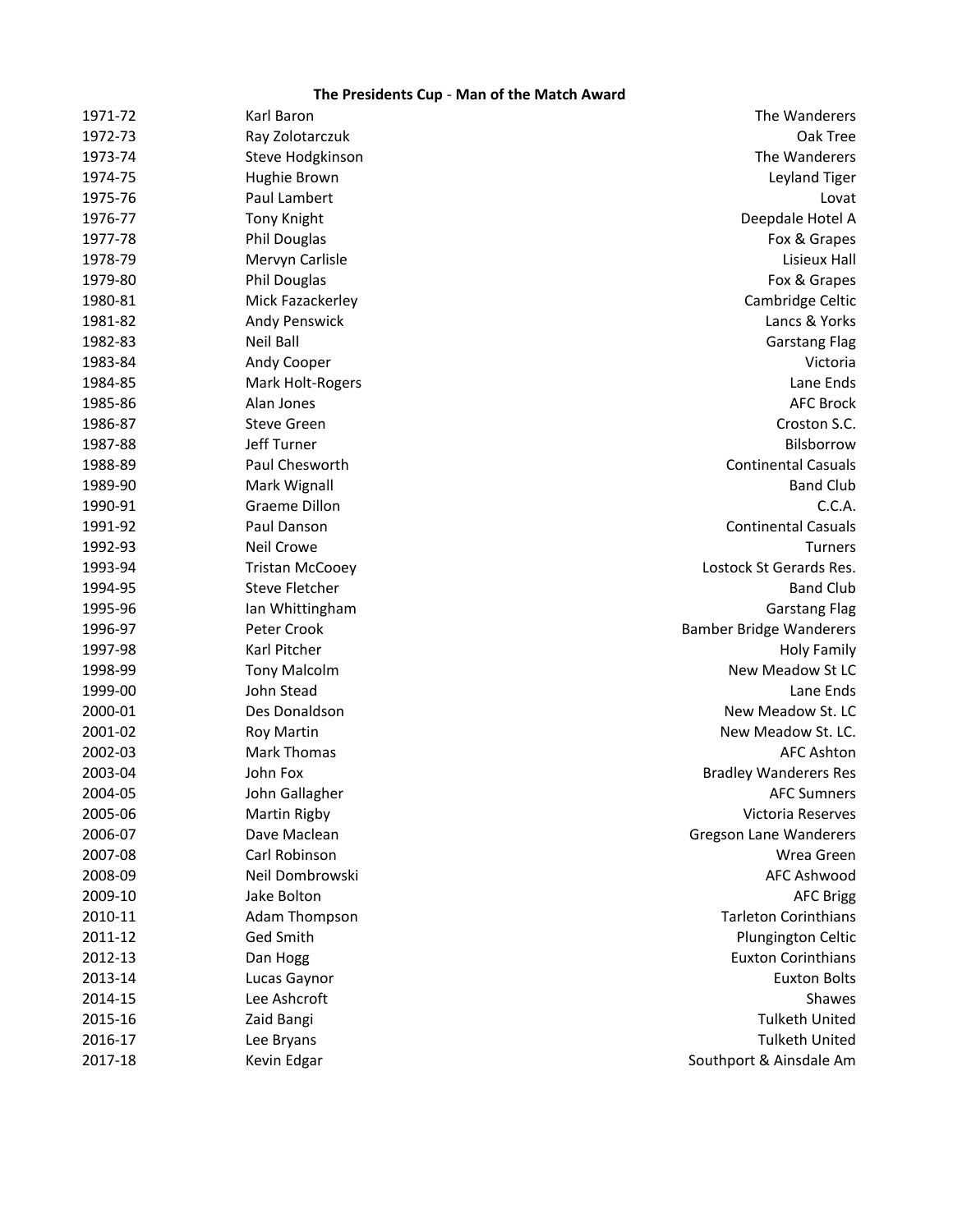**The Presidents Cup - Man of the Match Award**

| | | |
|---|---|---|
| 1971-72 | Karl Baron | The Wanderers |
| 1972-73 | Ray Zolotarczuk | Oak Tree |
| 1973-74 | Steve Hodgkinson | The Wanderers |
| 1974-75 | Hughie Brown | Leyland Tiger |
| 1975-76 | Paul Lambert | Lovat |
| 1976-77 | Tony Knight | Deepdale Hotel A |
| 1977-78 | Phil Douglas | Fox & Grapes |
| 1978-79 | Mervyn Carlisle | Lisieux Hall |
| 1979-80 | Phil Douglas | Fox & Grapes |
| 1980-81 | Mick Fazackerley | Cambridge Celtic |
| 1981-82 | Andy Penswick | Lancs & Yorks |
| 1982-83 | Neil Ball | Garstang Flag |
| 1983-84 | Andy Cooper | Victoria |
| 1984-85 | Mark Holt-Rogers | Lane Ends |
| 1985-86 | Alan Jones | AFC Brock |
| 1986-87 | Steve Green | Croston S.C. |
| 1987-88 | Jeff Turner | Bilsborrow |
| 1988-89 | Paul Chesworth | Continental Casuals |
| 1989-90 | Mark Wignall | Band Club |
| 1990-91 | Graeme Dillon | C.C.A. |
| 1991-92 | Paul Danson | Continental Casuals |
| 1992-93 | Neil Crowe | Turners |
| 1993-94 | Tristan McCooey | Lostock St Gerards Res. |
| 1994-95 | Steve Fletcher | Band Club |
| 1995-96 | Ian Whittingham | Garstang Flag |
| 1996-97 | Peter Crook | Bamber Bridge Wanderers |
| 1997-98 | Karl Pitcher | Holy Family |
| 1998-99 | Tony Malcolm | New Meadow St LC |
| 1999-00 | John Stead | Lane Ends |
| 2000-01 | Des Donaldson | New Meadow St. LC |
| 2001-02 | Roy Martin | New Meadow St. LC. |
| 2002-03 | Mark Thomas | AFC Ashton |
| 2003-04 | John Fox | Bradley Wanderers Res |
| 2004-05 | John Gallagher | AFC Sumners |
| 2005-06 | Martin Rigby | Victoria Reserves |
| 2006-07 | Dave Maclean | Gregson Lane Wanderers |
| 2007-08 | Carl Robinson | Wrea Green |
| 2008-09 | Neil Dombrowski | AFC Ashwood |
| 2009-10 | Jake Bolton | AFC Brigg |
| 2010-11 | Adam Thompson | Tarleton Corinthians |
| 2011-12 | Ged Smith | Plungington Celtic |
| 2012-13 | Dan Hogg | Euxton Corinthians |
| 2013-14 | Lucas Gaynor | Euxton Bolts |
| 2014-15 | Lee Ashcroft | Shawes |
| 2015-16 | Zaid Bangi | Tulketh United |
| 2016-17 | Lee Bryans | Tulketh United |
| 2017-18 | Kevin Edgar | Southport & Ainsdale Am |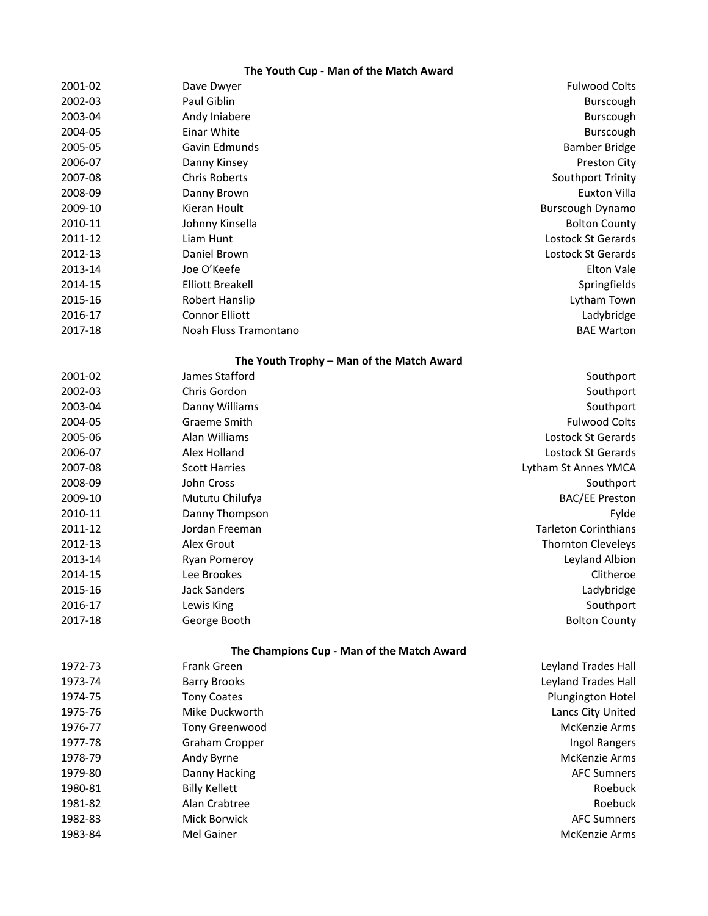### The Youth Cup - Man of the Match Award

| | | |
|---|---|---|
| 2001-02 | Dave Dwyer | Fulwood Colts |
| 2002-03 | Paul Giblin | Burscough |
| 2003-04 | Andy Iniabere | Burscough |
| 2004-05 | Einar White | Burscough |
| 2005-05 | Gavin Edmunds | Bamber Bridge |
| 2006-07 | Danny Kinsey | Preston City |
| 2007-08 | Chris Roberts | Southport Trinity |
| 2008-09 | Danny Brown | Euxton Villa |
| 2009-10 | Kieran Hoult | Burscough Dynamo |
| 2010-11 | Johnny Kinsella | Bolton County |
| 2011-12 | Liam Hunt | Lostock St Gerards |
| 2012-13 | Daniel Brown | Lostock St Gerards |
| 2013-14 | Joe O'Keefe | Elton Vale |
| 2014-15 | Elliott Breakell | Springfields |
| 2015-16 | Robert Hanslip | Lytham Town |
| 2016-17 | Connor Elliott | Ladybridge |
| 2017-18 | Noah Fluss Tramontano | BAE Warton |

### The Youth Trophy – Man of the Match Award

| | | |
|---|---|---|
| 2001-02 | James Stafford | Southport |
| 2002-03 | Chris Gordon | Southport |
| 2003-04 | Danny Williams | Southport |
| 2004-05 | Graeme Smith | Fulwood Colts |
| 2005-06 | Alan Williams | Lostock St Gerards |
| 2006-07 | Alex Holland | Lostock St Gerards |
| 2007-08 | Scott Harries | Lytham St Annes YMCA |
| 2008-09 | John Cross | Southport |
| 2009-10 | Mututu Chilufya | BAC/EE Preston |
| 2010-11 | Danny Thompson | Fylde |
| 2011-12 | Jordan Freeman | Tarleton Corinthians |
| 2012-13 | Alex Grout | Thornton Cleveleys |
| 2013-14 | Ryan Pomeroy | Leyland Albion |
| 2014-15 | Lee Brookes | Clitheroe |
| 2015-16 | Jack Sanders | Ladybridge |
| 2016-17 | Lewis King | Southport |
| 2017-18 | George Booth | Bolton County |

### The Champions Cup - Man of the Match Award

| | | |
|---|---|---|
| 1972-73 | Frank Green | Leyland Trades Hall |
| 1973-74 | Barry Brooks | Leyland Trades Hall |
| 1974-75 | Tony Coates | Plungington Hotel |
| 1975-76 | Mike Duckworth | Lancs City United |
| 1976-77 | Tony Greenwood | McKenzie Arms |
| 1977-78 | Graham Cropper | Ingol Rangers |
| 1978-79 | Andy Byrne | McKenzie Arms |
| 1979-80 | Danny Hacking | AFC Sumners |
| 1980-81 | Billy Kellett | Roebuck |
| 1981-82 | Alan Crabtree | Roebuck |
| 1982-83 | Mick Borwick | AFC Sumners |
| 1983-84 | Mel Gainer | McKenzie Arms |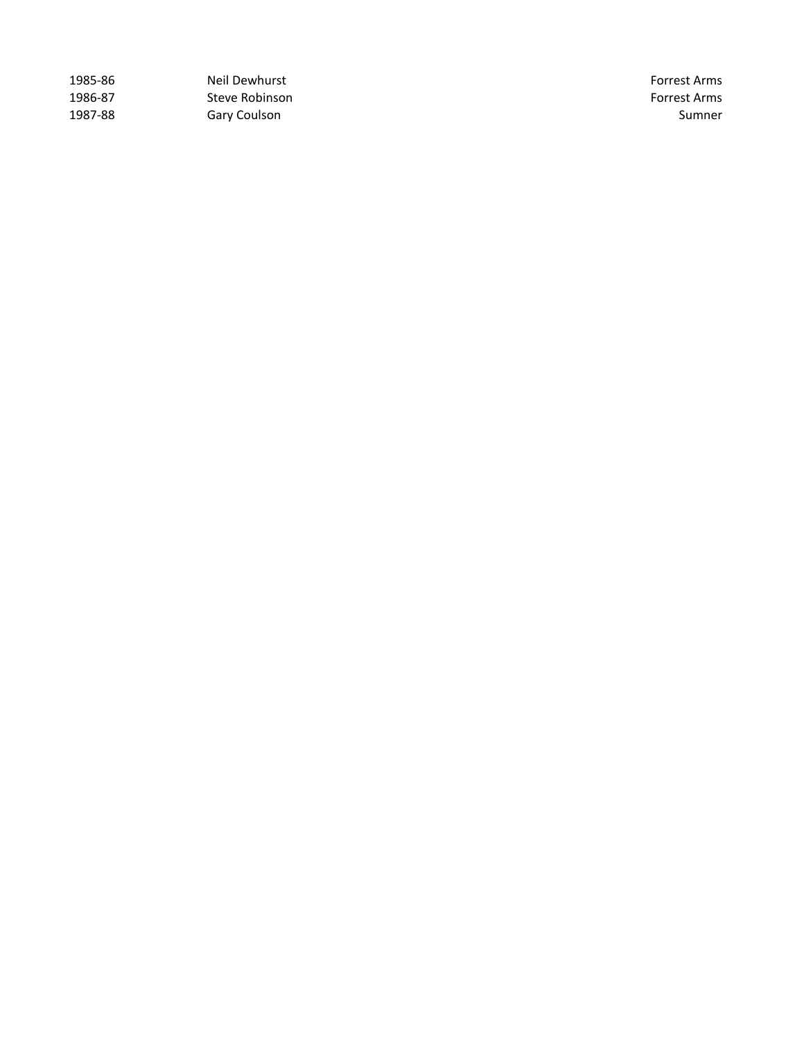| | | |
|---|---|---|
| 1985-86 | Neil Dewhurst | Forrest Arms |
| 1986-87 | Steve Robinson | Forrest Arms |
| 1987-88 | Gary Coulson | Sumner |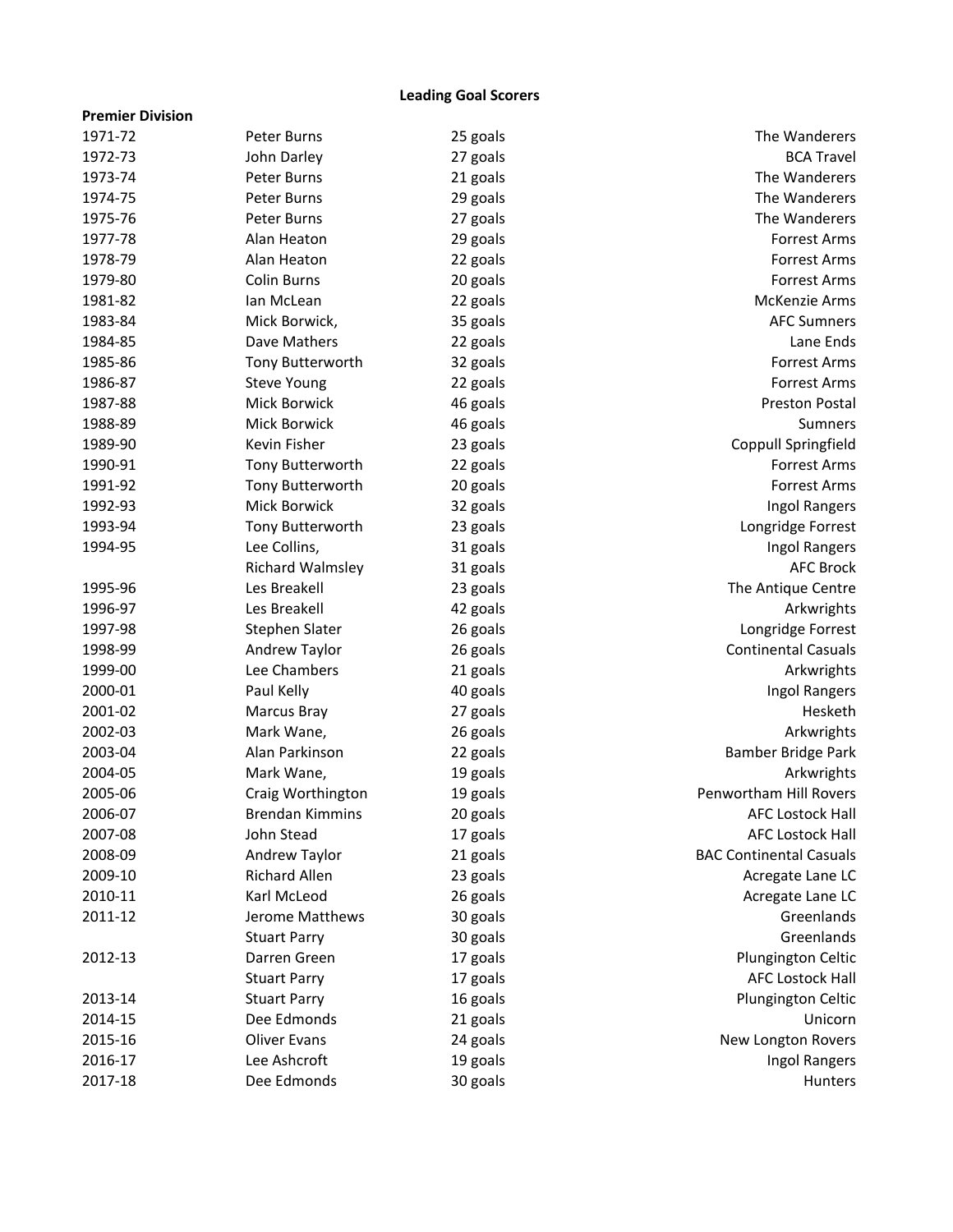## Leading Goal Scorers

**Premier Division**

| | | | |
|---|---|---|---|
| 1971-72 | Peter Burns | 25 goals | The Wanderers |
| 1972-73 | John Darley | 27 goals | BCA Travel |
| 1973-74 | Peter Burns | 21 goals | The Wanderers |
| 1974-75 | Peter Burns | 29 goals | The Wanderers |
| 1975-76 | Peter Burns | 27 goals | The Wanderers |
| 1977-78 | Alan Heaton | 29 goals | Forrest Arms |
| 1978-79 | Alan Heaton | 22 goals | Forrest Arms |
| 1979-80 | Colin Burns | 20 goals | Forrest Arms |
| 1981-82 | Ian McLean | 22 goals | McKenzie Arms |
| 1983-84 | Mick Borwick, | 35 goals | AFC Sumners |
| 1984-85 | Dave Mathers | 22 goals | Lane Ends |
| 1985-86 | Tony Butterworth | 32 goals | Forrest Arms |
| 1986-87 | Steve Young | 22 goals | Forrest Arms |
| 1987-88 | Mick Borwick | 46 goals | Preston Postal |
| 1988-89 | Mick Borwick | 46 goals | Sumners |
| 1989-90 | Kevin Fisher | 23 goals | Coppull Springfield |
| 1990-91 | Tony Butterworth | 22 goals | Forrest Arms |
| 1991-92 | Tony Butterworth | 20 goals | Forrest Arms |
| 1992-93 | Mick Borwick | 32 goals | Ingol Rangers |
| 1993-94 | Tony Butterworth | 23 goals | Longridge Forrest |
| 1994-95 | Lee Collins, | 31 goals | Ingol Rangers |
| | Richard Walmsley | 31 goals | AFC Brock |
| 1995-96 | Les Breakell | 23 goals | The Antique Centre |
| 1996-97 | Les Breakell | 42 goals | Arkwrights |
| 1997-98 | Stephen Slater | 26 goals | Longridge Forrest |
| 1998-99 | Andrew Taylor | 26 goals | Continental Casuals |
| 1999-00 | Lee Chambers | 21 goals | Arkwrights |
| 2000-01 | Paul Kelly | 40 goals | Ingol Rangers |
| 2001-02 | Marcus Bray | 27 goals | Hesketh |
| 2002-03 | Mark Wane, | 26 goals | Arkwrights |
| 2003-04 | Alan Parkinson | 22 goals | Bamber Bridge Park |
| 2004-05 | Mark Wane, | 19 goals | Arkwrights |
| 2005-06 | Craig Worthington | 19 goals | Penwortham Hill Rovers |
| 2006-07 | Brendan Kimmins | 20 goals | AFC Lostock Hall |
| 2007-08 | John Stead | 17 goals | AFC Lostock Hall |
| 2008-09 | Andrew Taylor | 21 goals | BAC Continental Casuals |
| 2009-10 | Richard Allen | 23 goals | Acregate Lane LC |
| 2010-11 | Karl McLeod | 26 goals | Acregate Lane LC |
| 2011-12 | Jerome Matthews | 30 goals | Greenlands |
| | Stuart Parry | 30 goals | Greenlands |
| 2012-13 | Darren Green | 17 goals | Plungington Celtic |
| | Stuart Parry | 17 goals | AFC Lostock Hall |
| 2013-14 | Stuart Parry | 16 goals | Plungington Celtic |
| 2014-15 | Dee Edmonds | 21 goals | Unicorn |
| 2015-16 | Oliver Evans | 24 goals | New Longton Rovers |
| 2016-17 | Lee Ashcroft | 19 goals | Ingol Rangers |
| 2017-18 | Dee Edmonds | 30 goals | Hunters |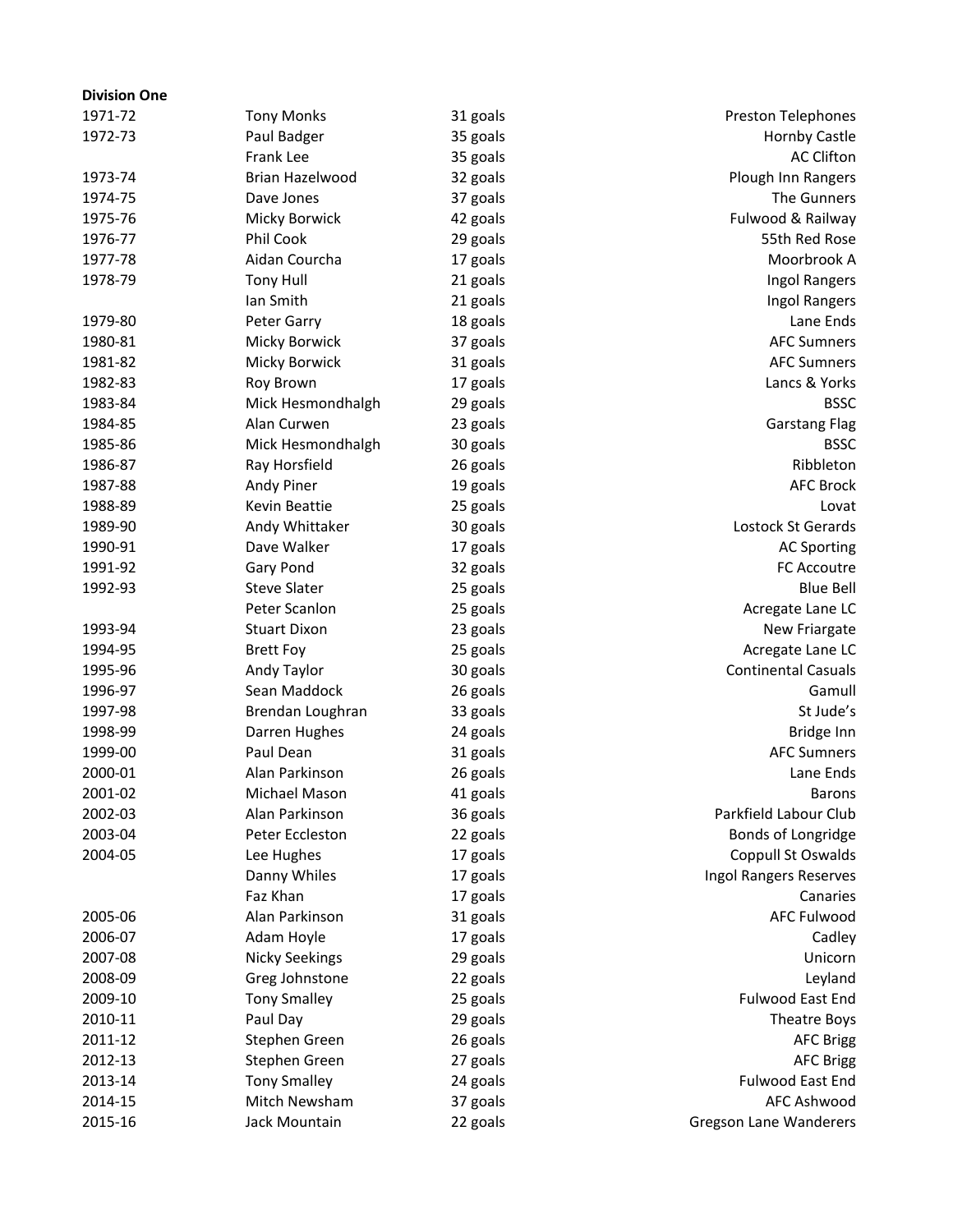**Division One**

| | | | |
|---|---|---|---|
| 1971-72 | Tony Monks | 31 goals | Preston Telephones |
| 1972-73 | Paul Badger | 35 goals | Hornby Castle |
| | Frank Lee | 35 goals | AC Clifton |
| 1973-74 | Brian Hazelwood | 32 goals | Plough Inn Rangers |
| 1974-75 | Dave Jones | 37 goals | The Gunners |
| 1975-76 | Micky Borwick | 42 goals | Fulwood & Railway |
| 1976-77 | Phil Cook | 29 goals | 55th Red Rose |
| 1977-78 | Aidan Courcha | 17 goals | Moorbrook A |
| 1978-79 | Tony Hull | 21 goals | Ingol Rangers |
| | Ian Smith | 21 goals | Ingol Rangers |
| 1979-80 | Peter Garry | 18 goals | Lane Ends |
| 1980-81 | Micky Borwick | 37 goals | AFC Sumners |
| 1981-82 | Micky Borwick | 31 goals | AFC Sumners |
| 1982-83 | Roy Brown | 17 goals | Lancs & Yorks |
| 1983-84 | Mick Hesmondhalgh | 29 goals | BSSC |
| 1984-85 | Alan Curwen | 23 goals | Garstang Flag |
| 1985-86 | Mick Hesmondhalgh | 30 goals | BSSC |
| 1986-87 | Ray Horsfield | 26 goals | Ribbleton |
| 1987-88 | Andy Piner | 19 goals | AFC Brock |
| 1988-89 | Kevin Beattie | 25 goals | Lovat |
| 1989-90 | Andy Whittaker | 30 goals | Lostock St Gerards |
| 1990-91 | Dave Walker | 17 goals | AC Sporting |
| 1991-92 | Gary Pond | 32 goals | FC Accoutre |
| 1992-93 | Steve Slater | 25 goals | Blue Bell |
| | Peter Scanlon | 25 goals | Acregate Lane LC |
| 1993-94 | Stuart Dixon | 23 goals | New Friargate |
| 1994-95 | Brett Foy | 25 goals | Acregate Lane LC |
| 1995-96 | Andy Taylor | 30 goals | Continental Casuals |
| 1996-97 | Sean Maddock | 26 goals | Gamull |
| 1997-98 | Brendan Loughran | 33 goals | St Jude's |
| 1998-99 | Darren Hughes | 24 goals | Bridge Inn |
| 1999-00 | Paul Dean | 31 goals | AFC Sumners |
| 2000-01 | Alan Parkinson | 26 goals | Lane Ends |
| 2001-02 | Michael Mason | 41 goals | Barons |
| 2002-03 | Alan Parkinson | 36 goals | Parkfield Labour Club |
| 2003-04 | Peter Eccleston | 22 goals | Bonds of Longridge |
| 2004-05 | Lee Hughes | 17 goals | Coppull St Oswalds |
| | Danny Whiles | 17 goals | Ingol Rangers Reserves |
| | Faz Khan | 17 goals | Canaries |
| 2005-06 | Alan Parkinson | 31 goals | AFC Fulwood |
| 2006-07 | Adam Hoyle | 17 goals | Cadley |
| 2007-08 | Nicky Seekings | 29 goals | Unicorn |
| 2008-09 | Greg Johnstone | 22 goals | Leyland |
| 2009-10 | Tony Smalley | 25 goals | Fulwood East End |
| 2010-11 | Paul Day | 29 goals | Theatre Boys |
| 2011-12 | Stephen Green | 26 goals | AFC Brigg |
| 2012-13 | Stephen Green | 27 goals | AFC Brigg |
| 2013-14 | Tony Smalley | 24 goals | Fulwood East End |
| 2014-15 | Mitch Newsham | 37 goals | AFC Ashwood |
| 2015-16 | Jack Mountain | 22 goals | Gregson Lane Wanderers |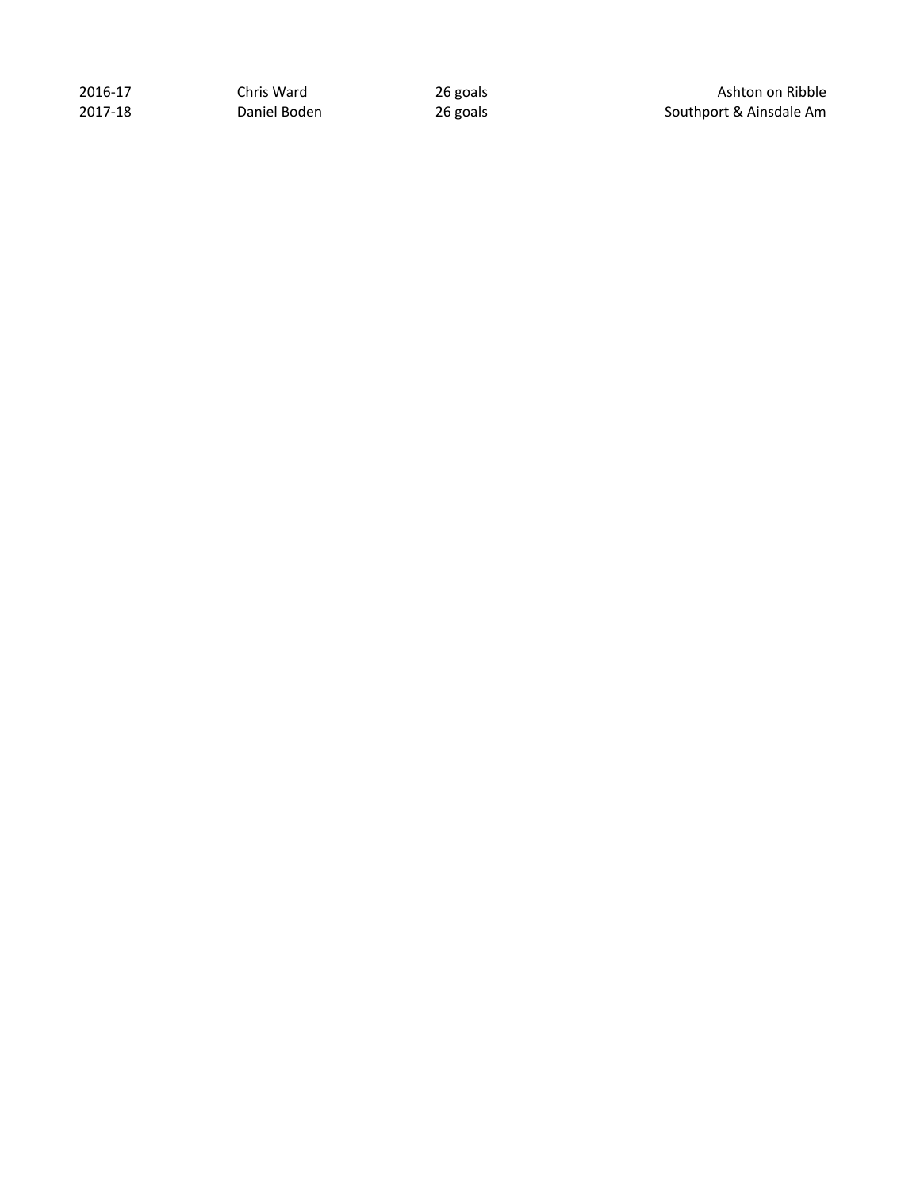| | | | |
|---|---|---|---|
| 2016-17 | Chris Ward | 26 goals | Ashton on Ribble |
| 2017-18 | Daniel Boden | 26 goals | Southport & Ainsdale Am |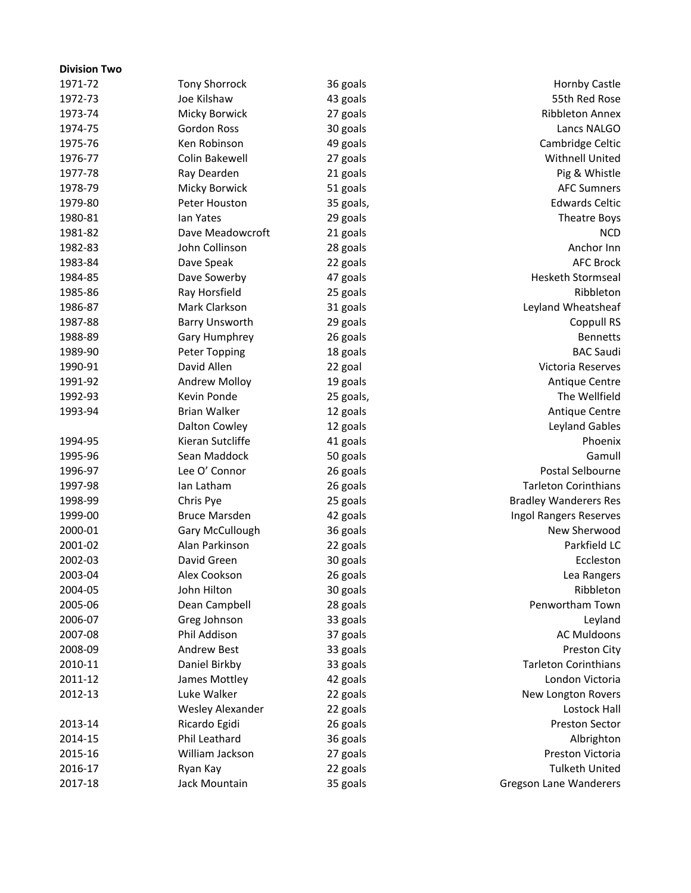**Division Two**

| | | | |
|---|---|---|---|
| 1971-72 | Tony Shorrock | 36 goals | Hornby Castle |
| 1972-73 | Joe Kilshaw | 43 goals | 55th Red Rose |
| 1973-74 | Micky Borwick | 27 goals | Ribbleton Annex |
| 1974-75 | Gordon Ross | 30 goals | Lancs NALGO |
| 1975-76 | Ken Robinson | 49 goals | Cambridge Celtic |
| 1976-77 | Colin Bakewell | 27 goals | Withnell United |
| 1977-78 | Ray Dearden | 21 goals | Pig & Whistle |
| 1978-79 | Micky Borwick | 51 goals | AFC Sumners |
| 1979-80 | Peter Houston | 35 goals, | Edwards Celtic |
| 1980-81 | Ian Yates | 29 goals | Theatre Boys |
| 1981-82 | Dave Meadowcroft | 21 goals | NCD |
| 1982-83 | John Collinson | 28 goals | Anchor Inn |
| 1983-84 | Dave Speak | 22 goals | AFC Brock |
| 1984-85 | Dave Sowerby | 47 goals | Hesketh Stormseal |
| 1985-86 | Ray Horsfield | 25 goals | Ribbleton |
| 1986-87 | Mark Clarkson | 31 goals | Leyland Wheatsheaf |
| 1987-88 | Barry Unsworth | 29 goals | Coppull RS |
| 1988-89 | Gary Humphrey | 26 goals | Bennetts |
| 1989-90 | Peter Topping | 18 goals | BAC Saudi |
| 1990-91 | David Allen | 22 goal | Victoria Reserves |
| 1991-92 | Andrew Molloy | 19 goals | Antique Centre |
| 1992-93 | Kevin Ponde | 25 goals, | The Wellfield |
| 1993-94 | Brian Walker | 12 goals | Antique Centre |
| | Dalton Cowley | 12 goals | Leyland Gables |
| 1994-95 | Kieran Sutcliffe | 41 goals | Phoenix |
| 1995-96 | Sean Maddock | 50 goals | Gamull |
| 1996-97 | Lee O' Connor | 26 goals | Postal Selbourne |
| 1997-98 | Ian Latham | 26 goals | Tarleton Corinthians |
| 1998-99 | Chris Pye | 25 goals | Bradley Wanderers Res |
| 1999-00 | Bruce Marsden | 42 goals | Ingol Rangers Reserves |
| 2000-01 | Gary McCullough | 36 goals | New Sherwood |
| 2001-02 | Alan Parkinson | 22 goals | Parkfield LC |
| 2002-03 | David Green | 30 goals | Eccleston |
| 2003-04 | Alex Cookson | 26 goals | Lea Rangers |
| 2004-05 | John Hilton | 30 goals | Ribbleton |
| 2005-06 | Dean Campbell | 28 goals | Penwortham Town |
| 2006-07 | Greg Johnson | 33 goals | Leyland |
| 2007-08 | Phil Addison | 37 goals | AC Muldoons |
| 2008-09 | Andrew Best | 33 goals | Preston City |
| 2010-11 | Daniel Birkby | 33 goals | Tarleton Corinthians |
| 2011-12 | James Mottley | 42 goals | London Victoria |
| 2012-13 | Luke Walker | 22 goals | New Longton Rovers |
| | Wesley Alexander | 22 goals | Lostock Hall |
| 2013-14 | Ricardo Egidi | 26 goals | Preston Sector |
| 2014-15 | Phil Leathard | 36 goals | Albrighton |
| 2015-16 | William Jackson | 27 goals | Preston Victoria |
| 2016-17 | Ryan Kay | 22 goals | Tulketh United |
| 2017-18 | Jack Mountain | 35 goals | Gregson Lane Wanderers |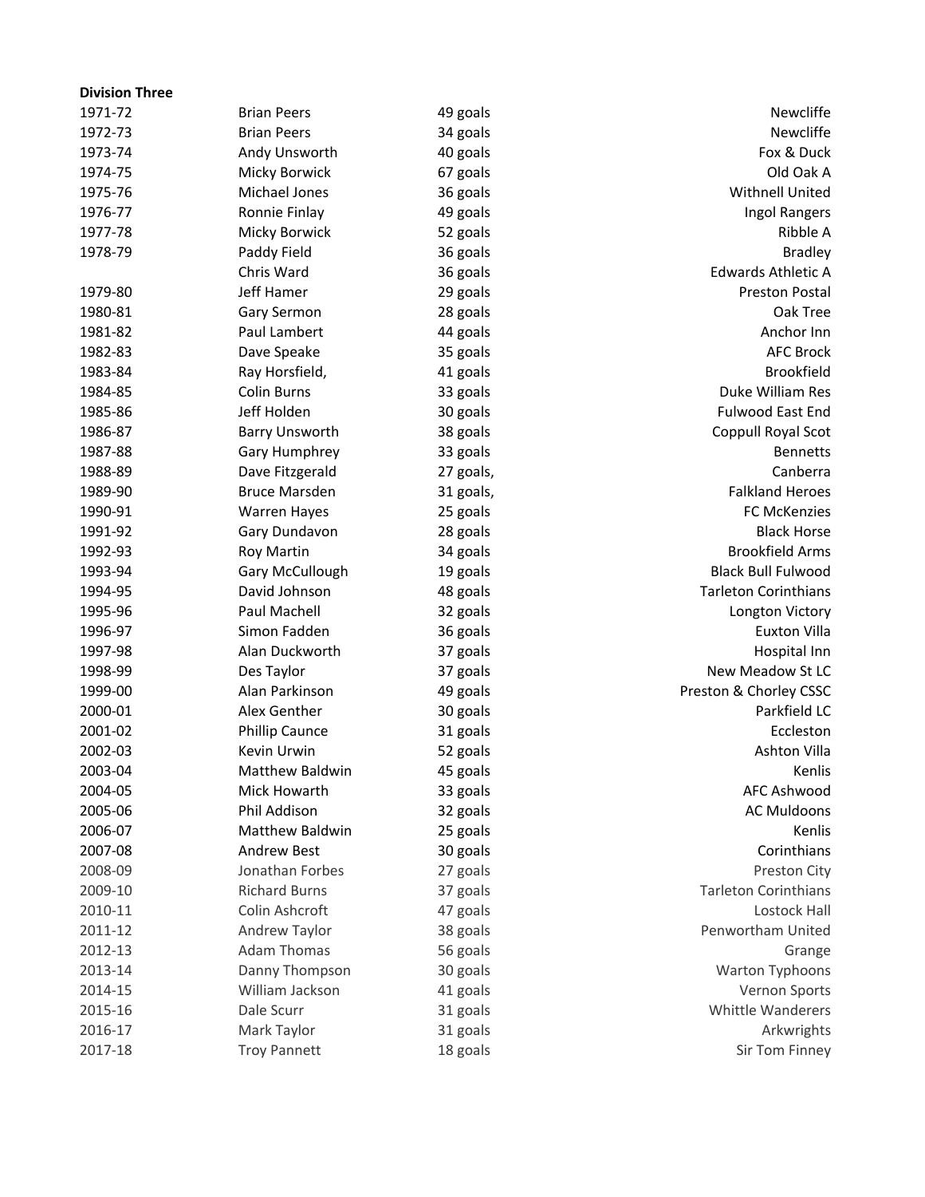**Division Three**

| | | | |
|---|---|---|---|
| 1971-72 | Brian Peers | 49 goals | Newcliffe |
| 1972-73 | Brian Peers | 34 goals | Newcliffe |
| 1973-74 | Andy Unsworth | 40 goals | Fox & Duck |
| 1974-75 | Micky Borwick | 67 goals | Old Oak A |
| 1975-76 | Michael Jones | 36 goals | Withnell United |
| 1976-77 | Ronnie Finlay | 49 goals | Ingol Rangers |
| 1977-78 | Micky Borwick | 52 goals | Ribble A |
| 1978-79 | Paddy Field | 36 goals | Bradley |
| | Chris Ward | 36 goals | Edwards Athletic A |
| 1979-80 | Jeff Hamer | 29 goals | Preston Postal |
| 1980-81 | Gary Sermon | 28 goals | Oak Tree |
| 1981-82 | Paul Lambert | 44 goals | Anchor Inn |
| 1982-83 | Dave Speake | 35 goals | AFC Brock |
| 1983-84 | Ray Horsfield, | 41 goals | Brookfield |
| 1984-85 | Colin Burns | 33 goals | Duke William Res |
| 1985-86 | Jeff Holden | 30 goals | Fulwood East End |
| 1986-87 | Barry Unsworth | 38 goals | Coppull Royal Scot |
| 1987-88 | Gary Humphrey | 33 goals | Bennetts |
| 1988-89 | Dave Fitzgerald | 27 goals, | Canberra |
| 1989-90 | Bruce Marsden | 31 goals, | Falkland Heroes |
| 1990-91 | Warren Hayes | 25 goals | FC McKenzies |
| 1991-92 | Gary Dundavon | 28 goals | Black Horse |
| 1992-93 | Roy Martin | 34 goals | Brookfield Arms |
| 1993-94 | Gary McCullough | 19 goals | Black Bull Fulwood |
| 1994-95 | David Johnson | 48 goals | Tarleton Corinthians |
| 1995-96 | Paul Machell | 32 goals | Longton Victory |
| 1996-97 | Simon Fadden | 36 goals | Euxton Villa |
| 1997-98 | Alan Duckworth | 37 goals | Hospital Inn |
| 1998-99 | Des Taylor | 37 goals | New Meadow St LC |
| 1999-00 | Alan Parkinson | 49 goals | Preston & Chorley CSSC |
| 2000-01 | Alex Genther | 30 goals | Parkfield LC |
| 2001-02 | Phillip Caunce | 31 goals | Eccleston |
| 2002-03 | Kevin Urwin | 52 goals | Ashton Villa |
| 2003-04 | Matthew Baldwin | 45 goals | Kenlis |
| 2004-05 | Mick Howarth | 33 goals | AFC Ashwood |
| 2005-06 | Phil Addison | 32 goals | AC Muldoons |
| 2006-07 | Matthew Baldwin | 25 goals | Kenlis |
| 2007-08 | Andrew Best | 30 goals | Corinthians |
| 2008-09 | Jonathan Forbes | 27 goals | Preston City |
| 2009-10 | Richard Burns | 37 goals | Tarleton Corinthians |
| 2010-11 | Colin Ashcroft | 47 goals | Lostock Hall |
| 2011-12 | Andrew Taylor | 38 goals | Penwortham United |
| 2012-13 | Adam Thomas | 56 goals | Grange |
| 2013-14 | Danny Thompson | 30 goals | Warton Typhoons |
| 2014-15 | William Jackson | 41 goals | Vernon Sports |
| 2015-16 | Dale Scurr | 31 goals | Whittle Wanderers |
| 2016-17 | Mark Taylor | 31 goals | Arkwrights |
| 2017-18 | Troy Pannett | 18 goals | Sir Tom Finney |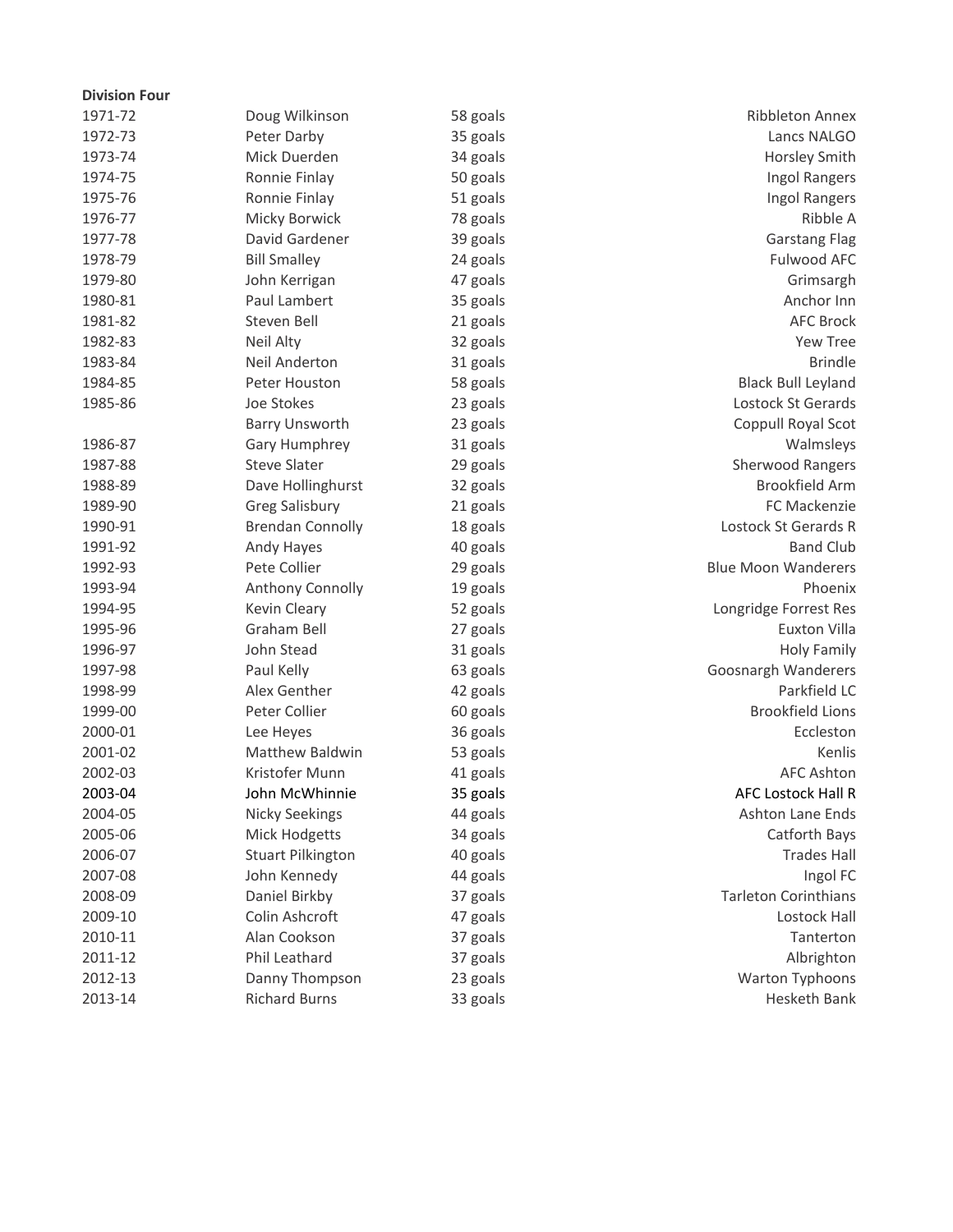**Division Four**

| Season | Player | Goals | Club |
|---|---|---|---|
| 1971-72 | Doug Wilkinson | 58 goals | Ribbleton Annex |
| 1972-73 | Peter Darby | 35 goals | Lancs NALGO |
| 1973-74 | Mick Duerden | 34 goals | Horsley Smith |
| 1974-75 | Ronnie Finlay | 50 goals | Ingol Rangers |
| 1975-76 | Ronnie Finlay | 51 goals | Ingol Rangers |
| 1976-77 | Micky Borwick | 78 goals | Ribble A |
| 1977-78 | David Gardener | 39 goals | Garstang Flag |
| 1978-79 | Bill Smalley | 24 goals | Fulwood AFC |
| 1979-80 | John Kerrigan | 47 goals | Grimsargh |
| 1980-81 | Paul Lambert | 35 goals | Anchor Inn |
| 1981-82 | Steven Bell | 21 goals | AFC Brock |
| 1982-83 | Neil Alty | 32 goals | Yew Tree |
| 1983-84 | Neil Anderton | 31 goals | Brindle |
| 1984-85 | Peter Houston | 58 goals | Black Bull Leyland |
| 1985-86 | Joe Stokes | 23 goals | Lostock St Gerards |
| | Barry Unsworth | 23 goals | Coppull Royal Scot |
| 1986-87 | Gary Humphrey | 31 goals | Walmsleys |
| 1987-88 | Steve Slater | 29 goals | Sherwood Rangers |
| 1988-89 | Dave Hollinghurst | 32 goals | Brookfield Arm |
| 1989-90 | Greg Salisbury | 21 goals | FC Mackenzie |
| 1990-91 | Brendan Connolly | 18 goals | Lostock St Gerards R |
| 1991-92 | Andy Hayes | 40 goals | Band Club |
| 1992-93 | Pete Collier | 29 goals | Blue Moon Wanderers |
| 1993-94 | Anthony Connolly | 19 goals | Phoenix |
| 1994-95 | Kevin Cleary | 52 goals | Longridge Forrest Res |
| 1995-96 | Graham Bell | 27 goals | Euxton Villa |
| 1996-97 | John Stead | 31 goals | Holy Family |
| 1997-98 | Paul Kelly | 63 goals | Goosnargh Wanderers |
| 1998-99 | Alex Genther | 42 goals | Parkfield LC |
| 1999-00 | Peter Collier | 60 goals | Brookfield Lions |
| 2000-01 | Lee Heyes | 36 goals | Eccleston |
| 2001-02 | Matthew Baldwin | 53 goals | Kenlis |
| 2002-03 | Kristofer Munn | 41 goals | AFC Ashton |
| 2003-04 | John McWhinnie | 35 goals | AFC Lostock Hall R |
| 2004-05 | Nicky Seekings | 44 goals | Ashton Lane Ends |
| 2005-06 | Mick Hodgetts | 34 goals | Catforth Bays |
| 2006-07 | Stuart Pilkington | 40 goals | Trades Hall |
| 2007-08 | John Kennedy | 44 goals | Ingol FC |
| 2008-09 | Daniel Birkby | 37 goals | Tarleton Corinthians |
| 2009-10 | Colin Ashcroft | 47 goals | Lostock Hall |
| 2010-11 | Alan Cookson | 37 goals | Tanterton |
| 2011-12 | Phil Leathard | 37 goals | Albrighton |
| 2012-13 | Danny Thompson | 23 goals | Warton Typhoons |
| 2013-14 | Richard Burns | 33 goals | Hesketh Bank |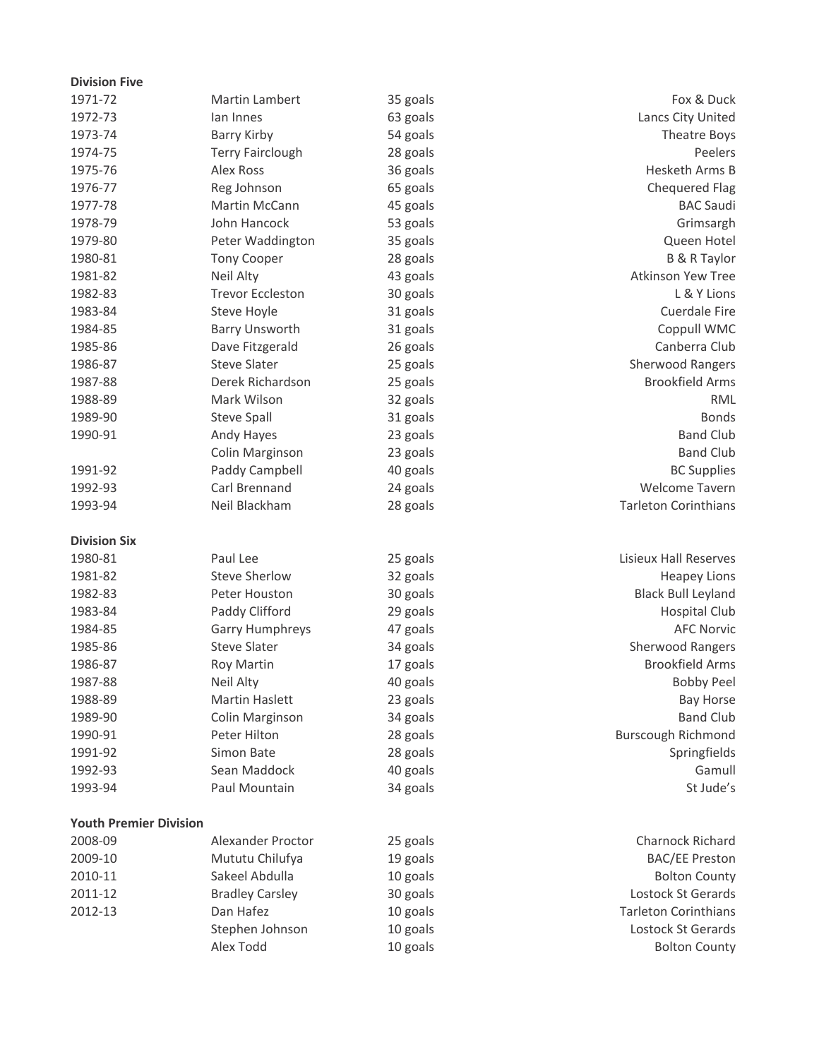**Division Five**

| | | | |
|---|---|---|---|
| 1971-72 | Martin Lambert | 35 goals | Fox & Duck |
| 1972-73 | Ian Innes | 63 goals | Lancs City United |
| 1973-74 | Barry Kirby | 54 goals | Theatre Boys |
| 1974-75 | Terry Fairclough | 28 goals | Peelers |
| 1975-76 | Alex Ross | 36 goals | Hesketh Arms B |
| 1976-77 | Reg Johnson | 65 goals | Chequered Flag |
| 1977-78 | Martin McCann | 45 goals | BAC Saudi |
| 1978-79 | John Hancock | 53 goals | Grimsargh |
| 1979-80 | Peter Waddington | 35 goals | Queen Hotel |
| 1980-81 | Tony Cooper | 28 goals | B & R Taylor |
| 1981-82 | Neil Alty | 43 goals | Atkinson Yew Tree |
| 1982-83 | Trevor Eccleston | 30 goals | L & Y Lions |
| 1983-84 | Steve Hoyle | 31 goals | Cuerdale Fire |
| 1984-85 | Barry Unsworth | 31 goals | Coppull WMC |
| 1985-86 | Dave Fitzgerald | 26 goals | Canberra Club |
| 1986-87 | Steve Slater | 25 goals | Sherwood Rangers |
| 1987-88 | Derek Richardson | 25 goals | Brookfield Arms |
| 1988-89 | Mark Wilson | 32 goals | RML |
| 1989-90 | Steve Spall | 31 goals | Bonds |
| 1990-91 | Andy Hayes | 23 goals | Band Club |
| | Colin Marginson | 23 goals | Band Club |
| 1991-92 | Paddy Campbell | 40 goals | BC Supplies |
| 1992-93 | Carl Brennand | 24 goals | Welcome Tavern |
| 1993-94 | Neil Blackham | 28 goals | Tarleton Corinthians |

**Division Six**

| | | | |
|---|---|---|---|
| 1980-81 | Paul Lee | 25 goals | Lisieux Hall Reserves |
| 1981-82 | Steve Sherlow | 32 goals | Heapey Lions |
| 1982-83 | Peter Houston | 30 goals | Black Bull Leyland |
| 1983-84 | Paddy Clifford | 29 goals | Hospital Club |
| 1984-85 | Garry Humphreys | 47 goals | AFC Norvic |
| 1985-86 | Steve Slater | 34 goals | Sherwood Rangers |
| 1986-87 | Roy Martin | 17 goals | Brookfield Arms |
| 1987-88 | Neil Alty | 40 goals | Bobby Peel |
| 1988-89 | Martin Haslett | 23 goals | Bay Horse |
| 1989-90 | Colin Marginson | 34 goals | Band Club |
| 1990-91 | Peter Hilton | 28 goals | Burscough Richmond |
| 1991-92 | Simon Bate | 28 goals | Springfields |
| 1992-93 | Sean Maddock | 40 goals | Gamull |
| 1993-94 | Paul Mountain | 34 goals | St Jude's |

**Youth Premier Division**

| | | | |
|---|---|---|---|
| 2008-09 | Alexander Proctor | 25 goals | Charnock Richard |
| 2009-10 | Mututu Chilufya | 19 goals | BAC/EE Preston |
| 2010-11 | Sakeel Abdulla | 10 goals | Bolton County |
| 2011-12 | Bradley Carsley | 30 goals | Lostock St Gerards |
| 2012-13 | Dan Hafez | 10 goals | Tarleton Corinthians |
| | Stephen Johnson | 10 goals | Lostock St Gerards |
| | Alex Todd | 10 goals | Bolton County |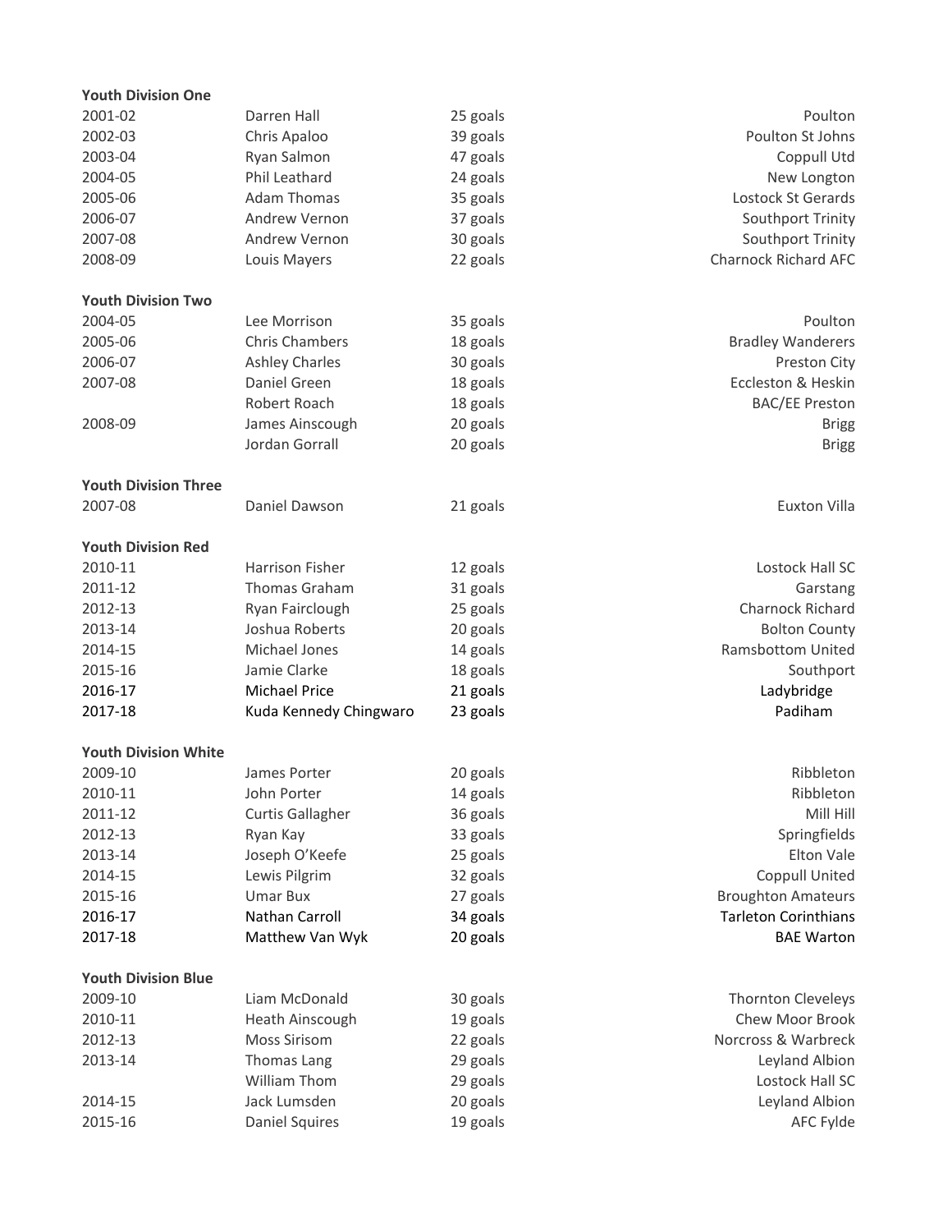**Youth Division One**

| | | | |
|---|---|---|---|
| 2001-02 | Darren Hall | 25 goals | Poulton |
| 2002-03 | Chris Apaloo | 39 goals | Poulton St Johns |
| 2003-04 | Ryan Salmon | 47 goals | Coppull Utd |
| 2004-05 | Phil Leathard | 24 goals | New Longton |
| 2005-06 | Adam Thomas | 35 goals | Lostock St Gerards |
| 2006-07 | Andrew Vernon | 37 goals | Southport Trinity |
| 2007-08 | Andrew Vernon | 30 goals | Southport Trinity |
| 2008-09 | Louis Mayers | 22 goals | Charnock Richard AFC |

**Youth Division Two**

| | | | |
|---|---|---|---|
| 2004-05 | Lee Morrison | 35 goals | Poulton |
| 2005-06 | Chris Chambers | 18 goals | Bradley Wanderers |
| 2006-07 | Ashley Charles | 30 goals | Preston City |
| 2007-08 | Daniel Green | 18 goals | Eccleston & Heskin |
| | Robert Roach | 18 goals | BAC/EE Preston |
| 2008-09 | James Ainscough | 20 goals | Brigg |
| | Jordan Gorrall | 20 goals | Brigg |

**Youth Division Three**

| | | | |
|---|---|---|---|
| 2007-08 | Daniel Dawson | 21 goals | Euxton Villa |

**Youth Division Red**

| | | | |
|---|---|---|---|
| 2010-11 | Harrison Fisher | 12 goals | Lostock Hall SC |
| 2011-12 | Thomas Graham | 31 goals | Garstang |
| 2012-13 | Ryan Fairclough | 25 goals | Charnock Richard |
| 2013-14 | Joshua Roberts | 20 goals | Bolton County |
| 2014-15 | Michael Jones | 14 goals | Ramsbottom United |
| 2015-16 | Jamie Clarke | 18 goals | Southport |
| 2016-17 | Michael Price | 21 goals | Ladybridge |
| 2017-18 | Kuda Kennedy Chingwaro | 23 goals | Padiham |

**Youth Division White**

| | | | |
|---|---|---|---|
| 2009-10 | James Porter | 20 goals | Ribbleton |
| 2010-11 | John Porter | 14 goals | Ribbleton |
| 2011-12 | Curtis Gallagher | 36 goals | Mill Hill |
| 2012-13 | Ryan Kay | 33 goals | Springfields |
| 2013-14 | Joseph O'Keefe | 25 goals | Elton Vale |
| 2014-15 | Lewis Pilgrim | 32 goals | Coppull United |
| 2015-16 | Umar Bux | 27 goals | Broughton Amateurs |
| 2016-17 | Nathan Carroll | 34 goals | Tarleton Corinthians |
| 2017-18 | Matthew Van Wyk | 20 goals | BAE Warton |

**Youth Division Blue**

| | | | |
|---|---|---|---|
| 2009-10 | Liam McDonald | 30 goals | Thornton Cleveleys |
| 2010-11 | Heath Ainscough | 19 goals | Chew Moor Brook |
| 2012-13 | Moss Sirisom | 22 goals | Norcross & Warbreck |
| 2013-14 | Thomas Lang | 29 goals | Leyland Albion |
| | William Thom | 29 goals | Lostock Hall SC |
| 2014-15 | Jack Lumsden | 20 goals | Leyland Albion |
| 2015-16 | Daniel Squires | 19 goals | AFC Fylde |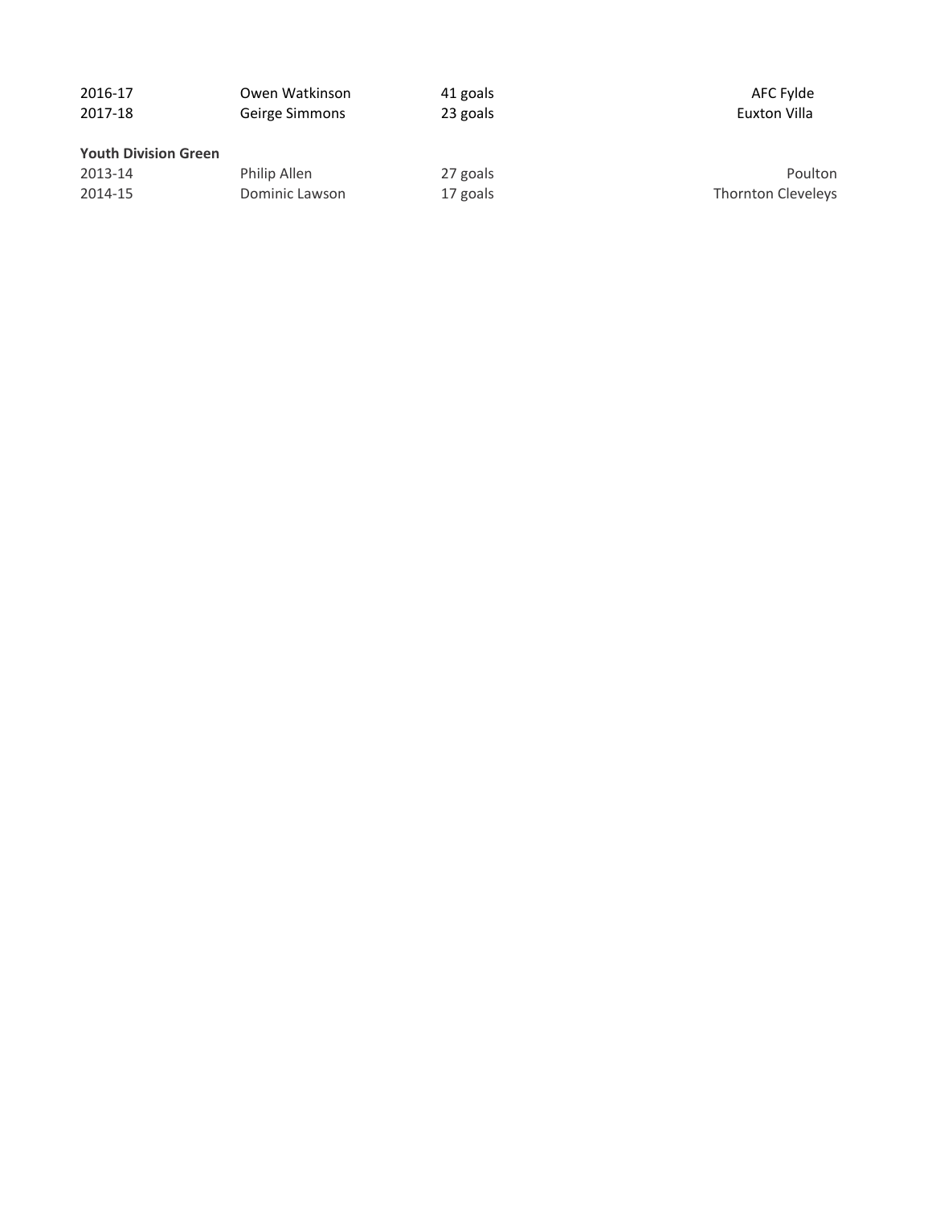| | | | |
|---|---|---|---|
| 2016-17 | Owen Watkinson | 41 goals | AFC Fylde |
| 2017-18 | Geirge Simmons | 23 goals | Euxton Villa |

**Youth Division Green**

| | | | |
|---|---|---|---|
| 2013-14 | Philip Allen | 27 goals | Poulton |
| 2014-15 | Dominic Lawson | 17 goals | Thornton Cleveleys |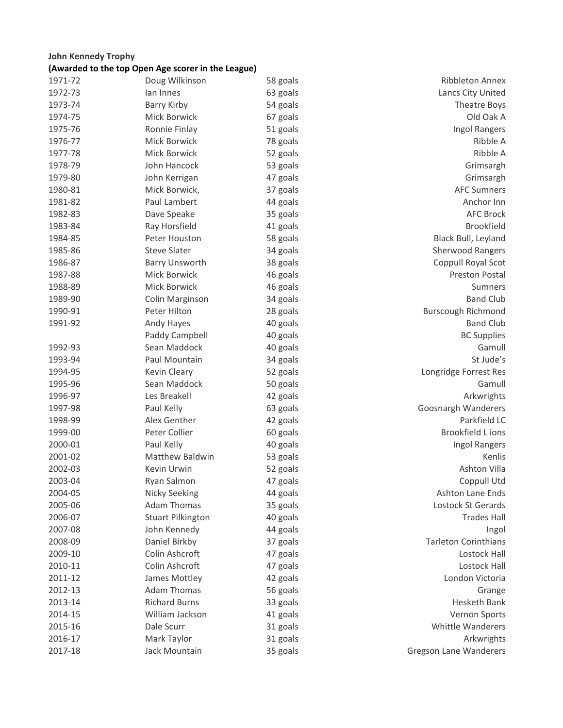**John Kennedy Trophy**

**(Awarded to the top Open Age scorer in the League)**

| | | | |
|---|---|---|---|
| 1971-72 | Doug Wilkinson | 58 goals | Ribbleton Annex |
| 1972-73 | Ian Innes | 63 goals | Lancs City United |
| 1973-74 | Barry Kirby | 54 goals | Theatre Boys |
| 1974-75 | Mick Borwick | 67 goals | Old Oak A |
| 1975-76 | Ronnie Finlay | 51 goals | Ingol Rangers |
| 1976-77 | Mick Borwick | 78 goals | Ribble A |
| 1977-78 | Mick Borwick | 52 goals | Ribble A |
| 1978-79 | John Hancock | 53 goals | Grimsargh |
| 1979-80 | John Kerrigan | 47 goals | Grimsargh |
| 1980-81 | Mick Borwick, | 37 goals | AFC Sumners |
| 1981-82 | Paul Lambert | 44 goals | Anchor Inn |
| 1982-83 | Dave Speake | 35 goals | AFC Brock |
| 1983-84 | Ray Horsfield | 41 goals | Brookfield |
| 1984-85 | Peter Houston | 58 goals | Black Bull, Leyland |
| 1985-86 | Steve Slater | 34 goals | Sherwood Rangers |
| 1986-87 | Barry Unsworth | 38 goals | Coppull Royal Scot |
| 1987-88 | Mick Borwick | 46 goals | Preston Postal |
| 1988-89 | Mick Borwick | 46 goals | Sumners |
| 1989-90 | Colin Marginson | 34 goals | Band Club |
| 1990-91 | Peter Hilton | 28 goals | Burscough Richmond |
| 1991-92 | Andy Hayes | 40 goals | Band Club |
| | Paddy Campbell | 40 goals | BC Supplies |
| 1992-93 | Sean Maddock | 40 goals | Gamull |
| 1993-94 | Paul Mountain | 34 goals | St Jude's |
| 1994-95 | Kevin Cleary | 52 goals | Longridge Forrest Res |
| 1995-96 | Sean Maddock | 50 goals | Gamull |
| 1996-97 | Les Breakell | 42 goals | Arkwrights |
| 1997-98 | Paul Kelly | 63 goals | Goosnargh Wanderers |
| 1998-99 | Alex Genther | 42 goals | Parkfield LC |
| 1999-00 | Peter Collier | 60 goals | Brookfield L ions |
| 2000-01 | Paul Kelly | 40 goals | Ingol Rangers |
| 2001-02 | Matthew Baldwin | 53 goals | Kenlis |
| 2002-03 | Kevin Urwin | 52 goals | Ashton Villa |
| 2003-04 | Ryan Salmon | 47 goals | Coppull Utd |
| 2004-05 | Nicky Seeking | 44 goals | Ashton Lane Ends |
| 2005-06 | Adam Thomas | 35 goals | Lostock St Gerards |
| 2006-07 | Stuart Pilkington | 40 goals | Trades Hall |
| 2007-08 | John Kennedy | 44 goals | Ingol |
| 2008-09 | Daniel Birkby | 37 goals | Tarleton Corinthians |
| 2009-10 | Colin Ashcroft | 47 goals | Lostock Hall |
| 2010-11 | Colin Ashcroft | 47 goals | Lostock Hall |
| 2011-12 | James Mottley | 42 goals | London Victoria |
| 2012-13 | Adam Thomas | 56 goals | Grange |
| 2013-14 | Richard Burns | 33 goals | Hesketh Bank |
| 2014-15 | William Jackson | 41 goals | Vernon Sports |
| 2015-16 | Dale Scurr | 31 goals | Whittle Wanderers |
| 2016-17 | Mark Taylor | 31 goals | Arkwrights |
| 2017-18 | Jack Mountain | 35 goals | Gregson Lane Wanderers |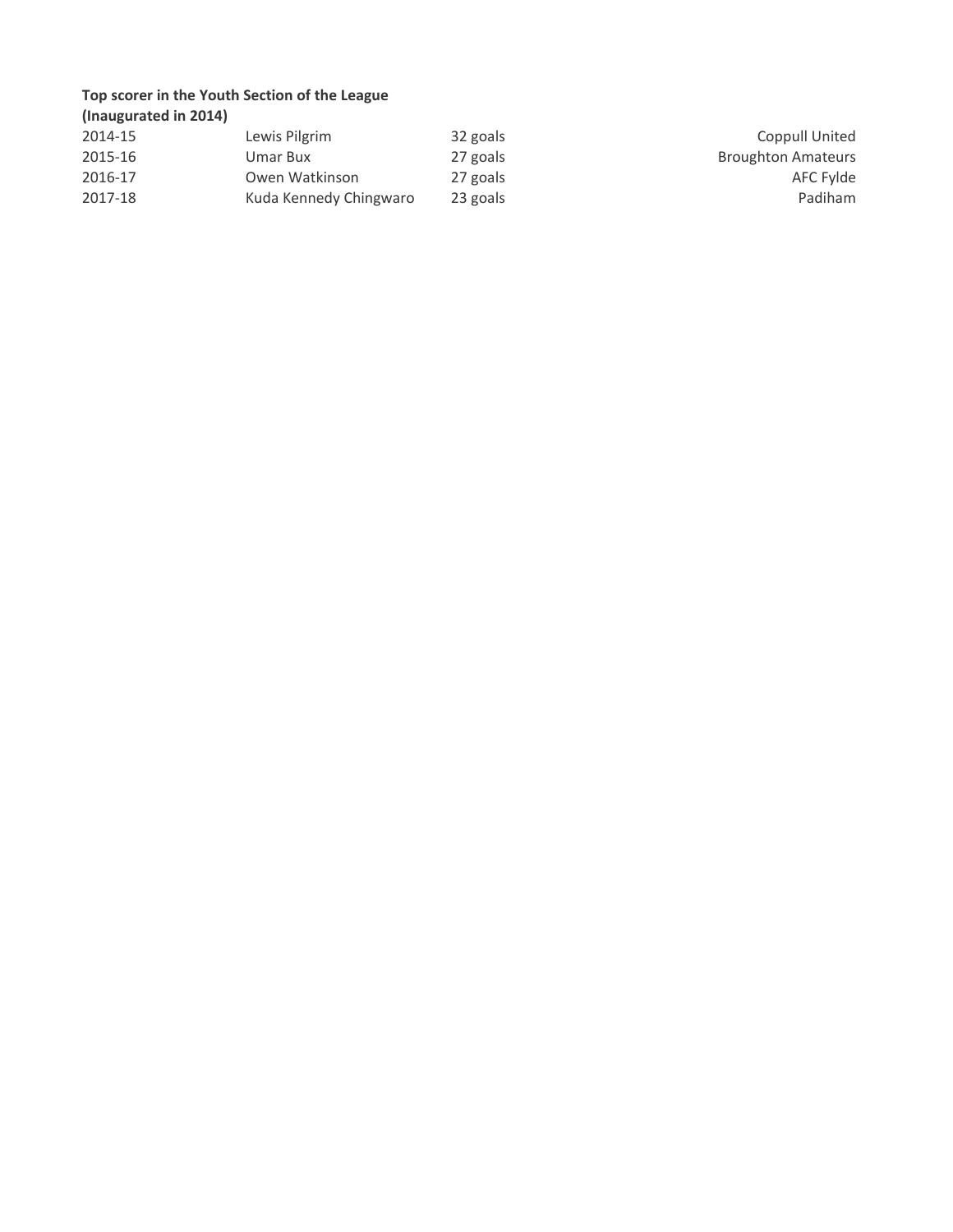**Top scorer in the Youth Section of the League**
**(Inaugurated in 2014)**

| | | | |
|---|---|---|---|
| 2014-15 | Lewis Pilgrim | 32 goals | Coppull United |
| 2015-16 | Umar Bux | 27 goals | Broughton Amateurs |
| 2016-17 | Owen Watkinson | 27 goals | AFC Fylde |
| 2017-18 | Kuda Kennedy Chingwaro | 23 goals | Padiham |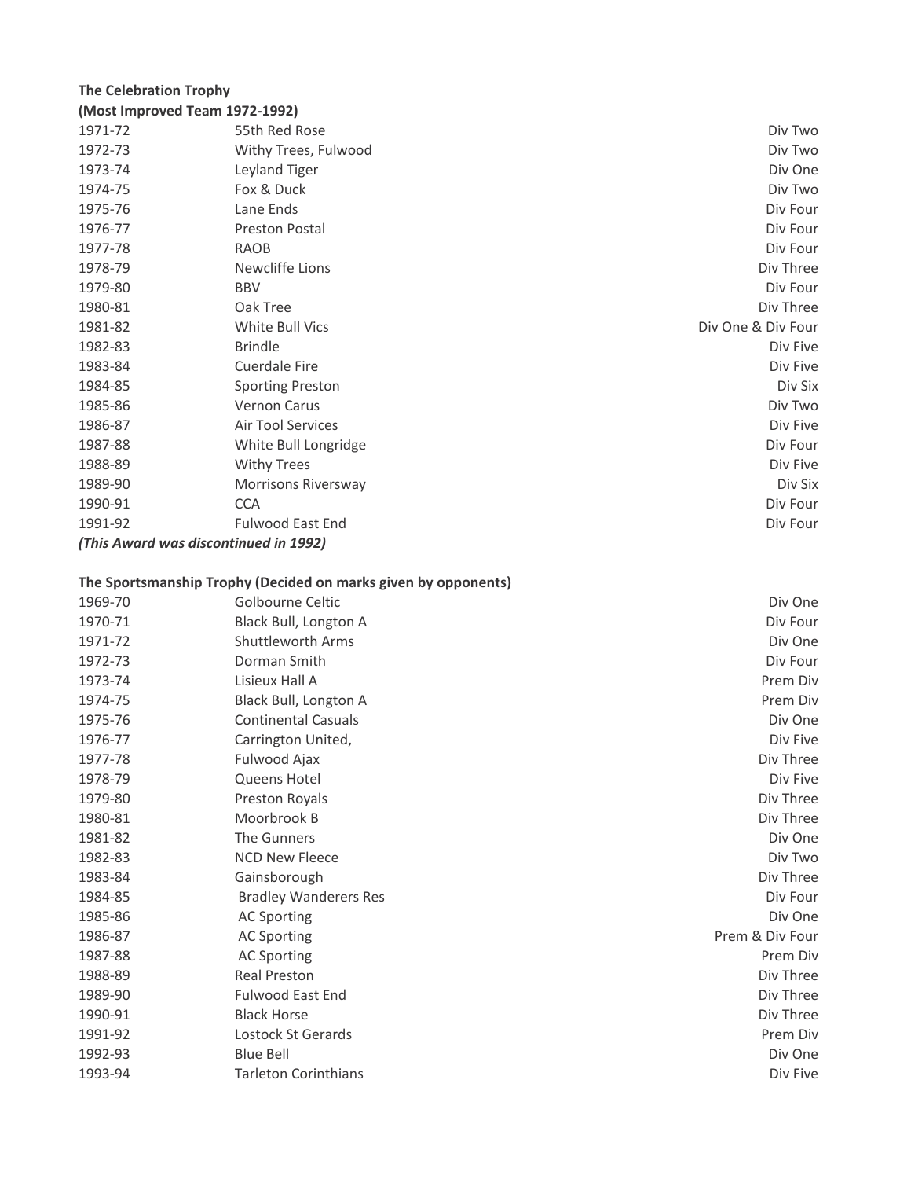**The Celebration Trophy**
**(Most Improved Team 1972-1992)**

| | | |
|---|---|---|
| 1971-72 | 55th Red Rose | Div Two |
| 1972-73 | Withy Trees, Fulwood | Div Two |
| 1973-74 | Leyland Tiger | Div One |
| 1974-75 | Fox & Duck | Div Two |
| 1975-76 | Lane Ends | Div Four |
| 1976-77 | Preston Postal | Div Four |
| 1977-78 | RAOB | Div Four |
| 1978-79 | Newcliffe Lions | Div Three |
| 1979-80 | BBV | Div Four |
| 1980-81 | Oak Tree | Div Three |
| 1981-82 | White Bull Vics | Div One & Div Four |
| 1982-83 | Brindle | Div Five |
| 1983-84 | Cuerdale Fire | Div Five |
| 1984-85 | Sporting Preston | Div Six |
| 1985-86 | Vernon Carus | Div Two |
| 1986-87 | Air Tool Services | Div Five |
| 1987-88 | White Bull Longridge | Div Four |
| 1988-89 | Withy Trees | Div Five |
| 1989-90 | Morrisons Riversway | Div Six |
| 1990-91 | CCA | Div Four |
| 1991-92 | Fulwood East End | Div Four |

***(This Award was discontinued in 1992)***

**The Sportsmanship Trophy (Decided on marks given by opponents)**

| | | |
|---|---|---|
| 1969-70 | Golbourne Celtic | Div One |
| 1970-71 | Black Bull, Longton A | Div Four |
| 1971-72 | Shuttleworth Arms | Div One |
| 1972-73 | Dorman Smith | Div Four |
| 1973-74 | Lisieux Hall A | Prem Div |
| 1974-75 | Black Bull, Longton A | Prem Div |
| 1975-76 | Continental Casuals | Div One |
| 1976-77 | Carrington United, | Div Five |
| 1977-78 | Fulwood Ajax | Div Three |
| 1978-79 | Queens Hotel | Div Five |
| 1979-80 | Preston Royals | Div Three |
| 1980-81 | Moorbrook B | Div Three |
| 1981-82 | The Gunners | Div One |
| 1982-83 | NCD New Fleece | Div Two |
| 1983-84 | Gainsborough | Div Three |
| 1984-85 | Bradley Wanderers Res | Div Four |
| 1985-86 | AC Sporting | Div One |
| 1986-87 | AC Sporting | Prem & Div Four |
| 1987-88 | AC Sporting | Prem Div |
| 1988-89 | Real Preston | Div Three |
| 1989-90 | Fulwood East End | Div Three |
| 1990-91 | Black Horse | Div Three |
| 1991-92 | Lostock St Gerards | Prem Div |
| 1992-93 | Blue Bell | Div One |
| 1993-94 | Tarleton Corinthians | Div Five |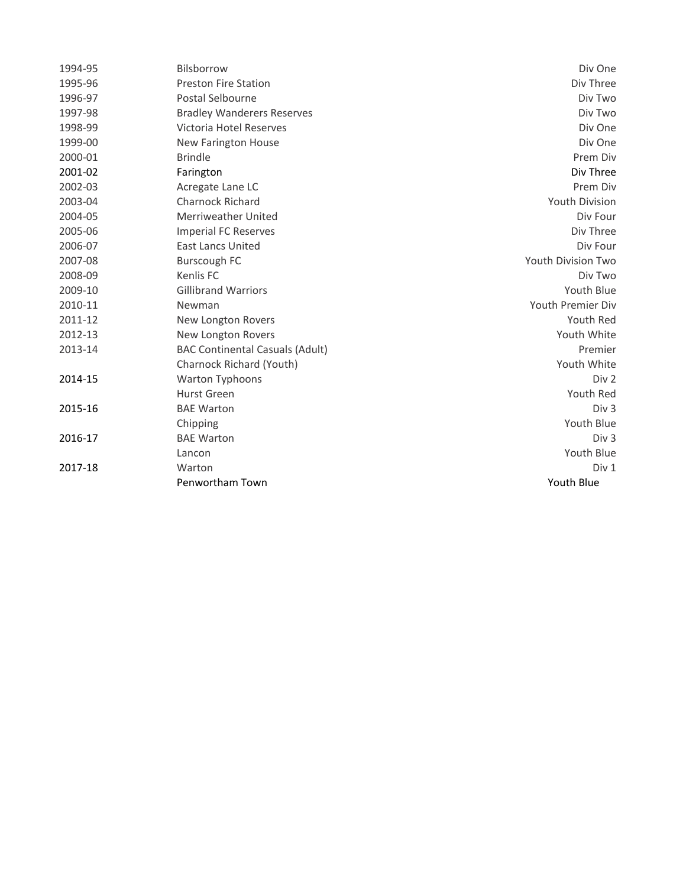| | | |
|---|---|---|
| 1994-95 | Bilsborrow | Div One |
| 1995-96 | Preston Fire Station | Div Three |
| 1996-97 | Postal Selbourne | Div Two |
| 1997-98 | Bradley Wanderers Reserves | Div Two |
| 1998-99 | Victoria Hotel Reserves | Div One |
| 1999-00 | New Farington House | Div One |
| 2000-01 | Brindle | Prem Div |
| 2001-02 | Farington | Div Three |
| 2002-03 | Acregate Lane LC | Prem Div |
| 2003-04 | Charnock Richard | Youth Division |
| 2004-05 | Merriweather United | Div Four |
| 2005-06 | Imperial FC Reserves | Div Three |
| 2006-07 | East Lancs United | Div Four |
| 2007-08 | Burscough FC | Youth Division Two |
| 2008-09 | Kenlis FC | Div Two |
| 2009-10 | Gillibrand Warriors | Youth Blue |
| 2010-11 | Newman | Youth Premier Div |
| 2011-12 | New Longton Rovers | Youth Red |
| 2012-13 | New Longton Rovers | Youth White |
| 2013-14 | BAC Continental Casuals (Adult) | Premier |
| | Charnock Richard (Youth) | Youth White |
| 2014-15 | Warton Typhoons | Div 2 |
| | Hurst Green | Youth Red |
| 2015-16 | BAE Warton | Div 3 |
| | Chipping | Youth Blue |
| 2016-17 | BAE Warton | Div 3 |
| | Lancon | Youth Blue |
| 2017-18 | Warton | Div 1 |
| | Penwortham Town | Youth Blue |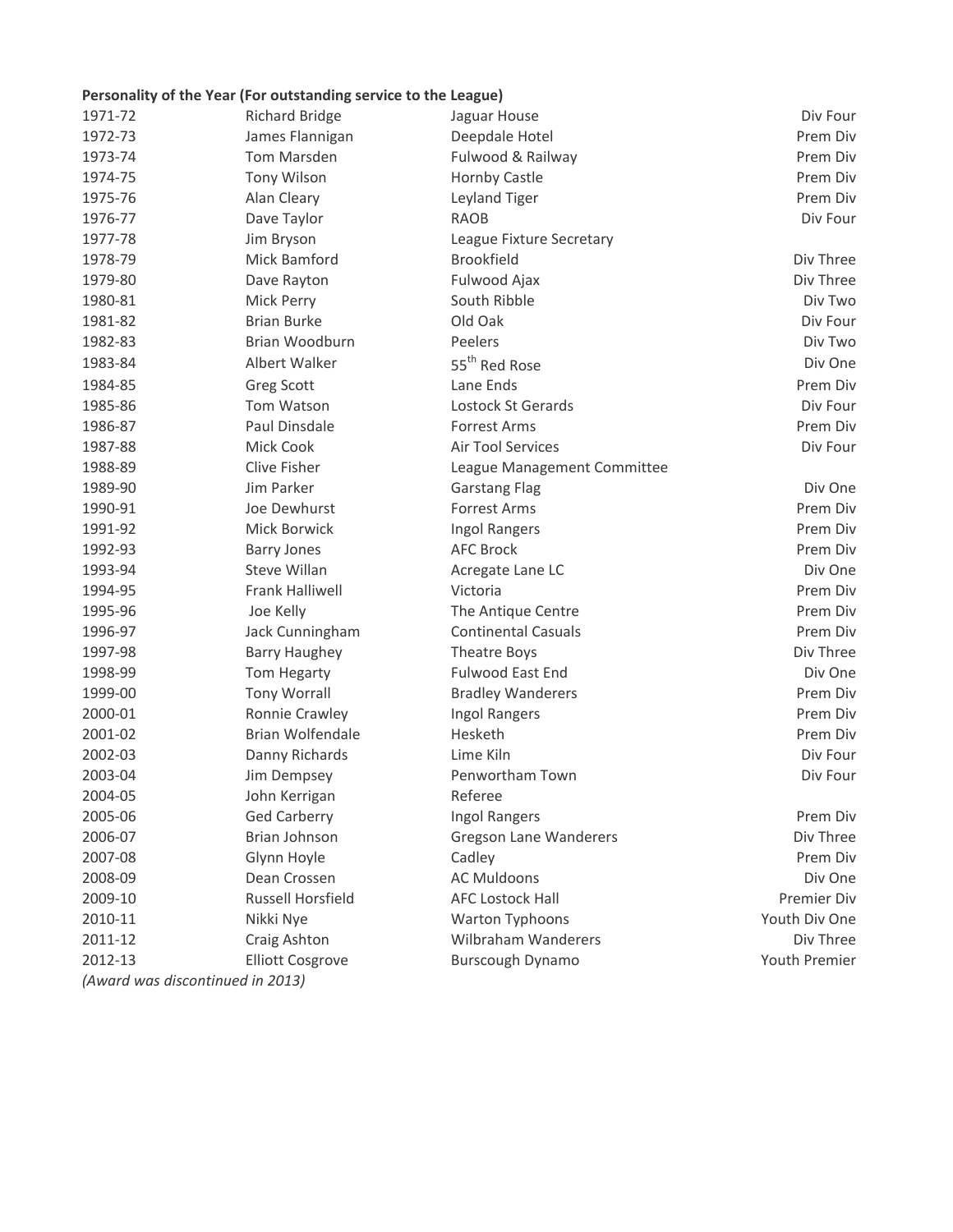**Personality of the Year (For outstanding service to the League)**

| Season | Name | Club | Division |
|---|---|---|---|
| 1971-72 | Richard Bridge | Jaguar House | Div Four |
| 1972-73 | James Flannigan | Deepdale Hotel | Prem Div |
| 1973-74 | Tom Marsden | Fulwood & Railway | Prem Div |
| 1974-75 | Tony Wilson | Hornby Castle | Prem Div |
| 1975-76 | Alan Cleary | Leyland Tiger | Prem Div |
| 1976-77 | Dave Taylor | RAOB | Div Four |
| 1977-78 | Jim Bryson | League Fixture Secretary | |
| 1978-79 | Mick Bamford | Brookfield | Div Three |
| 1979-80 | Dave Rayton | Fulwood Ajax | Div Three |
| 1980-81 | Mick Perry | South Ribble | Div Two |
| 1981-82 | Brian Burke | Old Oak | Div Four |
| 1982-83 | Brian Woodburn | Peelers | Div Two |
| 1983-84 | Albert Walker | 55th Red Rose | Div One |
| 1984-85 | Greg Scott | Lane Ends | Prem Div |
| 1985-86 | Tom Watson | Lostock St Gerards | Div Four |
| 1986-87 | Paul Dinsdale | Forrest Arms | Prem Div |
| 1987-88 | Mick Cook | Air Tool Services | Div Four |
| 1988-89 | Clive Fisher | League Management Committee | |
| 1989-90 | Jim Parker | Garstang Flag | Div One |
| 1990-91 | Joe Dewhurst | Forrest Arms | Prem Div |
| 1991-92 | Mick Borwick | Ingol Rangers | Prem Div |
| 1992-93 | Barry Jones | AFC Brock | Prem Div |
| 1993-94 | Steve Willan | Acregate Lane LC | Div One |
| 1994-95 | Frank Halliwell | Victoria | Prem Div |
| 1995-96 | Joe Kelly | The Antique Centre | Prem Div |
| 1996-97 | Jack Cunningham | Continental Casuals | Prem Div |
| 1997-98 | Barry Haughey | Theatre Boys | Div Three |
| 1998-99 | Tom Hegarty | Fulwood East End | Div One |
| 1999-00 | Tony Worrall | Bradley Wanderers | Prem Div |
| 2000-01 | Ronnie Crawley | Ingol Rangers | Prem Div |
| 2001-02 | Brian Wolfendale | Hesketh | Prem Div |
| 2002-03 | Danny Richards | Lime Kiln | Div Four |
| 2003-04 | Jim Dempsey | Penwortham Town | Div Four |
| 2004-05 | John Kerrigan | Referee | |
| 2005-06 | Ged Carberry | Ingol Rangers | Prem Div |
| 2006-07 | Brian Johnson | Gregson Lane Wanderers | Div Three |
| 2007-08 | Glynn Hoyle | Cadley | Prem Div |
| 2008-09 | Dean Crossen | AC Muldoons | Div One |
| 2009-10 | Russell Horsfield | AFC Lostock Hall | Premier Div |
| 2010-11 | Nikki Nye | Warton Typhoons | Youth Div One |
| 2011-12 | Craig Ashton | Wilbraham Wanderers | Div Three |
| 2012-13 | Elliott Cosgrove | Burscough Dynamo | Youth Premier |

*(Award was discontinued in 2013)*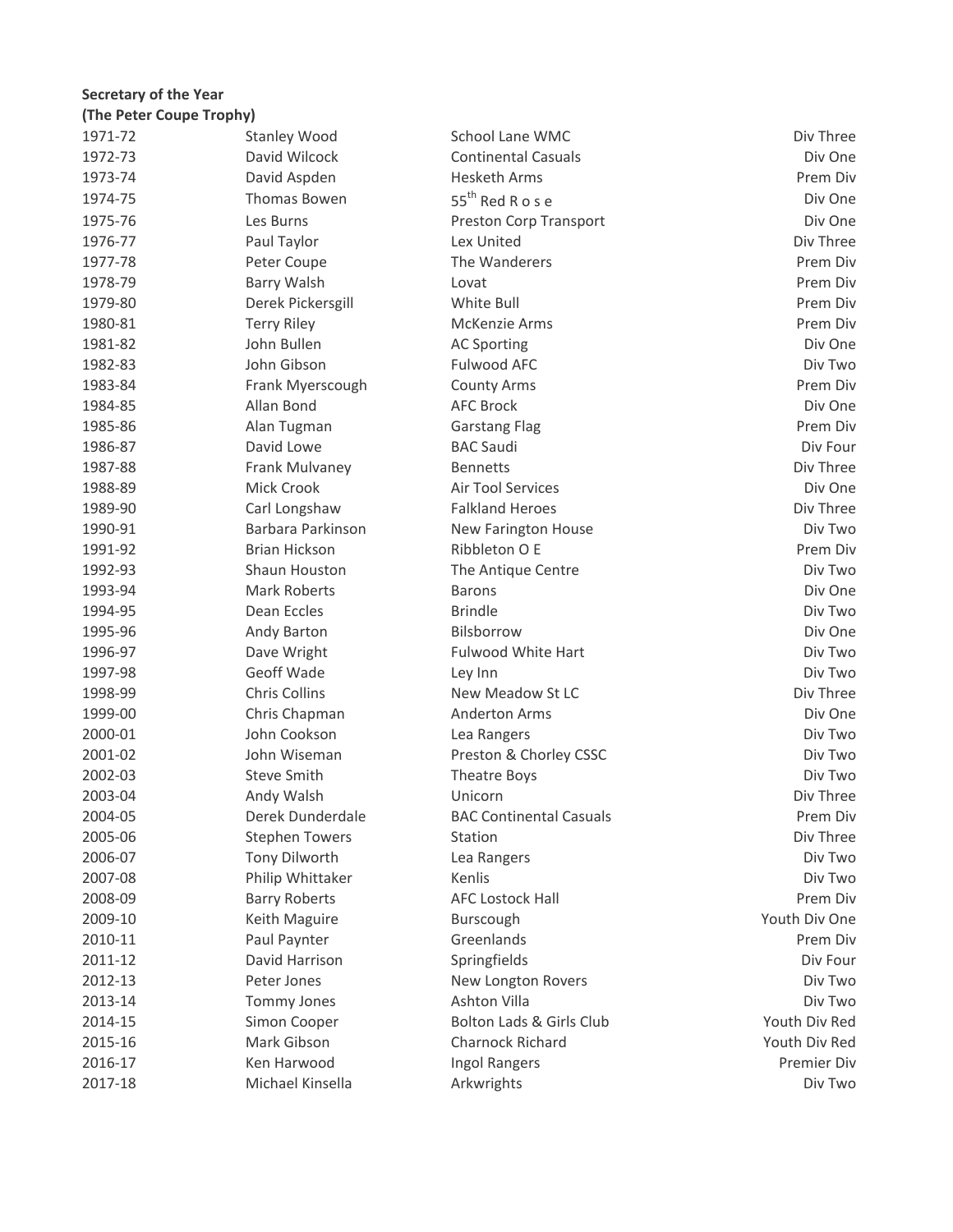**Secretary of the Year**
**(The Peter Coupe Trophy)**

| | | | |
|---|---|---|---|
| 1971-72 | Stanley Wood | School Lane WMC | Div Three |
| 1972-73 | David Wilcock | Continental Casuals | Div One |
| 1973-74 | David Aspden | Hesketh Arms | Prem Div |
| 1974-75 | Thomas Bowen | 55th Red R o s e | Div One |
| 1975-76 | Les Burns | Preston Corp Transport | Div One |
| 1976-77 | Paul Taylor | Lex United | Div Three |
| 1977-78 | Peter Coupe | The Wanderers | Prem Div |
| 1978-79 | Barry Walsh | Lovat | Prem Div |
| 1979-80 | Derek Pickersgill | White Bull | Prem Div |
| 1980-81 | Terry Riley | McKenzie Arms | Prem Div |
| 1981-82 | John Bullen | AC Sporting | Div One |
| 1982-83 | John Gibson | Fulwood AFC | Div Two |
| 1983-84 | Frank Myerscough | County Arms | Prem Div |
| 1984-85 | Allan Bond | AFC Brock | Div One |
| 1985-86 | Alan Tugman | Garstang Flag | Prem Div |
| 1986-87 | David Lowe | BAC Saudi | Div Four |
| 1987-88 | Frank Mulvaney | Bennetts | Div Three |
| 1988-89 | Mick Crook | Air Tool Services | Div One |
| 1989-90 | Carl Longshaw | Falkland Heroes | Div Three |
| 1990-91 | Barbara Parkinson | New Farington House | Div Two |
| 1991-92 | Brian Hickson | Ribbleton O E | Prem Div |
| 1992-93 | Shaun Houston | The Antique Centre | Div Two |
| 1993-94 | Mark Roberts | Barons | Div One |
| 1994-95 | Dean Eccles | Brindle | Div Two |
| 1995-96 | Andy Barton | Bilsborrow | Div One |
| 1996-97 | Dave Wright | Fulwood White Hart | Div Two |
| 1997-98 | Geoff Wade | Ley Inn | Div Two |
| 1998-99 | Chris Collins | New Meadow St LC | Div Three |
| 1999-00 | Chris Chapman | Anderton Arms | Div One |
| 2000-01 | John Cookson | Lea Rangers | Div Two |
| 2001-02 | John Wiseman | Preston & Chorley CSSC | Div Two |
| 2002-03 | Steve Smith | Theatre Boys | Div Two |
| 2003-04 | Andy Walsh | Unicorn | Div Three |
| 2004-05 | Derek Dunderdale | BAC Continental Casuals | Prem Div |
| 2005-06 | Stephen Towers | Station | Div Three |
| 2006-07 | Tony Dilworth | Lea Rangers | Div Two |
| 2007-08 | Philip Whittaker | Kenlis | Div Two |
| 2008-09 | Barry Roberts | AFC Lostock Hall | Prem Div |
| 2009-10 | Keith Maguire | Burscough | Youth Div One |
| 2010-11 | Paul Paynter | Greenlands | Prem Div |
| 2011-12 | David Harrison | Springfields | Div Four |
| 2012-13 | Peter Jones | New Longton Rovers | Div Two |
| 2013-14 | Tommy Jones | Ashton Villa | Div Two |
| 2014-15 | Simon Cooper | Bolton Lads & Girls Club | Youth Div Red |
| 2015-16 | Mark Gibson | Charnock Richard | Youth Div Red |
| 2016-17 | Ken Harwood | Ingol Rangers | Premier Div |
| 2017-18 | Michael Kinsella | Arkwrights | Div Two |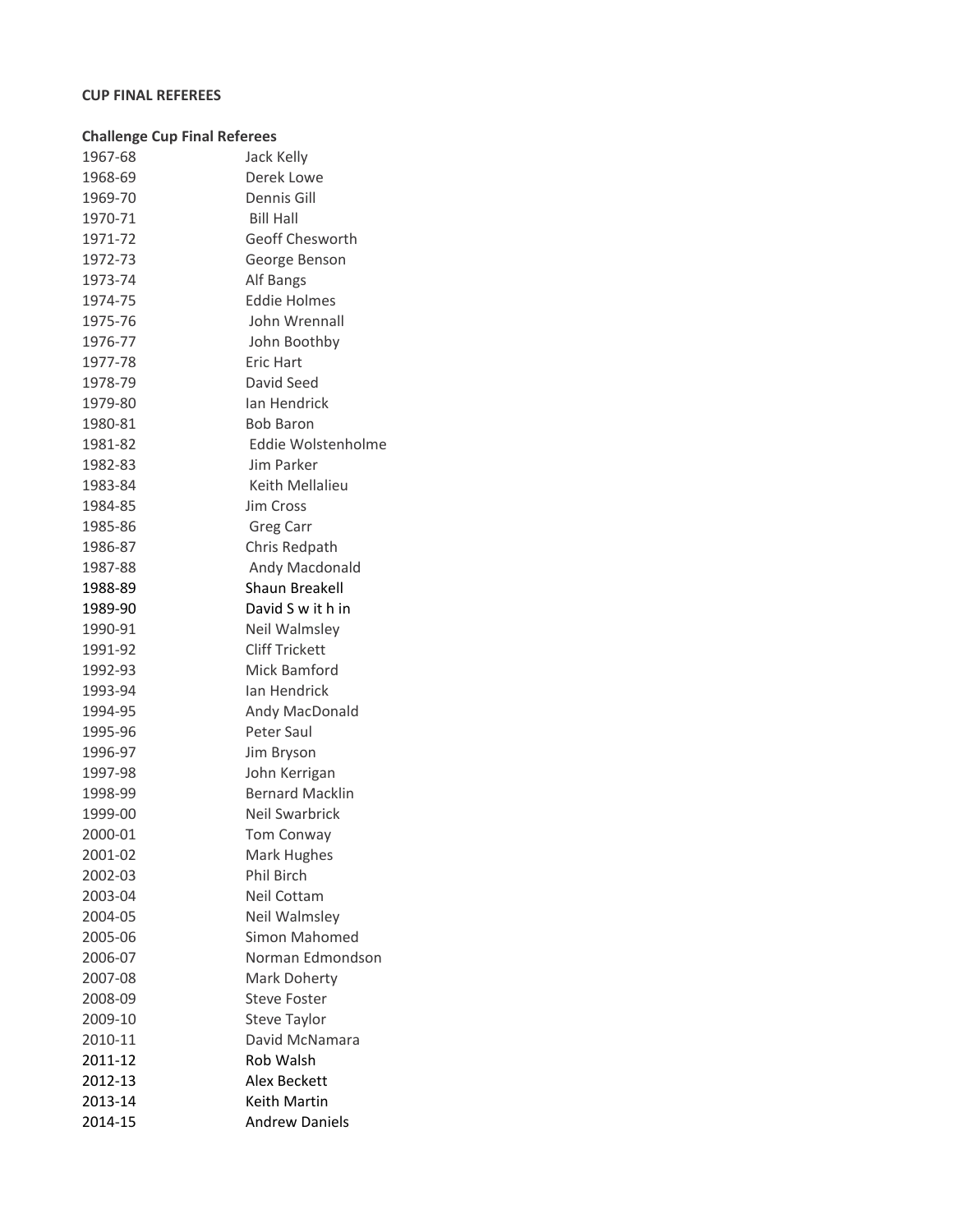**CUP FINAL REFEREES**

**Challenge Cup Final Referees**

| | |
|---|---|
| 1967-68 | Jack Kelly |
| 1968-69 | Derek Lowe |
| 1969-70 | Dennis Gill |
| 1970-71 | Bill Hall |
| 1971-72 | Geoff Chesworth |
| 1972-73 | George Benson |
| 1973-74 | Alf Bangs |
| 1974-75 | Eddie Holmes |
| 1975-76 | John Wrennall |
| 1976-77 | John Boothby |
| 1977-78 | Eric Hart |
| 1978-79 | David Seed |
| 1979-80 | Ian Hendrick |
| 1980-81 | Bob Baron |
| 1981-82 | Eddie Wolstenholme |
| 1982-83 | Jim Parker |
| 1983-84 | Keith Mellalieu |
| 1984-85 | Jim Cross |
| 1985-86 | Greg Carr |
| 1986-87 | Chris Redpath |
| 1987-88 | Andy Macdonald |
| 1988-89 | Shaun Breakell |
| 1989-90 | David S w it h in |
| 1990-91 | Neil Walmsley |
| 1991-92 | Cliff Trickett |
| 1992-93 | Mick Bamford |
| 1993-94 | Ian Hendrick |
| 1994-95 | Andy MacDonald |
| 1995-96 | Peter Saul |
| 1996-97 | Jim Bryson |
| 1997-98 | John Kerrigan |
| 1998-99 | Bernard Macklin |
| 1999-00 | Neil Swarbrick |
| 2000-01 | Tom Conway |
| 2001-02 | Mark Hughes |
| 2002-03 | Phil Birch |
| 2003-04 | Neil Cottam |
| 2004-05 | Neil Walmsley |
| 2005-06 | Simon Mahomed |
| 2006-07 | Norman Edmondson |
| 2007-08 | Mark Doherty |
| 2008-09 | Steve Foster |
| 2009-10 | Steve Taylor |
| 2010-11 | David McNamara |
| 2011-12 | Rob Walsh |
| 2012-13 | Alex Beckett |
| 2013-14 | Keith Martin |
| 2014-15 | Andrew Daniels |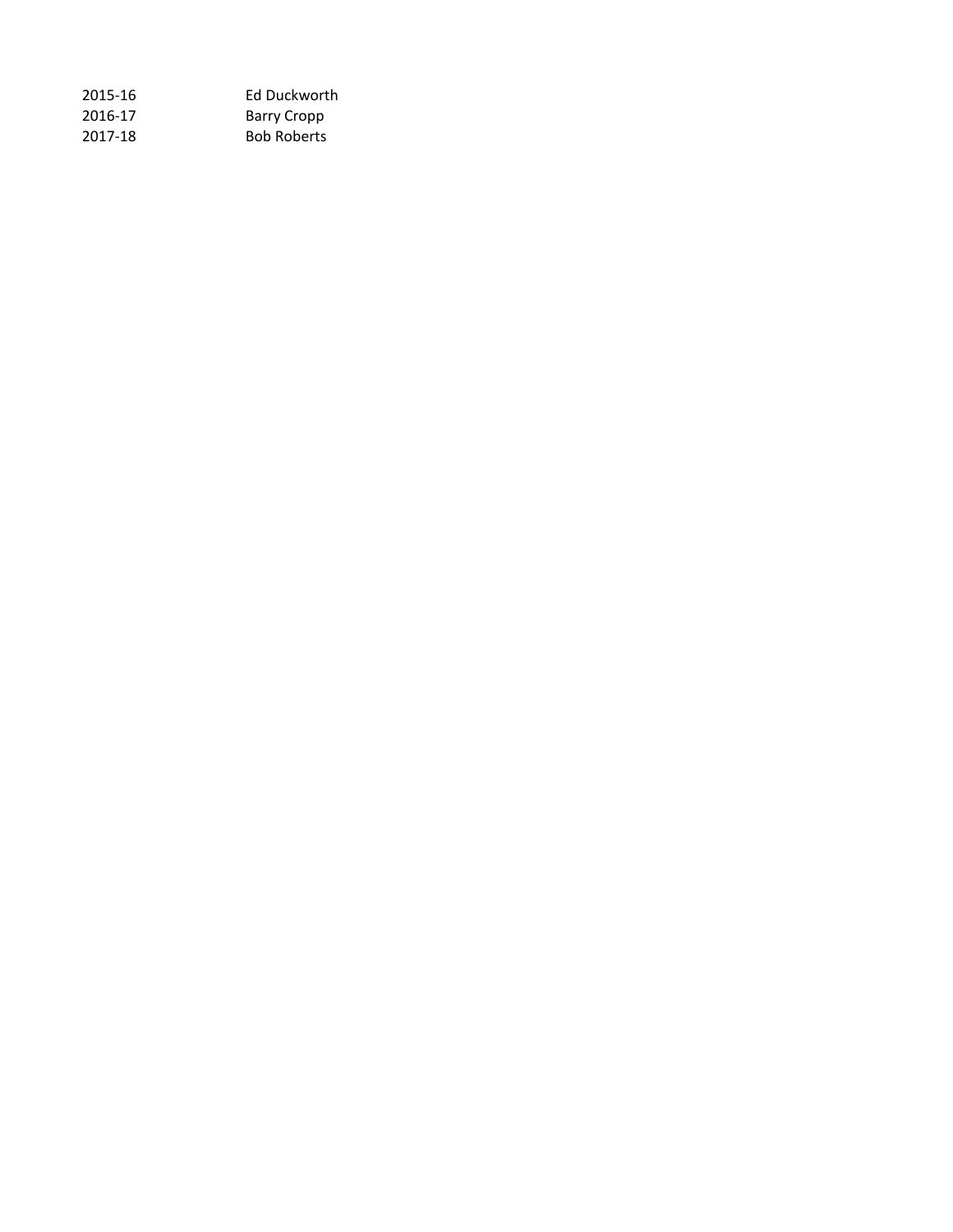| | |
|---|---|
| 2015-16 | Ed Duckworth |
| 2016-17 | Barry Cropp |
| 2017-18 | Bob Roberts |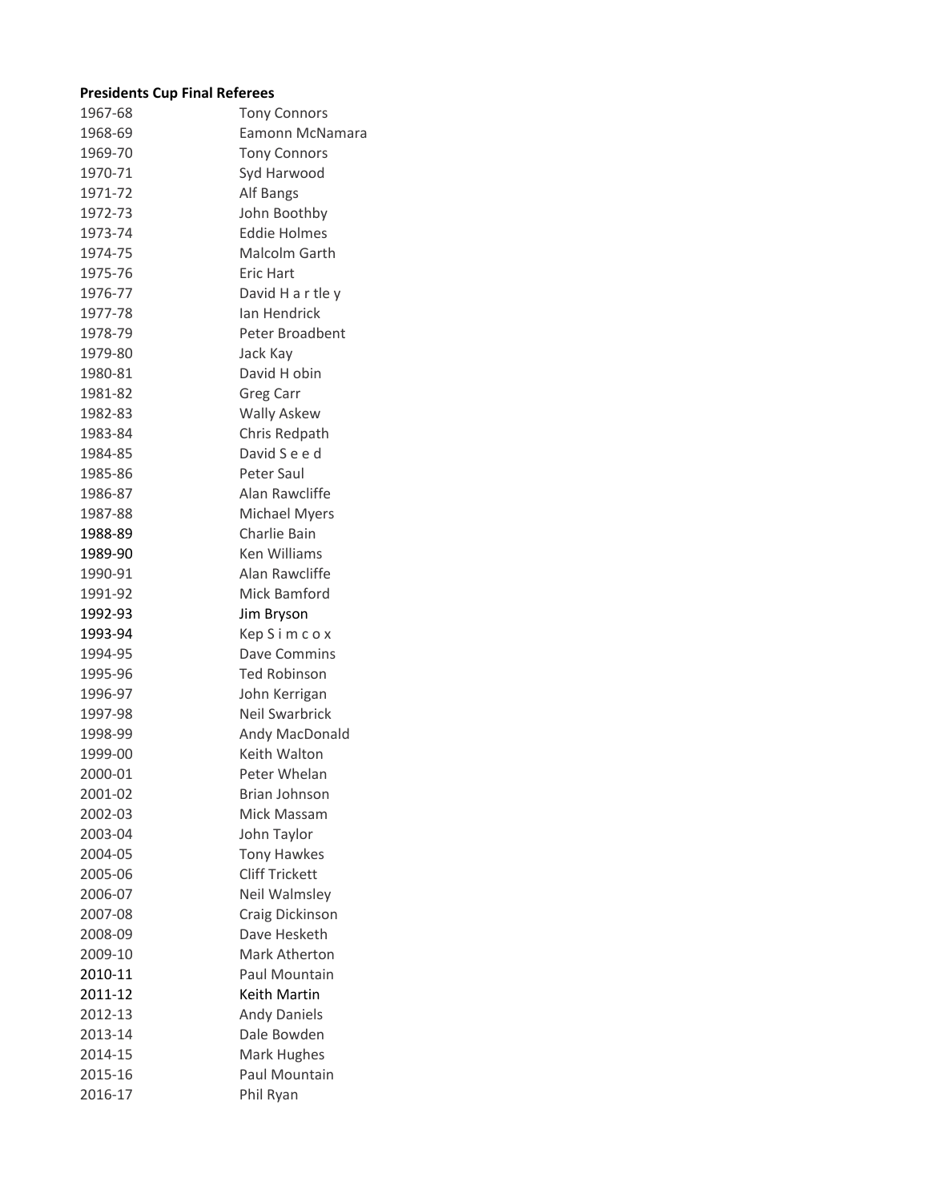**Presidents Cup Final Referees**

| | |
|---|---|
| 1967-68 | Tony Connors |
| 1968-69 | Eamonn McNamara |
| 1969-70 | Tony Connors |
| 1970-71 | Syd Harwood |
| 1971-72 | Alf Bangs |
| 1972-73 | John Boothby |
| 1973-74 | Eddie Holmes |
| 1974-75 | Malcolm Garth |
| 1975-76 | Eric Hart |
| 1976-77 | David H a r tle y |
| 1977-78 | Ian Hendrick |
| 1978-79 | Peter Broadbent |
| 1979-80 | Jack Kay |
| 1980-81 | David H obin |
| 1981-82 | Greg Carr |
| 1982-83 | Wally Askew |
| 1983-84 | Chris Redpath |
| 1984-85 | David S e e d |
| 1985-86 | Peter Saul |
| 1986-87 | Alan Rawcliffe |
| 1987-88 | Michael Myers |
| 1988-89 | Charlie Bain |
| 1989-90 | Ken Williams |
| 1990-91 | Alan Rawcliffe |
| 1991-92 | Mick Bamford |
| 1992-93 | Jim Bryson |
| 1993-94 | Kep S i m c o x |
| 1994-95 | Dave Commins |
| 1995-96 | Ted Robinson |
| 1996-97 | John Kerrigan |
| 1997-98 | Neil Swarbrick |
| 1998-99 | Andy MacDonald |
| 1999-00 | Keith Walton |
| 2000-01 | Peter Whelan |
| 2001-02 | Brian Johnson |
| 2002-03 | Mick Massam |
| 2003-04 | John Taylor |
| 2004-05 | Tony Hawkes |
| 2005-06 | Cliff Trickett |
| 2006-07 | Neil Walmsley |
| 2007-08 | Craig Dickinson |
| 2008-09 | Dave Hesketh |
| 2009-10 | Mark Atherton |
| 2010-11 | Paul Mountain |
| 2011-12 | Keith Martin |
| 2012-13 | Andy Daniels |
| 2013-14 | Dale Bowden |
| 2014-15 | Mark Hughes |
| 2015-16 | Paul Mountain |
| 2016-17 | Phil Ryan |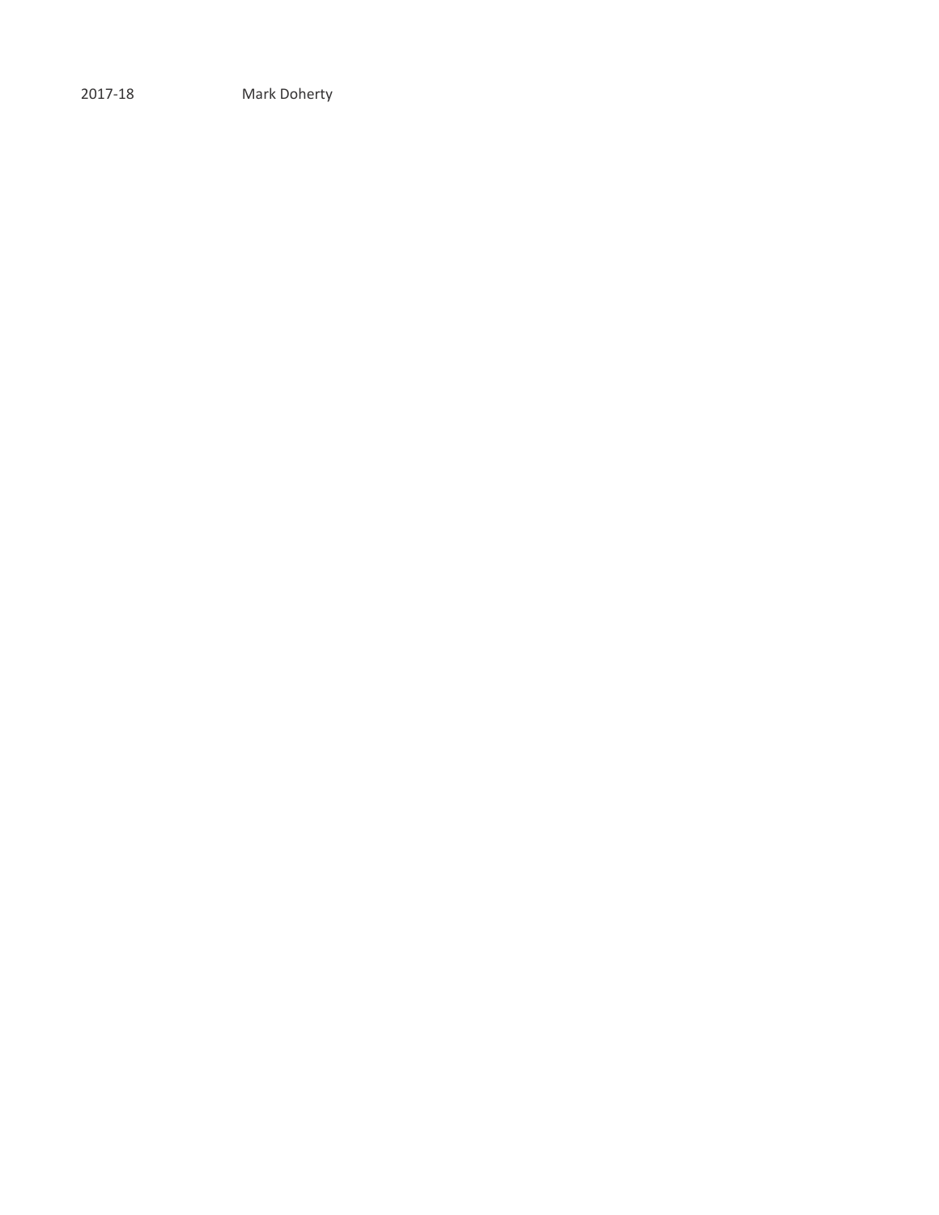| 2017-18 | Mark Doherty |
|---|---|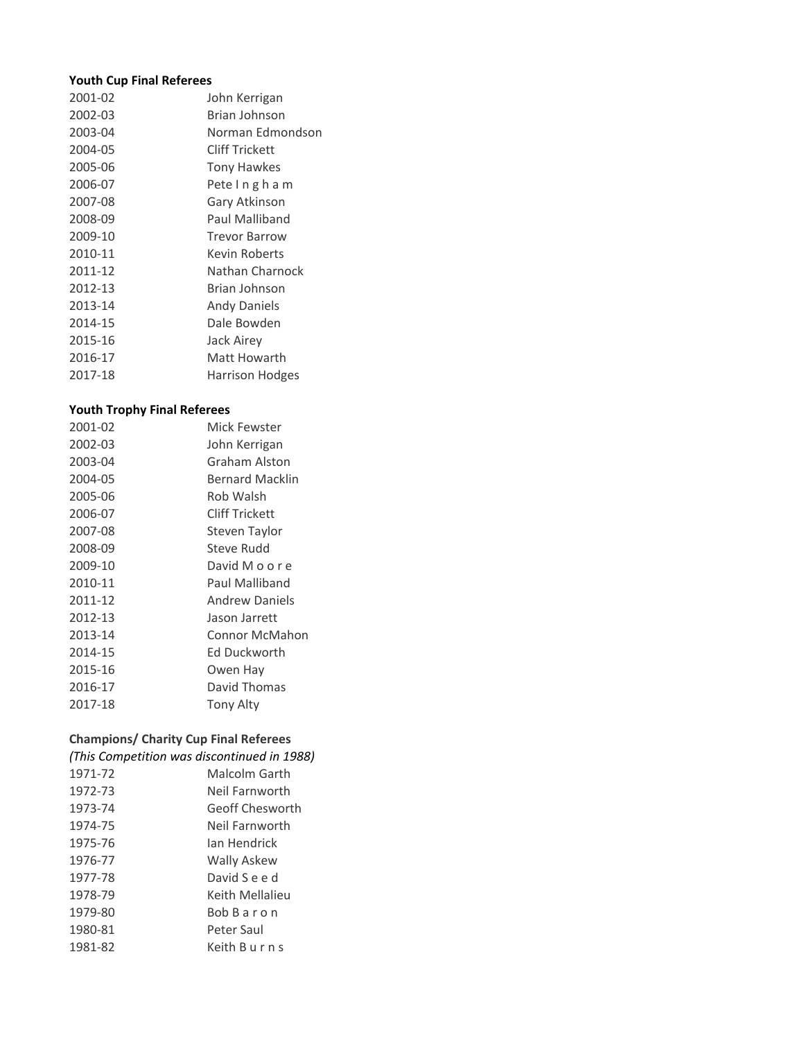**Youth Cup Final Referees**

| | |
|---|---|
| 2001-02 | John Kerrigan |
| 2002-03 | Brian Johnson |
| 2003-04 | Norman Edmondson |
| 2004-05 | Cliff Trickett |
| 2005-06 | Tony Hawkes |
| 2006-07 | Pete Ingham |
| 2007-08 | Gary Atkinson |
| 2008-09 | Paul Malliband |
| 2009-10 | Trevor Barrow |
| 2010-11 | Kevin Roberts |
| 2011-12 | Nathan Charnock |
| 2012-13 | Brian Johnson |
| 2013-14 | Andy Daniels |
| 2014-15 | Dale Bowden |
| 2015-16 | Jack Airey |
| 2016-17 | Matt Howarth |
| 2017-18 | Harrison Hodges |

**Youth Trophy Final Referees**

| | |
|---|---|
| 2001-02 | Mick Fewster |
| 2002-03 | John Kerrigan |
| 2003-04 | Graham Alston |
| 2004-05 | Bernard Macklin |
| 2005-06 | Rob Walsh |
| 2006-07 | Cliff Trickett |
| 2007-08 | Steven Taylor |
| 2008-09 | Steve Rudd |
| 2009-10 | David Moore |
| 2010-11 | Paul Malliband |
| 2011-12 | Andrew Daniels |
| 2012-13 | Jason Jarrett |
| 2013-14 | Connor McMahon |
| 2014-15 | Ed Duckworth |
| 2015-16 | Owen Hay |
| 2016-17 | David Thomas |
| 2017-18 | Tony Alty |

**Champions/ Charity Cup Final Referees**

*(This Competition was discontinued in 1988)*

| | |
|---|---|
| 1971-72 | Malcolm Garth |
| 1972-73 | Neil Farnworth |
| 1973-74 | Geoff Chesworth |
| 1974-75 | Neil Farnworth |
| 1975-76 | Ian Hendrick |
| 1976-77 | Wally Askew |
| 1977-78 | David Seed |
| 1978-79 | Keith Mellalieu |
| 1979-80 | Bob Baron |
| 1980-81 | Peter Saul |
| 1981-82 | Keith Burns |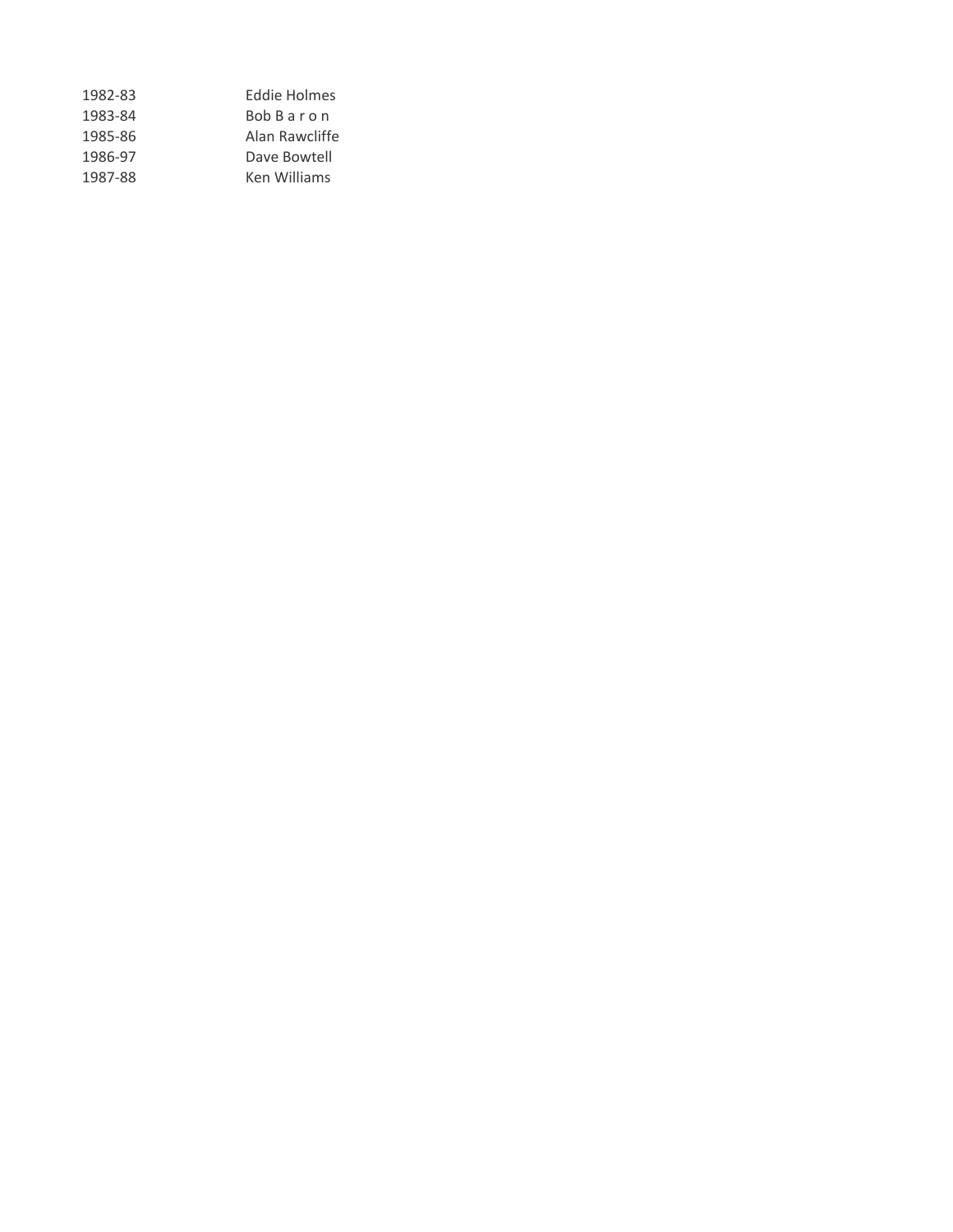| | |
|---|---|
| 1982-83 | Eddie Holmes |
| 1983-84 | Bob B a r o n |
| 1985-86 | Alan Rawcliffe |
| 1986-97 | Dave Bowtell |
| 1987-88 | Ken Williams |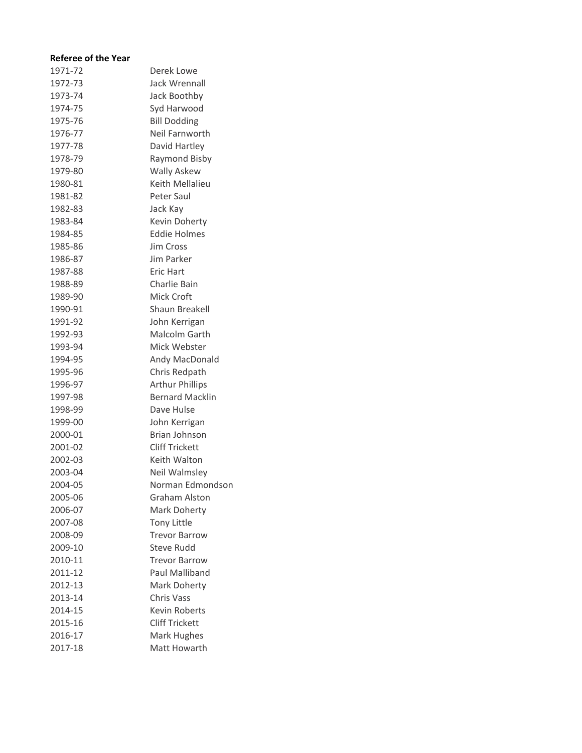**Referee of the Year**

| | |
|---|---|
| 1971-72 | Derek Lowe |
| 1972-73 | Jack Wrennall |
| 1973-74 | Jack Boothby |
| 1974-75 | Syd Harwood |
| 1975-76 | Bill Dodding |
| 1976-77 | Neil Farnworth |
| 1977-78 | David Hartley |
| 1978-79 | Raymond Bisby |
| 1979-80 | Wally Askew |
| 1980-81 | Keith Mellalieu |
| 1981-82 | Peter Saul |
| 1982-83 | Jack Kay |
| 1983-84 | Kevin Doherty |
| 1984-85 | Eddie Holmes |
| 1985-86 | Jim Cross |
| 1986-87 | Jim Parker |
| 1987-88 | Eric Hart |
| 1988-89 | Charlie Bain |
| 1989-90 | Mick Croft |
| 1990-91 | Shaun Breakell |
| 1991-92 | John Kerrigan |
| 1992-93 | Malcolm Garth |
| 1993-94 | Mick Webster |
| 1994-95 | Andy MacDonald |
| 1995-96 | Chris Redpath |
| 1996-97 | Arthur Phillips |
| 1997-98 | Bernard Macklin |
| 1998-99 | Dave Hulse |
| 1999-00 | John Kerrigan |
| 2000-01 | Brian Johnson |
| 2001-02 | Cliff Trickett |
| 2002-03 | Keith Walton |
| 2003-04 | Neil Walmsley |
| 2004-05 | Norman Edmondson |
| 2005-06 | Graham Alston |
| 2006-07 | Mark Doherty |
| 2007-08 | Tony Little |
| 2008-09 | Trevor Barrow |
| 2009-10 | Steve Rudd |
| 2010-11 | Trevor Barrow |
| 2011-12 | Paul Malliband |
| 2012-13 | Mark Doherty |
| 2013-14 | Chris Vass |
| 2014-15 | Kevin Roberts |
| 2015-16 | Cliff Trickett |
| 2016-17 | Mark Hughes |
| 2017-18 | Matt Howarth |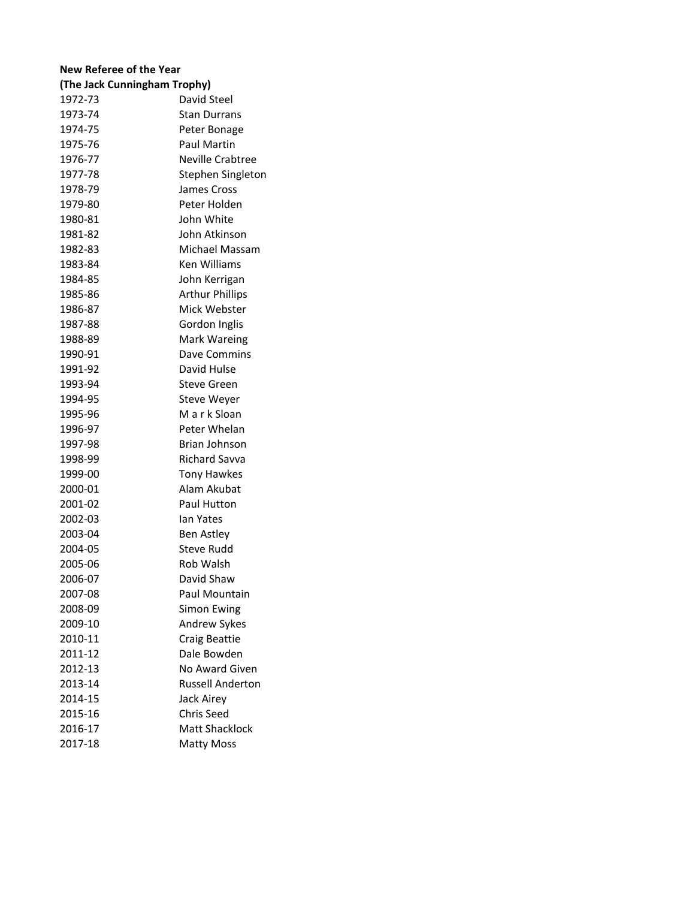**New Referee of the Year**
**(The Jack Cunningham Trophy)**

| | |
|---|---|
| 1972-73 | David Steel |
| 1973-74 | Stan Durrans |
| 1974-75 | Peter Bonage |
| 1975-76 | Paul Martin |
| 1976-77 | Neville Crabtree |
| 1977-78 | Stephen Singleton |
| 1978-79 | James Cross |
| 1979-80 | Peter Holden |
| 1980-81 | John White |
| 1981-82 | John Atkinson |
| 1982-83 | Michael Massam |
| 1983-84 | Ken Williams |
| 1984-85 | John Kerrigan |
| 1985-86 | Arthur Phillips |
| 1986-87 | Mick Webster |
| 1987-88 | Gordon Inglis |
| 1988-89 | Mark Wareing |
| 1990-91 | Dave Commins |
| 1991-92 | David Hulse |
| 1993-94 | Steve Green |
| 1994-95 | Steve Weyer |
| 1995-96 | M a r k Sloan |
| 1996-97 | Peter Whelan |
| 1997-98 | Brian Johnson |
| 1998-99 | Richard Savva |
| 1999-00 | Tony Hawkes |
| 2000-01 | Alam Akubat |
| 2001-02 | Paul Hutton |
| 2002-03 | Ian Yates |
| 2003-04 | Ben Astley |
| 2004-05 | Steve Rudd |
| 2005-06 | Rob Walsh |
| 2006-07 | David Shaw |
| 2007-08 | Paul Mountain |
| 2008-09 | Simon Ewing |
| 2009-10 | Andrew Sykes |
| 2010-11 | Craig Beattie |
| 2011-12 | Dale Bowden |
| 2012-13 | No Award Given |
| 2013-14 | Russell Anderton |
| 2014-15 | Jack Airey |
| 2015-16 | Chris Seed |
| 2016-17 | Matt Shacklock |
| 2017-18 | Matty Moss |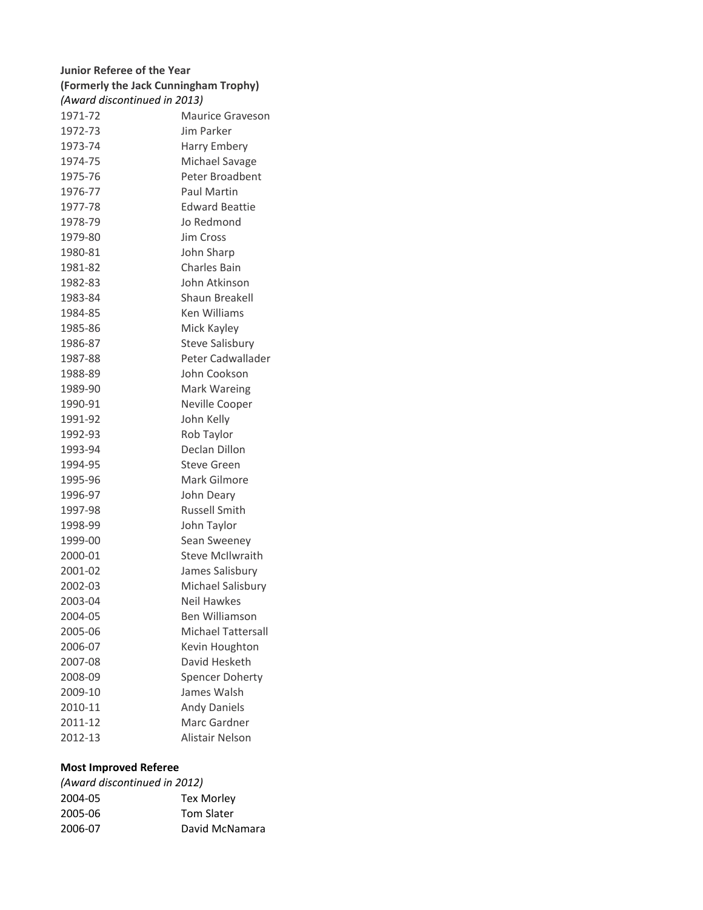**Junior Referee of the Year**
**(Formerly the Jack Cunningham Trophy)**
*(Award discontinued in 2013)*

| | |
|---|---|
| 1971-72 | Maurice Graveson |
| 1972-73 | Jim Parker |
| 1973-74 | Harry Embery |
| 1974-75 | Michael Savage |
| 1975-76 | Peter Broadbent |
| 1976-77 | Paul Martin |
| 1977-78 | Edward Beattie |
| 1978-79 | Jo Redmond |
| 1979-80 | Jim Cross |
| 1980-81 | John Sharp |
| 1981-82 | Charles Bain |
| 1982-83 | John Atkinson |
| 1983-84 | Shaun Breakell |
| 1984-85 | Ken Williams |
| 1985-86 | Mick Kayley |
| 1986-87 | Steve Salisbury |
| 1987-88 | Peter Cadwallader |
| 1988-89 | John Cookson |
| 1989-90 | Mark Wareing |
| 1990-91 | Neville Cooper |
| 1991-92 | John Kelly |
| 1992-93 | Rob Taylor |
| 1993-94 | Declan Dillon |
| 1994-95 | Steve Green |
| 1995-96 | Mark Gilmore |
| 1996-97 | John Deary |
| 1997-98 | Russell Smith |
| 1998-99 | John Taylor |
| 1999-00 | Sean Sweeney |
| 2000-01 | Steve McIlwraith |
| 2001-02 | James Salisbury |
| 2002-03 | Michael Salisbury |
| 2003-04 | Neil Hawkes |
| 2004-05 | Ben Williamson |
| 2005-06 | Michael Tattersall |
| 2006-07 | Kevin Houghton |
| 2007-08 | David Hesketh |
| 2008-09 | Spencer Doherty |
| 2009-10 | James Walsh |
| 2010-11 | Andy Daniels |
| 2011-12 | Marc Gardner |
| 2012-13 | Alistair Nelson |

**Most Improved Referee**
*(Award discontinued in 2012)*

| | |
|---|---|
| 2004-05 | Tex Morley |
| 2005-06 | Tom Slater |
| 2006-07 | David McNamara |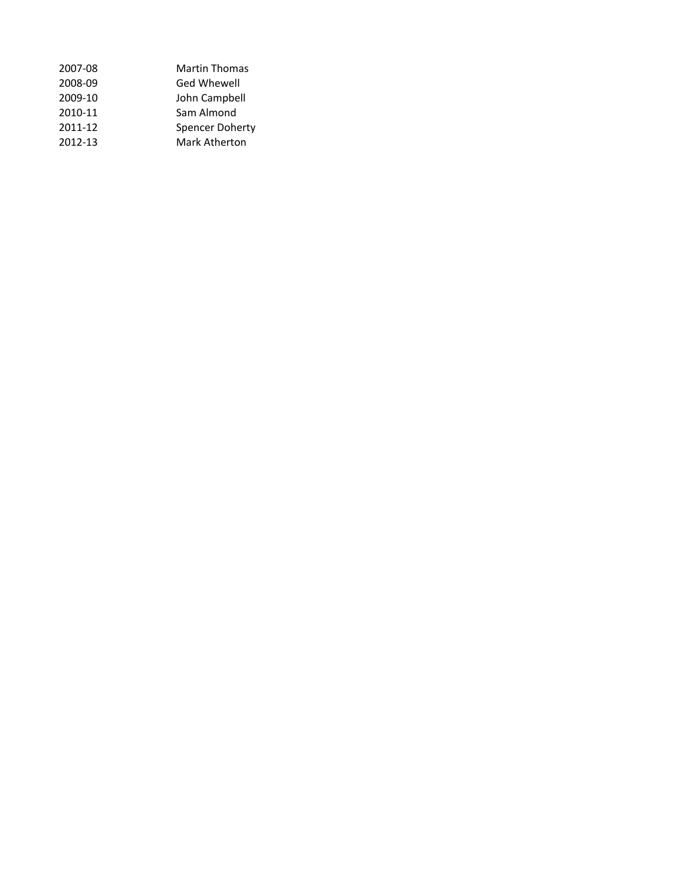| | |
|---|---|
| 2007-08 | Martin Thomas |
| 2008-09 | Ged Whewell |
| 2009-10 | John Campbell |
| 2010-11 | Sam Almond |
| 2011-12 | Spencer Doherty |
| 2012-13 | Mark Atherton |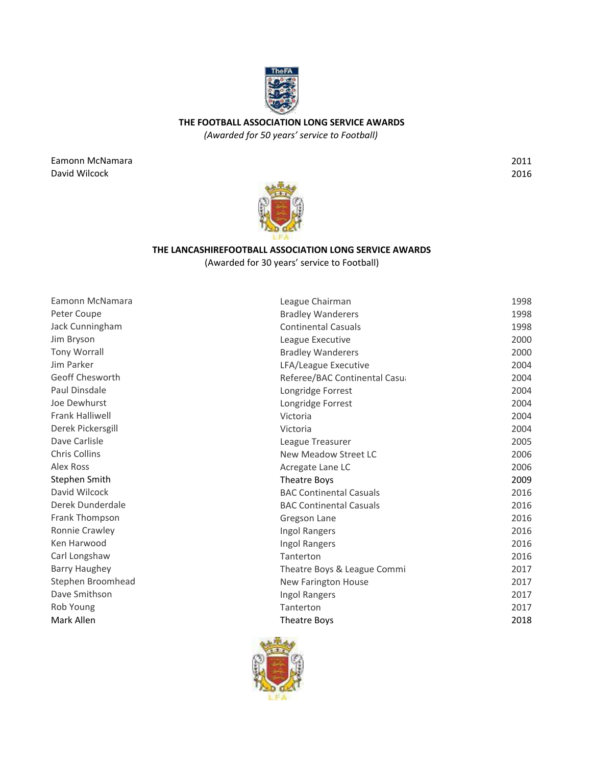## THE FOOTBALL ASSOCIATION LONG SERVICE AWARDS

*(Awarded for 50 years' service to Football)*

| | |
|---|---|
| Eamonn McNamara | 2011 |
| David Wilcock | 2016 |

## THE LANCASHIREFOOTBALL ASSOCIATION LONG SERVICE AWARDS

(Awarded for 30 years' service to Football)

| | | |
|---|---|---|
| Eamonn McNamara | League Chairman | 1998 |
| Peter Coupe | Bradley Wanderers | 1998 |
| Jack Cunningham | Continental Casuals | 1998 |
| Jim Bryson | League Executive | 2000 |
| Tony Worrall | Bradley Wanderers | 2000 |
| Jim Parker | LFA/League Executive | 2004 |
| Geoff Chesworth | Referee/BAC Continental Casu | 2004 |
| Paul Dinsdale | Longridge Forrest | 2004 |
| Joe Dewhurst | Longridge Forrest | 2004 |
| Frank Halliwell | Victoria | 2004 |
| Derek Pickersgill | Victoria | 2004 |
| Dave Carlisle | League Treasurer | 2005 |
| Chris Collins | New Meadow Street LC | 2006 |
| Alex Ross | Acregate Lane LC | 2006 |
| Stephen Smith | Theatre Boys | 2009 |
| David Wilcock | BAC Continental Casuals | 2016 |
| Derek Dunderdale | BAC Continental Casuals | 2016 |
| Frank Thompson | Gregson Lane | 2016 |
| Ronnie Crawley | Ingol Rangers | 2016 |
| Ken Harwood | Ingol Rangers | 2016 |
| Carl Longshaw | Tanterton | 2016 |
| Barry Haughey | Theatre Boys & League Commi | 2017 |
| Stephen Broomhead | New Farington House | 2017 |
| Dave Smithson | Ingol Rangers | 2017 |
| Rob Young | Tanterton | 2017 |
| Mark Allen | Theatre Boys | 2018 |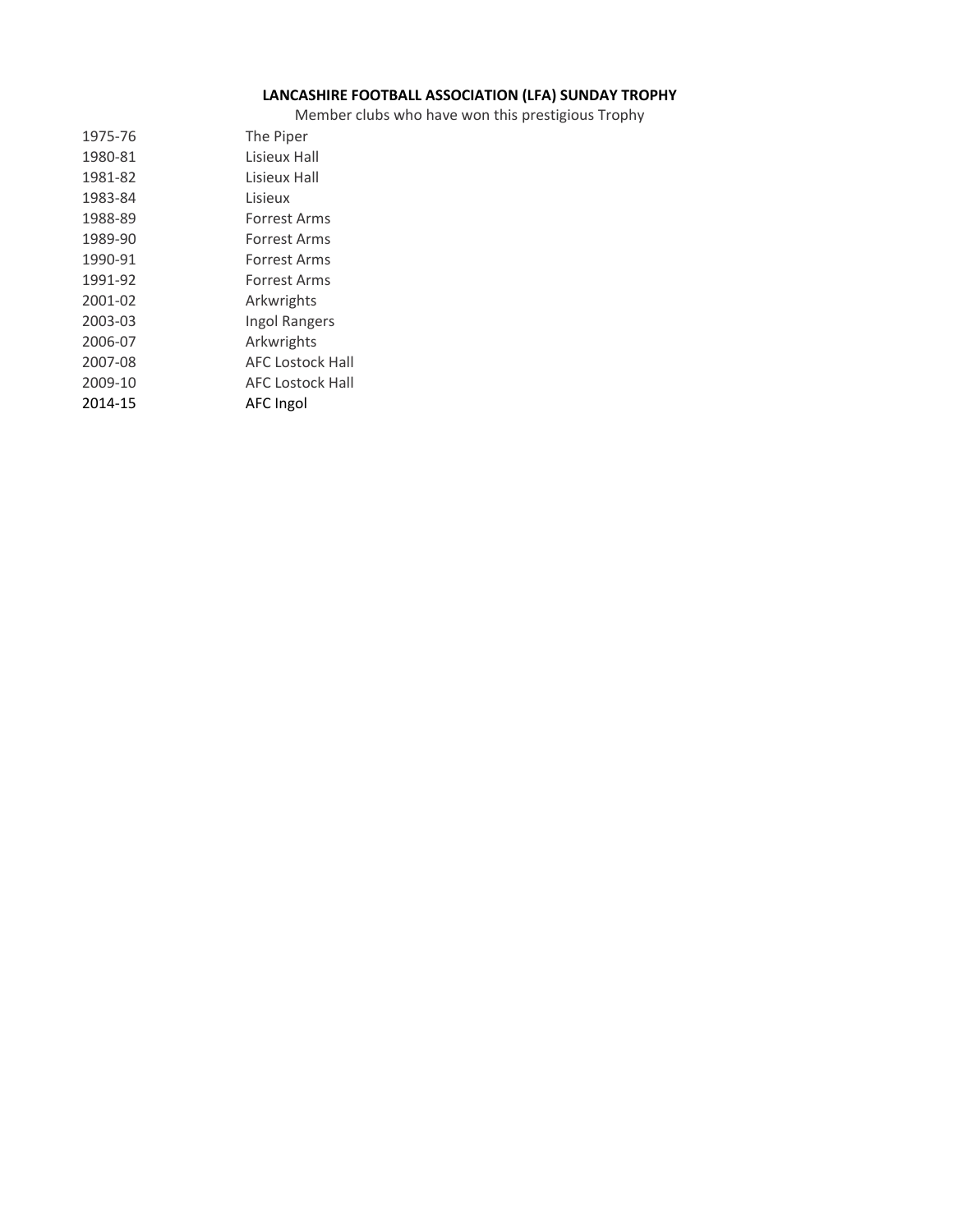**LANCASHIRE FOOTBALL ASSOCIATION (LFA) SUNDAY TROPHY**

Member clubs who have won this prestigious Trophy

| | |
|---|---|
| 1975-76 | The Piper |
| 1980-81 | Lisieux Hall |
| 1981-82 | Lisieux Hall |
| 1983-84 | Lisieux |
| 1988-89 | Forrest Arms |
| 1989-90 | Forrest Arms |
| 1990-91 | Forrest Arms |
| 1991-92 | Forrest Arms |
| 2001-02 | Arkwrights |
| 2003-03 | Ingol Rangers |
| 2006-07 | Arkwrights |
| 2007-08 | AFC Lostock Hall |
| 2009-10 | AFC Lostock Hall |
| 2014-15 | AFC Ingol |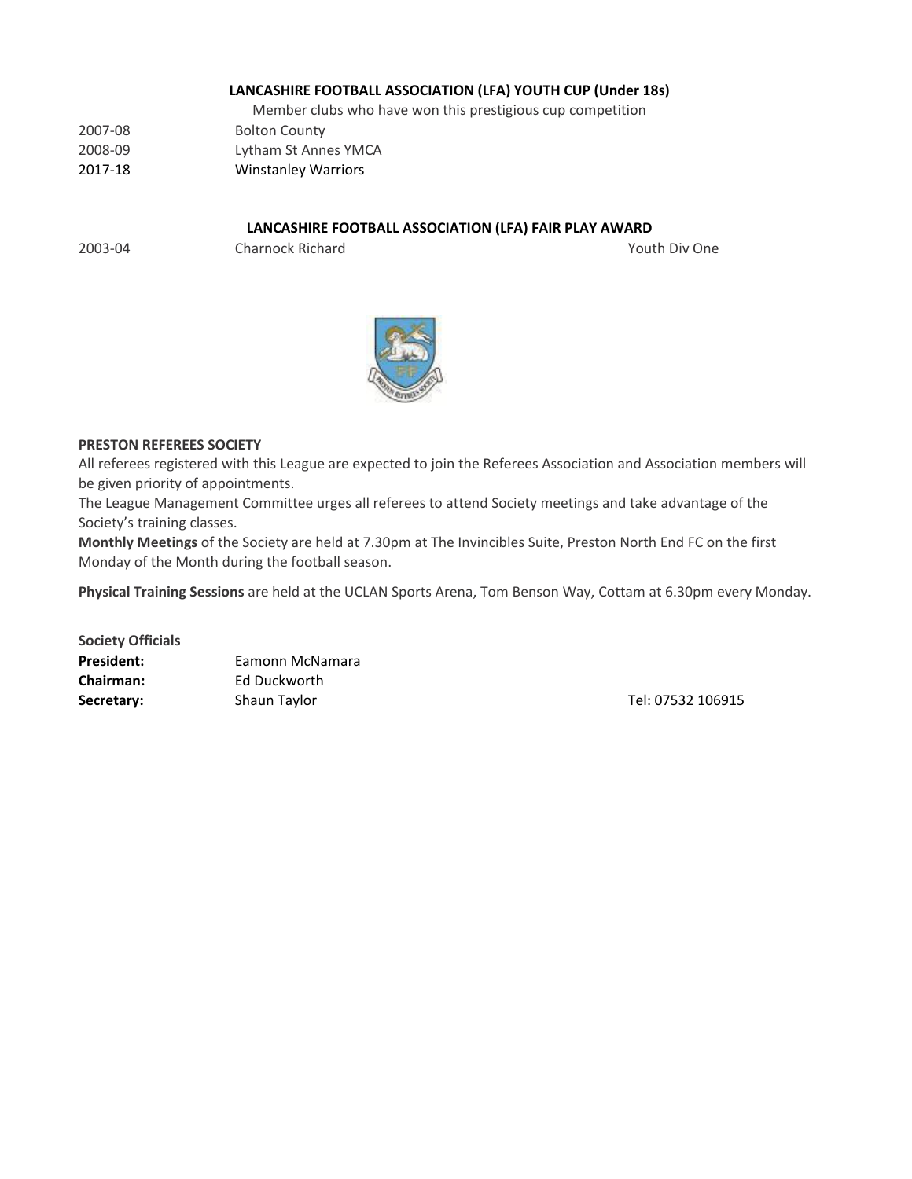### LANCASHIRE FOOTBALL ASSOCIATION (LFA) YOUTH CUP (Under 18s)

Member clubs who have won this prestigious cup competition

| | |
|---|---|
| 2007-08 | Bolton County |
| 2008-09 | Lytham St Annes YMCA |
| 2017-18 | Winstanley Warriors |

### LANCASHIRE FOOTBALL ASSOCIATION (LFA) FAIR PLAY AWARD

| | | |
|---|---|---|
| 2003-04 | Charnock Richard | Youth Div One |

**PRESTON REFEREES SOCIETY**

All referees registered with this League are expected to join the Referees Association and Association members will be given priority of appointments.

The League Management Committee urges all referees to attend Society meetings and take advantage of the Society's training classes.

**Monthly Meetings** of the Society are held at 7.30pm at The Invincibles Suite, Preston North End FC on the first Monday of the Month during the football season.

**Physical Training Sessions** are held at the UCLAN Sports Arena, Tom Benson Way, Cottam at 6.30pm every Monday.

<u>**Society Officials**</u>

| | | |
|---|---|---|
| **President:** | Eamonn McNamara | |
| **Chairman:** | Ed Duckworth | |
| **Secretary:** | Shaun Taylor | Tel: 07532 106915 |